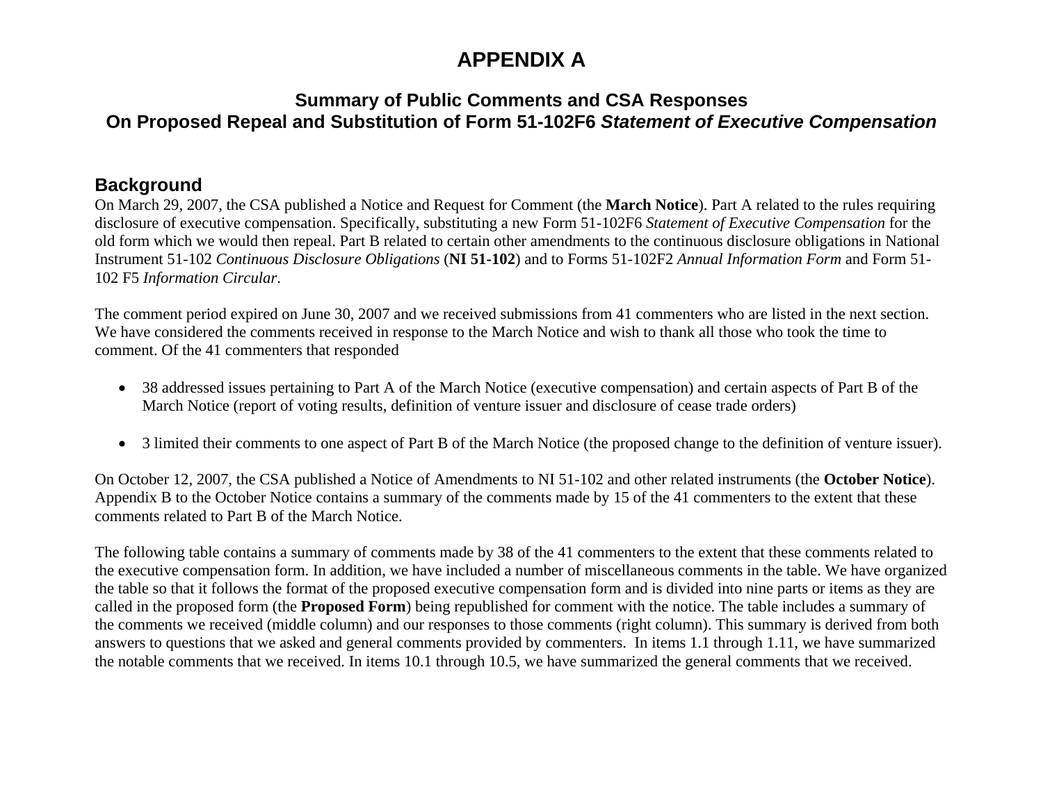# APPENDIX A

## Summary of Public Comments and CSA Responses
## On Proposed Repeal and Substitution of Form 51-102F6 *Statement of Executive Compensation*

### Background

On March 29, 2007, the CSA published a Notice and Request for Comment (the **March Notice**). Part A related to the rules requiring disclosure of executive compensation. Specifically, substituting a new Form 51-102F6 *Statement of Executive Compensation* for the old form which we would then repeal. Part B related to certain other amendments to the continuous disclosure obligations in National Instrument 51-102 *Continuous Disclosure Obligations* (**NI 51-102**) and to Forms 51-102F2 *Annual Information Form* and Form 51-102 F5 *Information Circular*.

The comment period expired on June 30, 2007 and we received submissions from 41 commenters who are listed in the next section. We have considered the comments received in response to the March Notice and wish to thank all those who took the time to comment. Of the 41 commenters that responded

- 38 addressed issues pertaining to Part A of the March Notice (executive compensation) and certain aspects of Part B of the March Notice (report of voting results, definition of venture issuer and disclosure of cease trade orders)
- 3 limited their comments to one aspect of Part B of the March Notice (the proposed change to the definition of venture issuer).

On October 12, 2007, the CSA published a Notice of Amendments to NI 51-102 and other related instruments (the **October Notice**). Appendix B to the October Notice contains a summary of the comments made by 15 of the 41 commenters to the extent that these comments related to Part B of the March Notice.

The following table contains a summary of comments made by 38 of the 41 commenters to the extent that these comments related to the executive compensation form. In addition, we have included a number of miscellaneous comments in the table. We have organized the table so that it follows the format of the proposed executive compensation form and is divided into nine parts or items as they are called in the proposed form (the **Proposed Form**) being republished for comment with the notice. The table includes a summary of the comments we received (middle column) and our responses to those comments (right column). This summary is derived from both answers to questions that we asked and general comments provided by commenters. In items 1.1 through 1.11, we have summarized the notable comments that we received. In items 10.1 through 10.5, we have summarized the general comments that we received.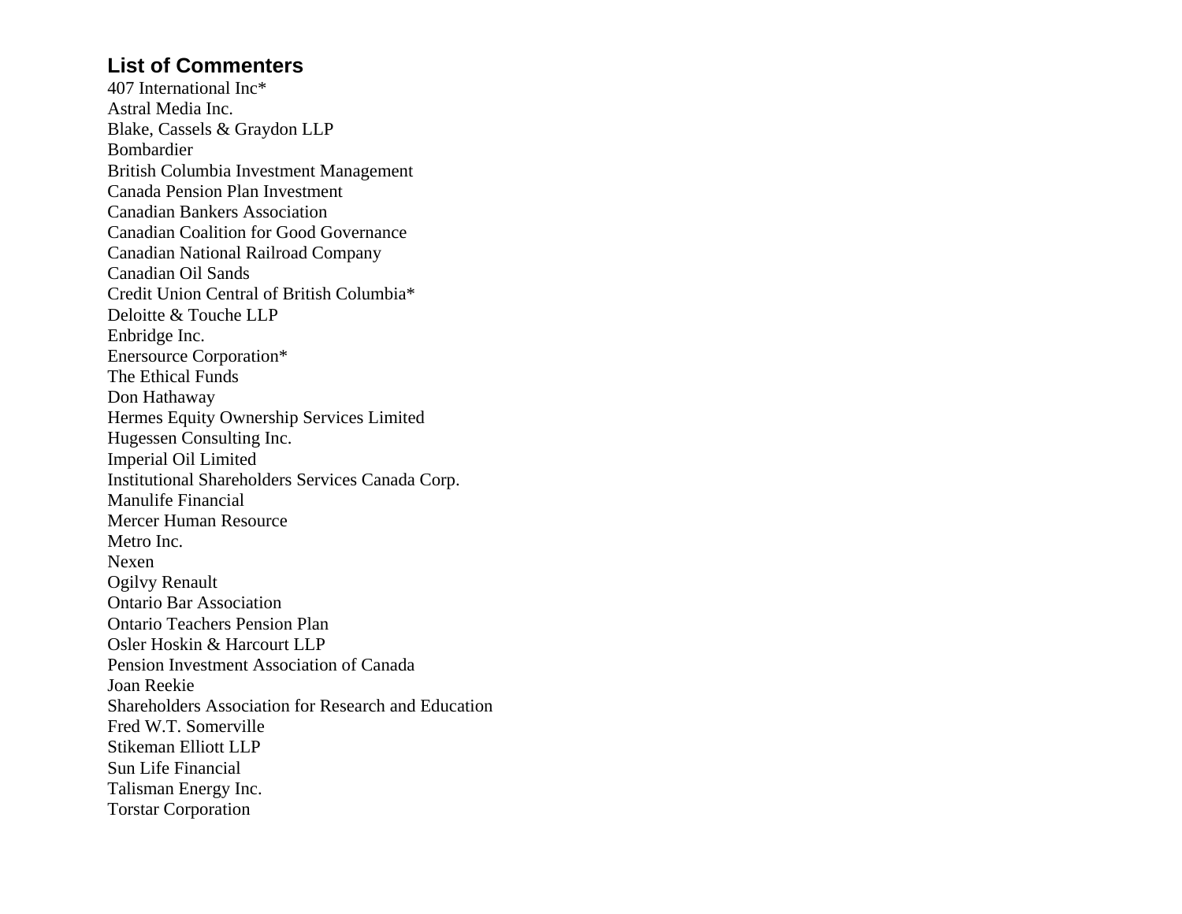## List of Commenters

407 International Inc*
Astral Media Inc.
Blake, Cassels & Graydon LLP
Bombardier
British Columbia Investment Management
Canada Pension Plan Investment
Canadian Bankers Association
Canadian Coalition for Good Governance
Canadian National Railroad Company
Canadian Oil Sands
Credit Union Central of British Columbia*
Deloitte & Touche LLP
Enbridge Inc.
Enersource Corporation*
The Ethical Funds
Don Hathaway
Hermes Equity Ownership Services Limited
Hugessen Consulting Inc.
Imperial Oil Limited
Institutional Shareholders Services Canada Corp.
Manulife Financial
Mercer Human Resource
Metro Inc.
Nexen
Ogilvy Renault
Ontario Bar Association
Ontario Teachers Pension Plan
Osler Hoskin & Harcourt LLP
Pension Investment Association of Canada
Joan Reekie
Shareholders Association for Research and Education
Fred W.T. Somerville
Stikeman Elliott LLP
Sun Life Financial
Talisman Energy Inc.
Torstar Corporation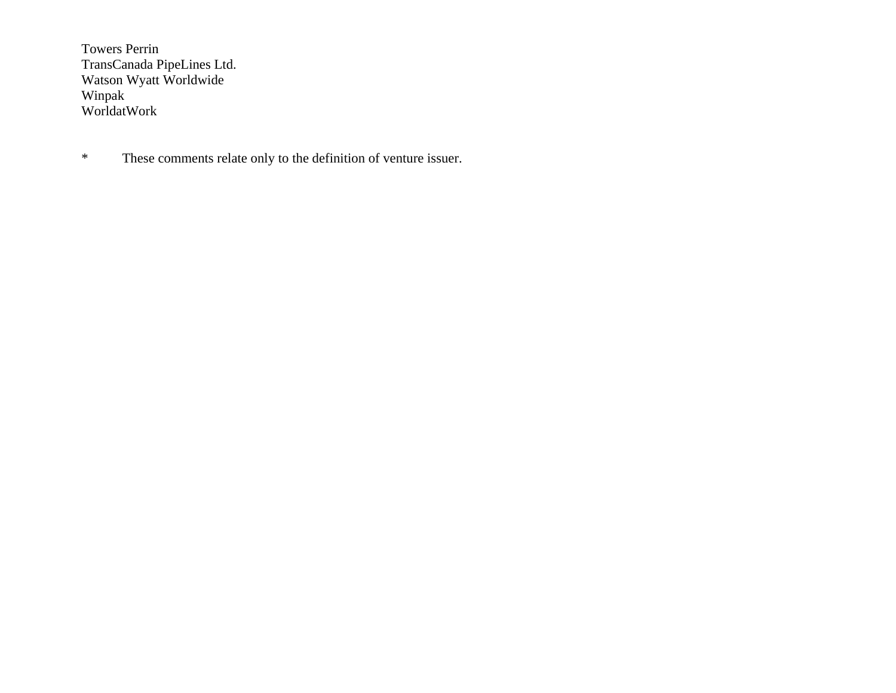Towers Perrin
TransCanada PipeLines Ltd.
Watson Wyatt Worldwide
Winpak
WorldatWork

* These comments relate only to the definition of venture issuer.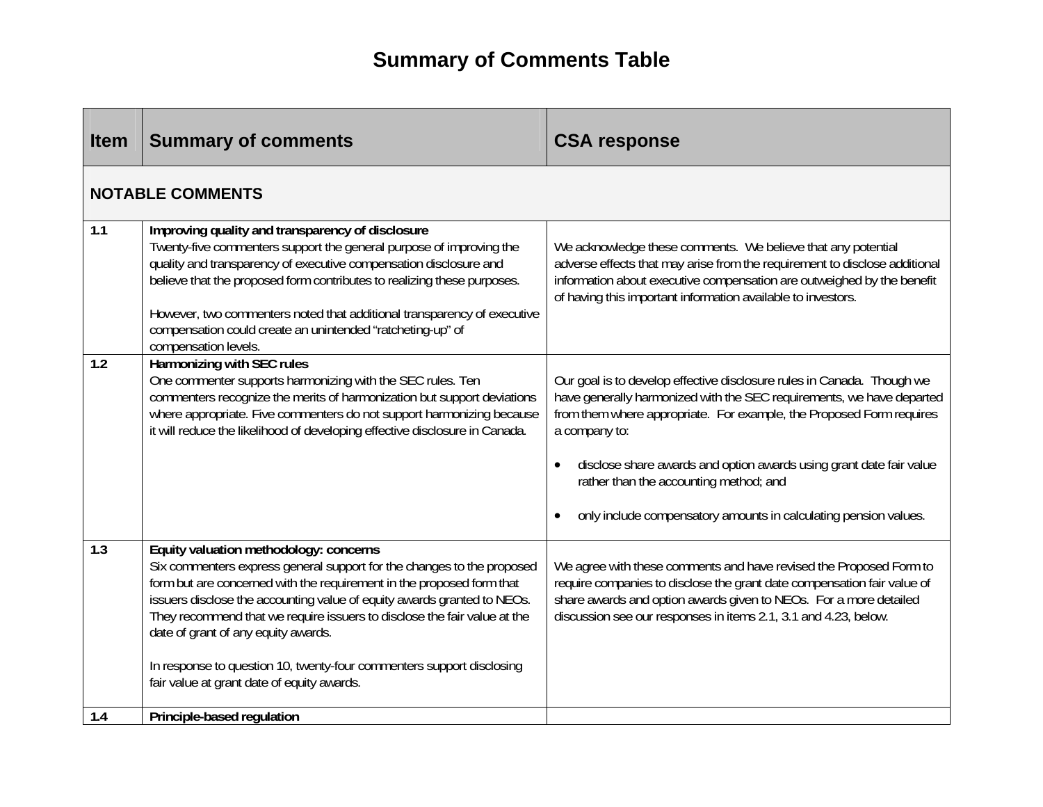# Summary of Comments Table

| Item | Summary of comments | CSA response |
|---|---|---|
| **NOTABLE COMMENTS** | | |
| 1.1 | **Improving quality and transparency of disclosure**<br>Twenty-five commenters support the general purpose of improving the quality and transparency of executive compensation disclosure and believe that the proposed form contributes to realizing these purposes.<br><br>However, two commenters noted that additional transparency of executive compensation could create an unintended "ratcheting-up" of compensation levels. | We acknowledge these comments. We believe that any potential adverse effects that may arise from the requirement to disclose additional information about executive compensation are outweighed by the benefit of having this important information available to investors. |
| 1.2 | **Harmonizing with SEC rules**<br>One commenter supports harmonizing with the SEC rules. Ten commenters recognize the merits of harmonization but support deviations where appropriate. Five commenters do not support harmonizing because it will reduce the likelihood of developing effective disclosure in Canada. | Our goal is to develop effective disclosure rules in Canada. Though we have generally harmonized with the SEC requirements, we have departed from them where appropriate. For example, the Proposed Form requires a company to:<br><br>• disclose share awards and option awards using grant date fair value rather than the accounting method; and<br><br>• only include compensatory amounts in calculating pension values. |
| 1.3 | **Equity valuation methodology: concerns**<br>Six commenters express general support for the changes to the proposed form but are concerned with the requirement in the proposed form that issuers disclose the accounting value of equity awards granted to NEOs. They recommend that we require issuers to disclose the fair value at the date of grant of any equity awards.<br><br>In response to question 10, twenty-four commenters support disclosing fair value at grant date of equity awards. | We agree with these comments and have revised the Proposed Form to require companies to disclose the grant date compensation fair value of share awards and option awards given to NEOs. For a more detailed discussion see our responses in items 2.1, 3.1 and 4.23, below. |
| 1.4 | **Principle-based regulation** | |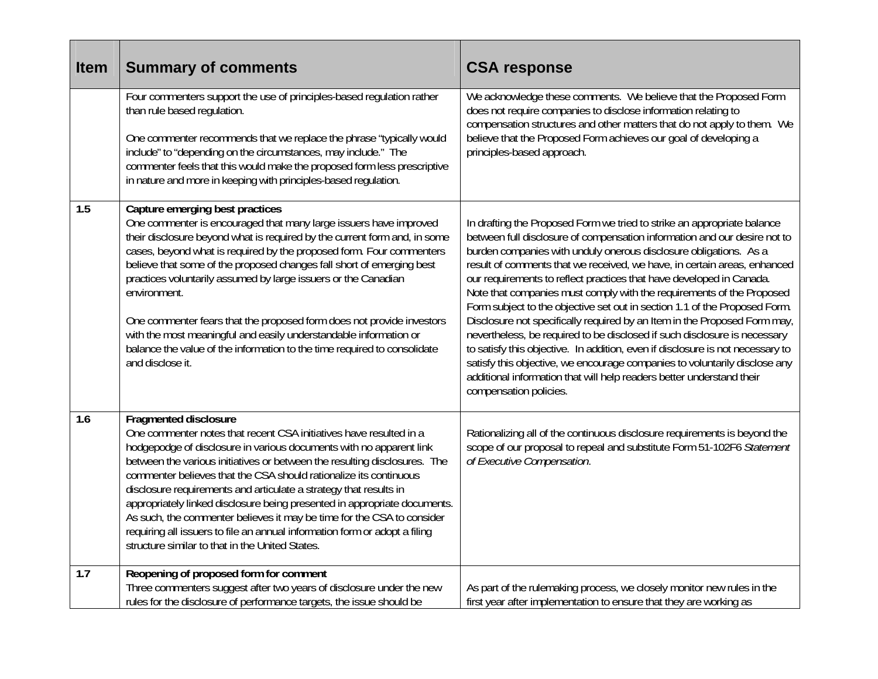| Item | Summary of comments | CSA response |
|---|---|---|
| | Four commenters support the use of principles-based regulation rather than rule based regulation.<br><br>One commenter recommends that we replace the phrase "typically would include" to "depending on the circumstances, may include." The commenter feels that this would make the proposed form less prescriptive in nature and more in keeping with principles-based regulation. | We acknowledge these comments. We believe that the Proposed Form does not require companies to disclose information relating to compensation structures and other matters that do not apply to them. We believe that the Proposed Form achieves our goal of developing a principles-based approach. |
| 1.5 | **Capture emerging best practices**<br>One commenter is encouraged that many large issuers have improved their disclosure beyond what is required by the current form and, in some cases, beyond what is required by the proposed form. Four commenters believe that some of the proposed changes fall short of emerging best practices voluntarily assumed by large issuers or the Canadian environment.<br><br>One commenter fears that the proposed form does not provide investors with the most meaningful and easily understandable information or balance the value of the information to the time required to consolidate and disclose it. | In drafting the Proposed Form we tried to strike an appropriate balance between full disclosure of compensation information and our desire not to burden companies with unduly onerous disclosure obligations. As a result of comments that we received, we have, in certain areas, enhanced our requirements to reflect practices that have developed in Canada. Note that companies must comply with the requirements of the Proposed Form subject to the objective set out in section 1.1 of the Proposed Form. Disclosure not specifically required by an Item in the Proposed Form may, nevertheless, be required to be disclosed if such disclosure is necessary to satisfy this objective. In addition, even if disclosure is not necessary to satisfy this objective, we encourage companies to voluntarily disclose any additional information that will help readers better understand their compensation policies. |
| 1.6 | **Fragmented disclosure**<br>One commenter notes that recent CSA initiatives have resulted in a hodgepodge of disclosure in various documents with no apparent link between the various initiatives or between the resulting disclosures. The commenter believes that the CSA should rationalize its continuous disclosure requirements and articulate a strategy that results in appropriately linked disclosure being presented in appropriate documents. As such, the commenter believes it may be time for the CSA to consider requiring all issuers to file an annual information form or adopt a filing structure similar to that in the United States. | Rationalizing all of the continuous disclosure requirements is beyond the scope of our proposal to repeal and substitute Form 51-102F6 *Statement of Executive Compensation*. |
| 1.7 | **Reopening of proposed form for comment**<br>Three commenters suggest after two years of disclosure under the new rules for the disclosure of performance targets, the issue should be | As part of the rulemaking process, we closely monitor new rules in the first year after implementation to ensure that they are working as |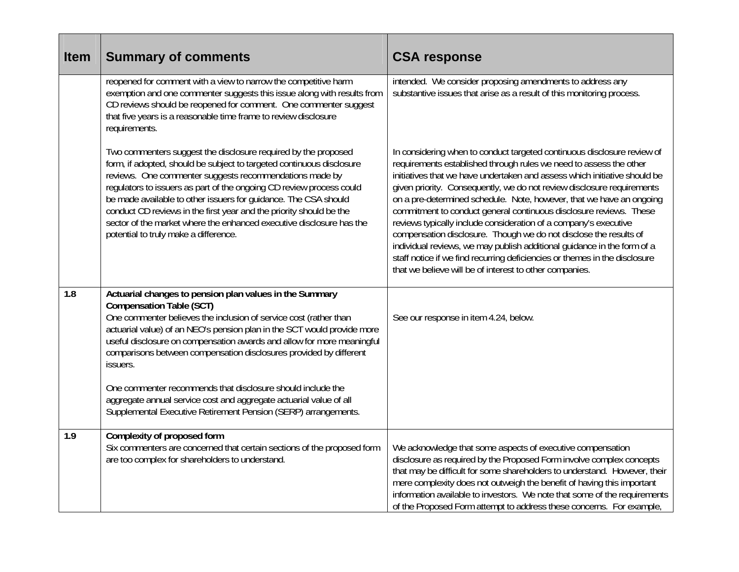| Item | Summary of comments | CSA response |
|---|---|---|
| | reopened for comment with a view to narrow the competitive harm exemption and one commenter suggests this issue along with results from CD reviews should be reopened for comment. One commenter suggest that five years is a reasonable time frame to review disclosure requirements.<br><br>Two commenters suggest the disclosure required by the proposed form, if adopted, should be subject to targeted continuous disclosure reviews. One commenter suggests recommendations made by regulators to issuers as part of the ongoing CD review process could be made available to other issuers for guidance. The CSA should conduct CD reviews in the first year and the priority should be the sector of the market where the enhanced executive disclosure has the potential to truly make a difference. | intended. We consider proposing amendments to address any substantive issues that arise as a result of this monitoring process.<br><br>In considering when to conduct targeted continuous disclosure review of requirements established through rules we need to assess the other initiatives that we have undertaken and assess which initiative should be given priority. Consequently, we do not review disclosure requirements on a pre-determined schedule. Note, however, that we have an ongoing commitment to conduct general continuous disclosure reviews. These reviews typically include consideration of a company's executive compensation disclosure. Though we do not disclose the results of individual reviews, we may publish additional guidance in the form of a staff notice if we find recurring deficiencies or themes in the disclosure that we believe will be of interest to other companies. |
| **1.8** | **Actuarial changes to pension plan values in the Summary Compensation Table (SCT)**<br>One commenter believes the inclusion of service cost (rather than actuarial value) of an NEO's pension plan in the SCT would provide more useful disclosure on compensation awards and allow for more meaningful comparisons between compensation disclosures provided by different issuers.<br><br>One commenter recommends that disclosure should include the aggregate annual service cost and aggregate actuarial value of all Supplemental Executive Retirement Pension (SERP) arrangements. | See our response in item 4.24, below. |
| **1.9** | **Complexity of proposed form**<br>Six commenters are concerned that certain sections of the proposed form are too complex for shareholders to understand. | We acknowledge that some aspects of executive compensation disclosure as required by the Proposed Form involve complex concepts that may be difficult for some shareholders to understand. However, their mere complexity does not outweigh the benefit of having this important information available to investors. We note that some of the requirements of the Proposed Form attempt to address these concerns. For example, |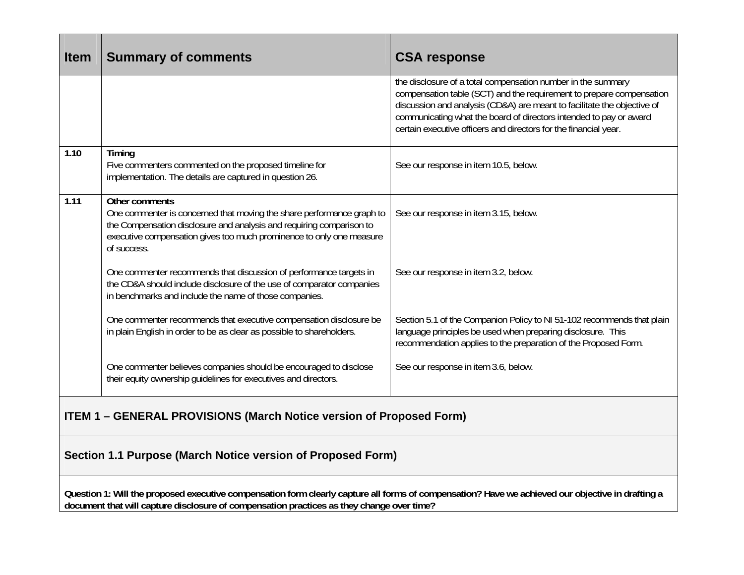| Item | Summary of comments | CSA response |
|---|---|---|
| | | the disclosure of a total compensation number in the summary compensation table (SCT) and the requirement to prepare compensation discussion and analysis (CD&A) are meant to facilitate the objective of communicating what the board of directors intended to pay or award certain executive officers and directors for the financial year. |
| 1.10 | **Timing**<br>Five commenters commented on the proposed timeline for implementation. The details are captured in question 26. | See our response in item 10.5, below. |
| 1.11 | **Other comments**<br>One commenter is concerned that moving the share performance graph to the Compensation disclosure and analysis and requiring comparison to executive compensation gives too much prominence to only one measure of success.<br><br>One commenter recommends that discussion of performance targets in the CD&A should include disclosure of the use of comparator companies in benchmarks and include the name of those companies.<br><br>One commenter recommends that executive compensation disclosure be in plain English in order to be as clear as possible to shareholders.<br><br>One commenter believes companies should be encouraged to disclose their equity ownership guidelines for executives and directors. | See our response in item 3.15, below.<br><br>See our response in item 3.2, below.<br><br>Section 5.1 of the Companion Policy to NI 51-102 recommends that plain language principles be used when preparing disclosure. This recommendation applies to the preparation of the Proposed Form.<br><br>See our response in item 3.6, below. |
| **ITEM 1 – GENERAL PROVISIONS (March Notice version of Proposed Form)** | | |
| **Section 1.1 Purpose (March Notice version of Proposed Form)** | | |
| **Question 1: Will the proposed executive compensation form clearly capture all forms of compensation? Have we achieved our objective in drafting a document that will capture disclosure of compensation practices as they change over time?** | | |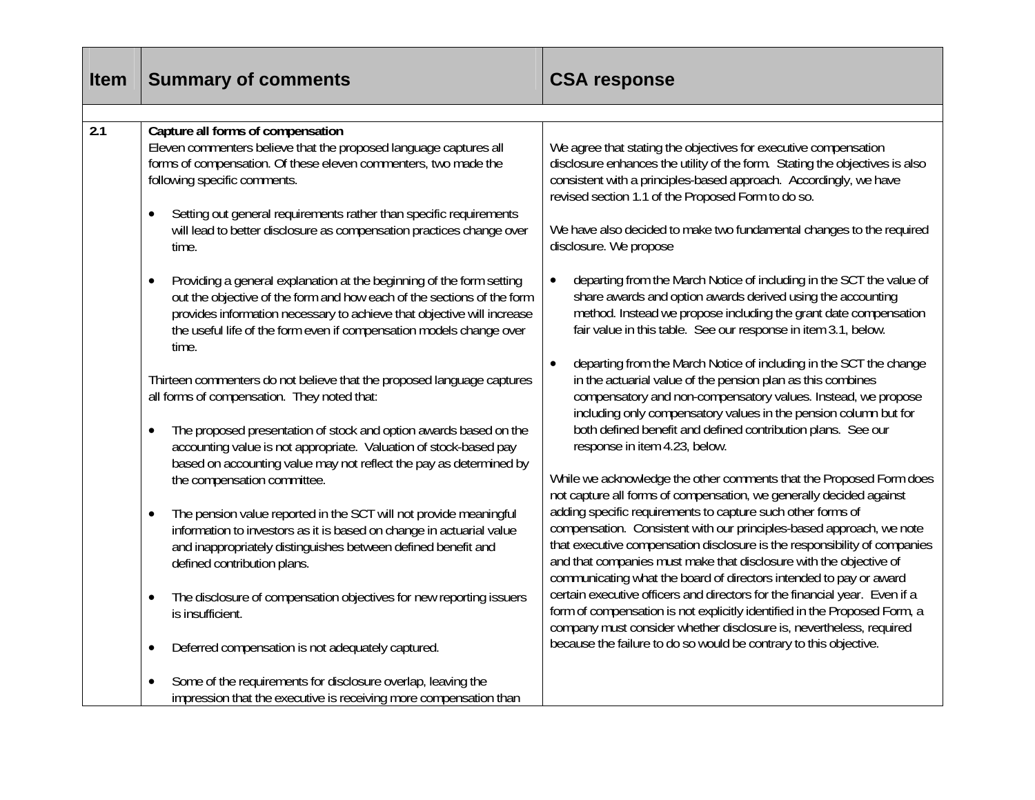| Item | Summary of comments | CSA response |
|---|---|---|
| 2.1 | **Capture all forms of compensation**<br>Eleven commenters believe that the proposed language captures all forms of compensation. Of these eleven commenters, two made the following specific comments.<br><br>• Setting out general requirements rather than specific requirements will lead to better disclosure as compensation practices change over time.<br><br>• Providing a general explanation at the beginning of the form setting out the objective of the form and how each of the sections of the form provides information necessary to achieve that objective will increase the useful life of the form even if compensation models change over time.<br><br>Thirteen commenters do not believe that the proposed language captures all forms of compensation. They noted that:<br><br>• The proposed presentation of stock and option awards based on the accounting value is not appropriate. Valuation of stock-based pay based on accounting value may not reflect the pay as determined by the compensation committee.<br><br>• The pension value reported in the SCT will not provide meaningful information to investors as it is based on change in actuarial value and inappropriately distinguishes between defined benefit and defined contribution plans.<br><br>• The disclosure of compensation objectives for new reporting issuers is insufficient.<br><br>• Deferred compensation is not adequately captured.<br><br>• Some of the requirements for disclosure overlap, leaving the impression that the executive is receiving more compensation than | We agree that stating the objectives for executive compensation disclosure enhances the utility of the form. Stating the objectives is also consistent with a principles-based approach. Accordingly, we have revised section 1.1 of the Proposed Form to do so.<br><br>We have also decided to make two fundamental changes to the required disclosure. We propose<br><br>• departing from the March Notice of including in the SCT the value of share awards and option awards derived using the accounting method. Instead we propose including the grant date compensation fair value in this table. See our response in item 3.1, below.<br><br>• departing from the March Notice of including in the SCT the change in the actuarial value of the pension plan as this combines compensatory and non-compensatory values. Instead, we propose including only compensatory values in the pension column but for both defined benefit and defined contribution plans. See our response in item 4.23, below.<br><br>While we acknowledge the other comments that the Proposed Form does not capture all forms of compensation, we generally decided against adding specific requirements to capture such other forms of compensation. Consistent with our principles-based approach, we note that executive compensation disclosure is the responsibility of companies and that companies must make that disclosure with the objective of communicating what the board of directors intended to pay or award certain executive officers and directors for the financial year. Even if a form of compensation is not explicitly identified in the Proposed Form, a company must consider whether disclosure is, nevertheless, required because the failure to do so would be contrary to this objective. |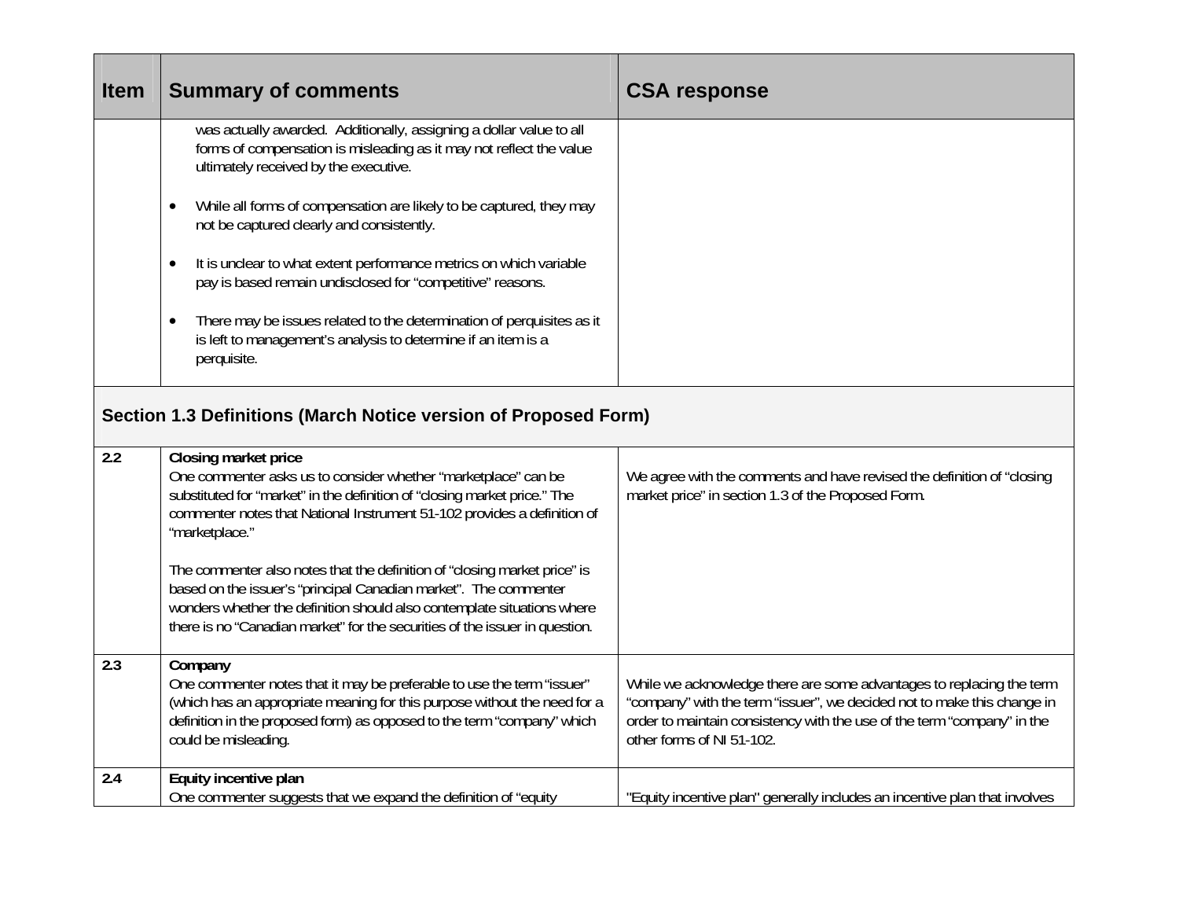| Item | Summary of comments | CSA response |
|---|---|---|
| | was actually awarded. Additionally, assigning a dollar value to all forms of compensation is misleading as it may not reflect the value ultimately received by the executive.<br><br>• While all forms of compensation are likely to be captured, they may not be captured clearly and consistently.<br><br>• It is unclear to what extent performance metrics on which variable pay is based remain undisclosed for "competitive" reasons.<br><br>• There may be issues related to the determination of perquisites as it is left to management's analysis to determine if an item is a perquisite. | |
| **Section 1.3 Definitions (March Notice version of Proposed Form)** | | |
| 2.2 | **Closing market price**<br>One commenter asks us to consider whether "marketplace" can be substituted for "market" in the definition of "closing market price." The commenter notes that National Instrument 51-102 provides a definition of "marketplace."<br><br>The commenter also notes that the definition of "closing market price" is based on the issuer's "principal Canadian market". The commenter wonders whether the definition should also contemplate situations where there is no "Canadian market" for the securities of the issuer in question. | We agree with the comments and have revised the definition of "closing market price" in section 1.3 of the Proposed Form. |
| 2.3 | **Company**<br>One commenter notes that it may be preferable to use the term "issuer" (which has an appropriate meaning for this purpose without the need for a definition in the proposed form) as opposed to the term "company" which could be misleading. | While we acknowledge there are some advantages to replacing the term "company" with the term "issuer", we decided not to make this change in order to maintain consistency with the use of the term "company" in the other forms of NI 51-102. |
| 2.4 | **Equity incentive plan**<br>One commenter suggests that we expand the definition of "equity | "Equity incentive plan" generally includes an incentive plan that involves |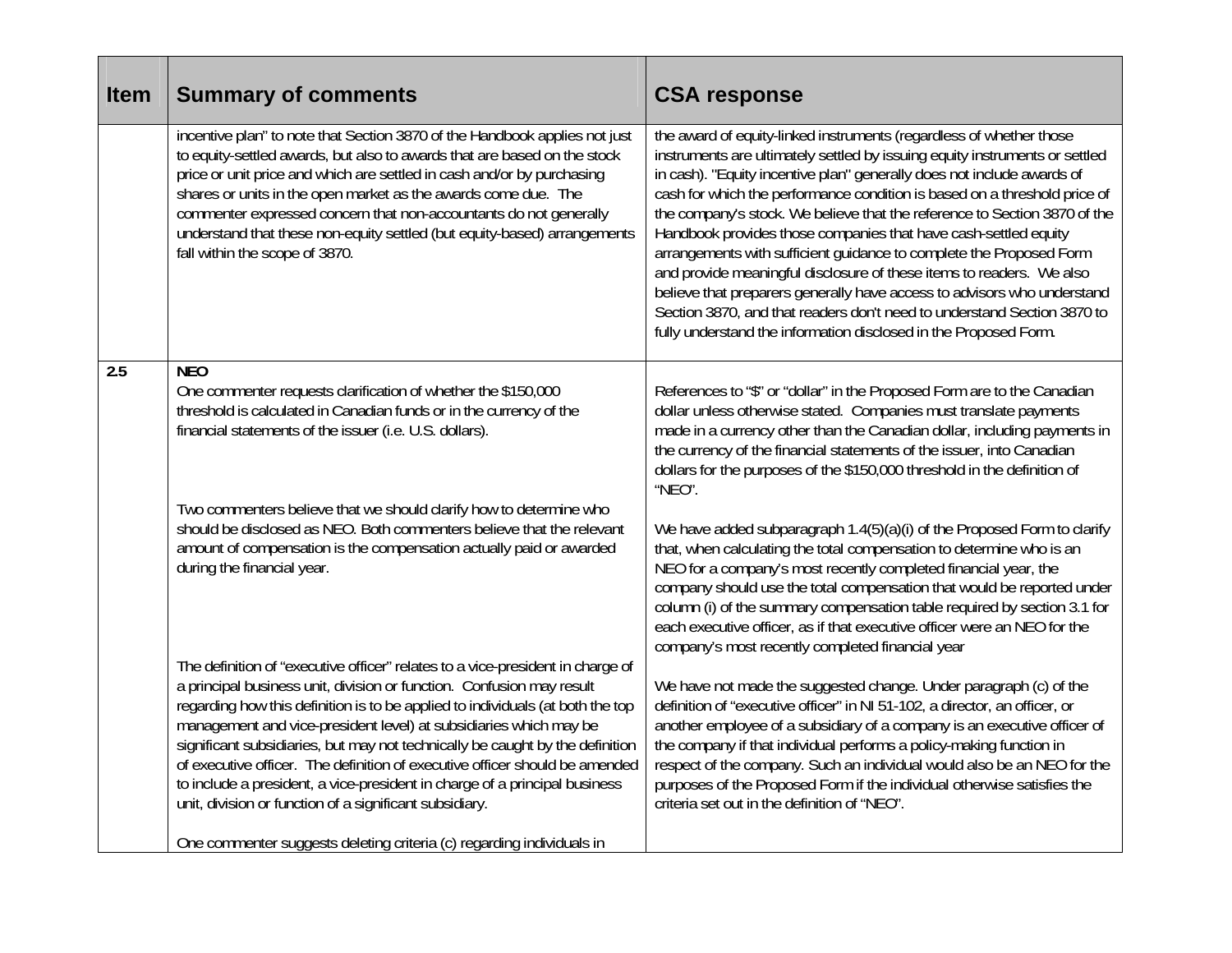| Item | Summary of comments | CSA response |
|---|---|---|
| | incentive plan" to note that Section 3870 of the Handbook applies not just to equity-settled awards, but also to awards that are based on the stock price or unit price and which are settled in cash and/or by purchasing shares or units in the open market as the awards come due. The commenter expressed concern that non-accountants do not generally understand that these non-equity settled (but equity-based) arrangements fall within the scope of 3870. | the award of equity-linked instruments (regardless of whether those instruments are ultimately settled by issuing equity instruments or settled in cash). "Equity incentive plan" generally does not include awards of cash for which the performance condition is based on a threshold price of the company's stock. We believe that the reference to Section 3870 of the Handbook provides those companies that have cash-settled equity arrangements with sufficient guidance to complete the Proposed Form and provide meaningful disclosure of these items to readers. We also believe that preparers generally have access to advisors who understand Section 3870, and that readers don't need to understand Section 3870 to fully understand the information disclosed in the Proposed Form. |
| 2.5 | **NEO**<br>One commenter requests clarification of whether the $150,000 threshold is calculated in Canadian funds or in the currency of the financial statements of the issuer (i.e. U.S. dollars). | References to "$" or "dollar" in the Proposed Form are to the Canadian dollar unless otherwise stated. Companies must translate payments made in a currency other than the Canadian dollar, including payments in the currency of the financial statements of the issuer, into Canadian dollars for the purposes of the $150,000 threshold in the definition of "NEO". |
| | Two commenters believe that we should clarify how to determine who should be disclosed as NEO. Both commenters believe that the relevant amount of compensation is the compensation actually paid or awarded during the financial year. | We have added subparagraph 1.4(5)(a)(i) of the Proposed Form to clarify that, when calculating the total compensation to determine who is an NEO for a company's most recently completed financial year, the company should use the total compensation that would be reported under column (i) of the summary compensation table required by section 3.1 for each executive officer, as if that executive officer were an NEO for the company's most recently completed financial year |
| | The definition of "executive officer" relates to a vice-president in charge of a principal business unit, division or function. Confusion may result regarding how this definition is to be applied to individuals (at both the top management and vice-president level) at subsidiaries which may be significant subsidiaries, but may not technically be caught by the definition of executive officer. The definition of executive officer should be amended to include a president, a vice-president in charge of a principal business unit, division or function of a significant subsidiary. | We have not made the suggested change. Under paragraph (c) of the definition of "executive officer" in NI 51-102, a director, an officer, or another employee of a subsidiary of a company is an executive officer of the company if that individual performs a policy-making function in respect of the company. Such an individual would also be an NEO for the purposes of the Proposed Form if the individual otherwise satisfies the criteria set out in the definition of "NEO". |
| | One commenter suggests deleting criteria (c) regarding individuals in | |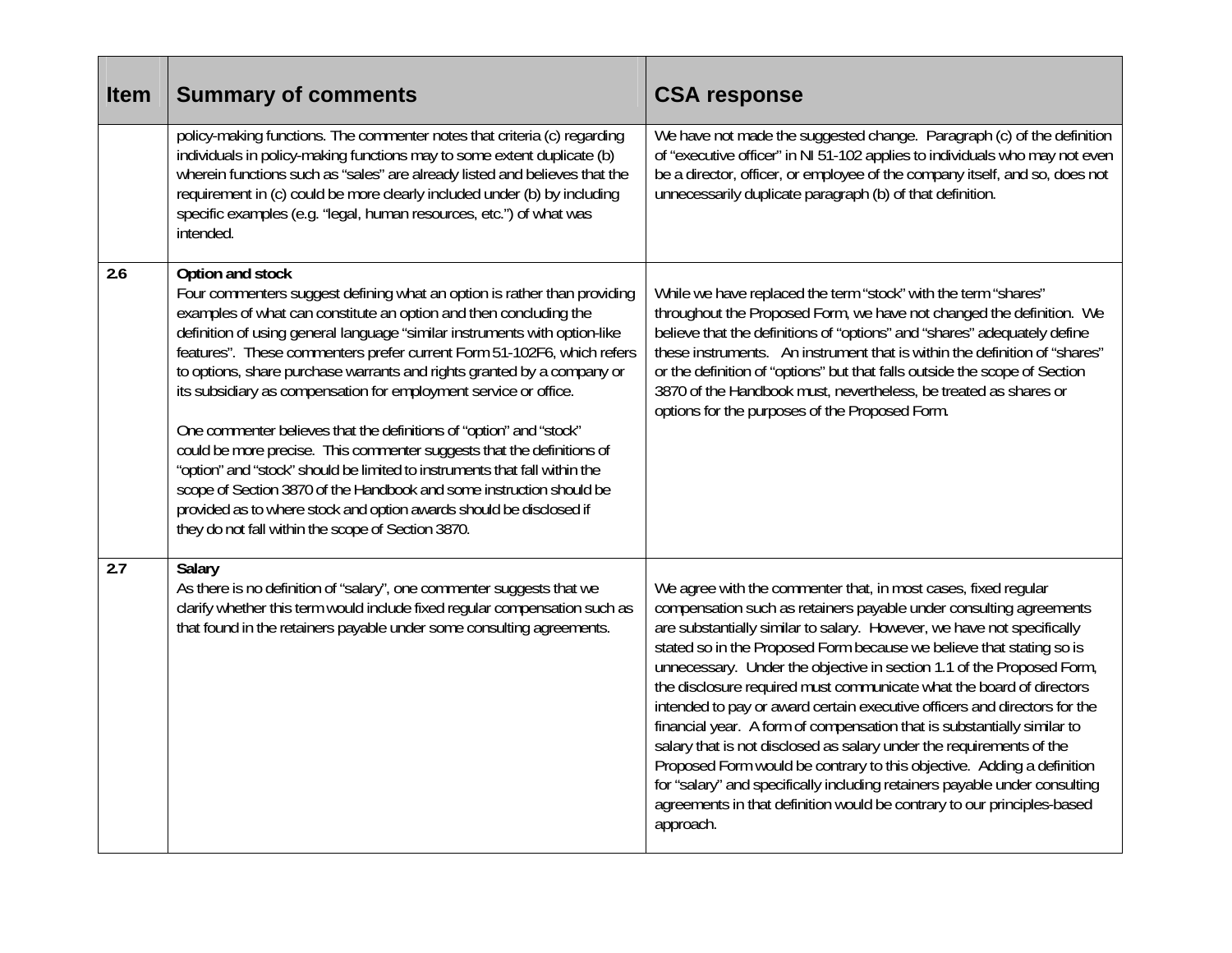| Item | Summary of comments | CSA response |
|---|---|---|
| | policy-making functions. The commenter notes that criteria (c) regarding individuals in policy-making functions may to some extent duplicate (b) wherein functions such as "sales" are already listed and believes that the requirement in (c) could be more clearly included under (b) by including specific examples (e.g. "legal, human resources, etc.") of what was intended. | We have not made the suggested change. Paragraph (c) of the definition of "executive officer" in NI 51-102 applies to individuals who may not even be a director, officer, or employee of the company itself, and so, does not unnecessarily duplicate paragraph (b) of that definition. |
| 2.6 | **Option and stock**<br>Four commenters suggest defining what an option is rather than providing examples of what can constitute an option and then concluding the definition of using general language "similar instruments with option-like features". These commenters prefer current Form 51-102F6, which refers to options, share purchase warrants and rights granted by a company or its subsidiary as compensation for employment service or office.<br><br>One commenter believes that the definitions of "option" and "stock" could be more precise. This commenter suggests that the definitions of "option" and "stock" should be limited to instruments that fall within the scope of Section 3870 of the Handbook and some instruction should be provided as to where stock and option awards should be disclosed if they do not fall within the scope of Section 3870. | While we have replaced the term "stock" with the term "shares" throughout the Proposed Form, we have not changed the definition. We believe that the definitions of "options" and "shares" adequately define these instruments. An instrument that is within the definition of "shares" or the definition of "options" but that falls outside the scope of Section 3870 of the Handbook must, nevertheless, be treated as shares or options for the purposes of the Proposed Form. |
| 2.7 | **Salary**<br>As there is no definition of "salary", one commenter suggests that we clarify whether this term would include fixed regular compensation such as that found in the retainers payable under some consulting agreements. | We agree with the commenter that, in most cases, fixed regular compensation such as retainers payable under consulting agreements are substantially similar to salary. However, we have not specifically stated so in the Proposed Form because we believe that stating so is unnecessary. Under the objective in section 1.1 of the Proposed Form, the disclosure required must communicate what the board of directors intended to pay or award certain executive officers and directors for the financial year. A form of compensation that is substantially similar to salary that is not disclosed as salary under the requirements of the Proposed Form would be contrary to this objective. Adding a definition for "salary" and specifically including retainers payable under consulting agreements in that definition would be contrary to our principles-based approach. |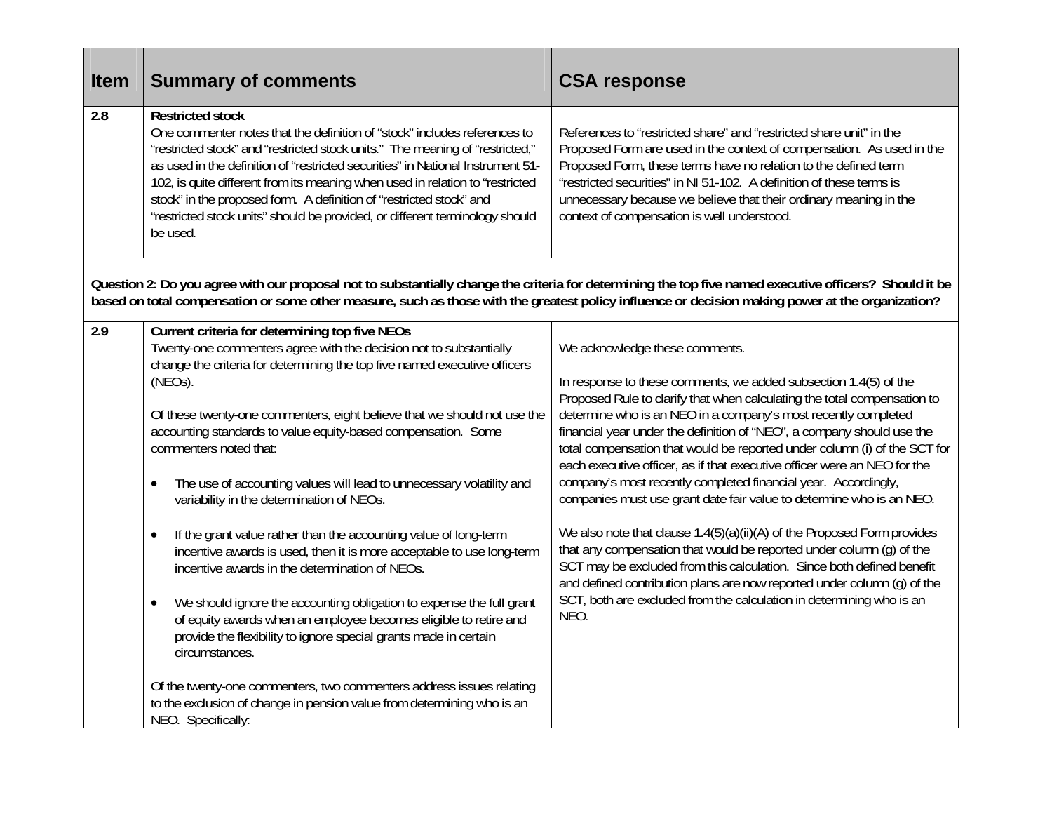| Item | Summary of comments | CSA response |
|---|---|---|
| 2.8 | **Restricted stock**<br>One commenter notes that the definition of "stock" includes references to "restricted stock" and "restricted stock units." The meaning of "restricted," as used in the definition of "restricted securities" in National Instrument 51-102, is quite different from its meaning when used in relation to "restricted stock" in the proposed form. A definition of "restricted stock" and "restricted stock units" should be provided, or different terminology should be used. | References to "restricted share" and "restricted share unit" in the Proposed Form are used in the context of compensation. As used in the Proposed Form, these terms have no relation to the defined term "restricted securities" in NI 51-102. A definition of these terms is unnecessary because we believe that their ordinary meaning in the context of compensation is well understood. |
| **Question 2: Do you agree with our proposal not to substantially change the criteria for determining the top five named executive officers? Should it be based on total compensation or some other measure, such as those with the greatest policy influence or decision making power at the organization?** | | |
| 2.9 | **Current criteria for determining top five NEOs**<br>Twenty-one commenters agree with the decision not to substantially change the criteria for determining the top five named executive officers (NEOs).<br><br>Of these twenty-one commenters, eight believe that we should not use the accounting standards to value equity-based compensation. Some commenters noted that:<br><br>• The use of accounting values will lead to unnecessary volatility and variability in the determination of NEOs.<br><br>• If the grant value rather than the accounting value of long-term incentive awards is used, then it is more acceptable to use long-term incentive awards in the determination of NEOs.<br><br>• We should ignore the accounting obligation to expense the full grant of equity awards when an employee becomes eligible to retire and provide the flexibility to ignore special grants made in certain circumstances.<br><br>Of the twenty-one commenters, two commenters address issues relating to the exclusion of change in pension value from determining who is an NEO. Specifically: | We acknowledge these comments.<br><br>In response to these comments, we added subsection 1.4(5) of the Proposed Rule to clarify that when calculating the total compensation to determine who is an NEO in a company's most recently completed financial year under the definition of "NEO", a company should use the total compensation that would be reported under column (i) of the SCT for each executive officer, as if that executive officer were an NEO for the company's most recently completed financial year. Accordingly, companies must use grant date fair value to determine who is an NEO.<br><br>We also note that clause 1.4(5)(a)(ii)(A) of the Proposed Form provides that any compensation that would be reported under column (g) of the SCT may be excluded from this calculation. Since both defined benefit and defined contribution plans are now reported under column (g) of the SCT, both are excluded from the calculation in determining who is an NEO. |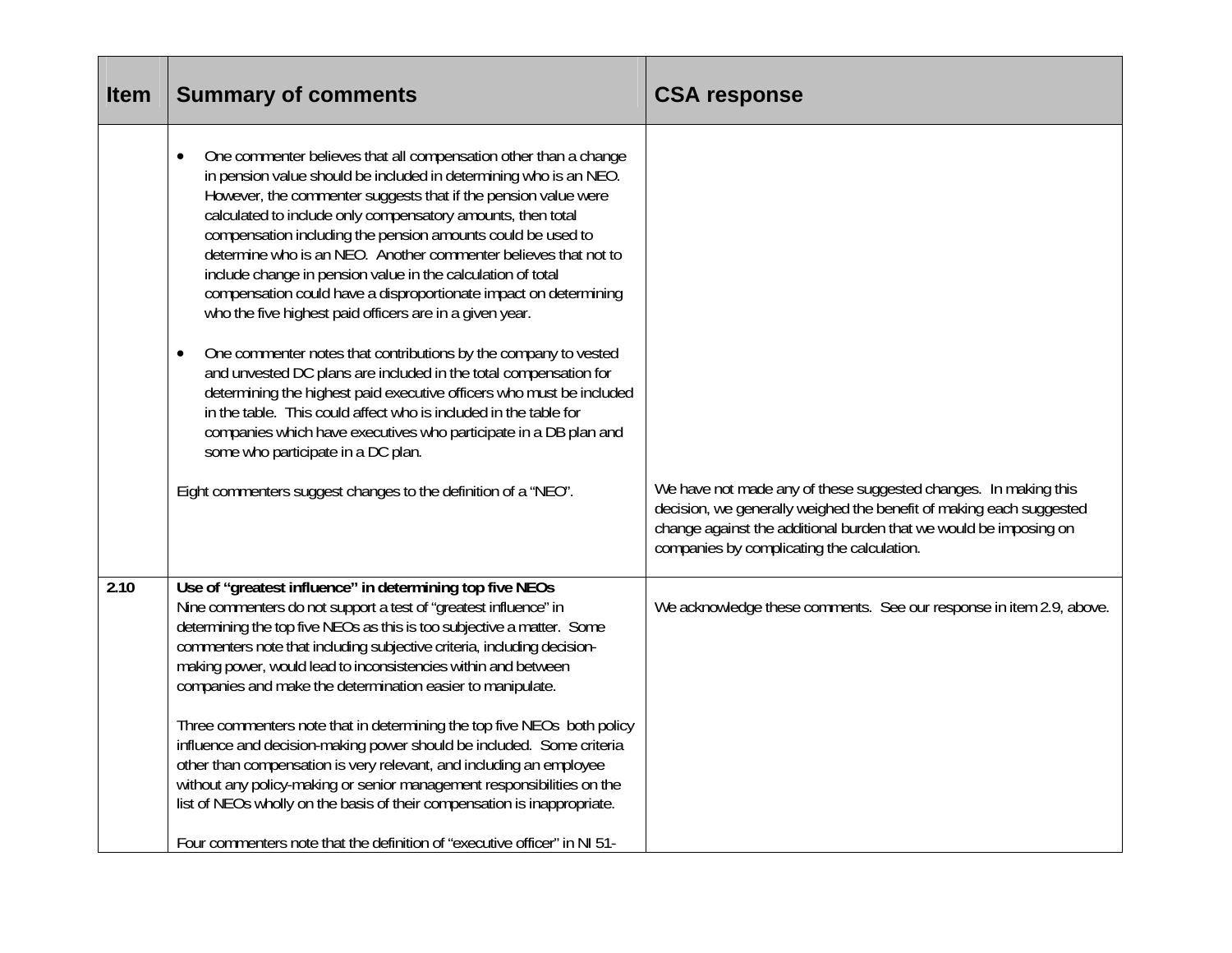| Item | Summary of comments | CSA response |
|---|---|---|
| | • One commenter believes that all compensation other than a change in pension value should be included in determining who is an NEO. However, the commenter suggests that if the pension value were calculated to include only compensatory amounts, then total compensation including the pension amounts could be used to determine who is an NEO. Another commenter believes that not to include change in pension value in the calculation of total compensation could have a disproportionate impact on determining who the five highest paid officers are in a given year.<br><br>• One commenter notes that contributions by the company to vested and unvested DC plans are included in the total compensation for determining the highest paid executive officers who must be included in the table. This could affect who is included in the table for companies which have executives who participate in a DB plan and some who participate in a DC plan.<br><br>Eight commenters suggest changes to the definition of a "NEO". | We have not made any of these suggested changes. In making this decision, we generally weighed the benefit of making each suggested change against the additional burden that we would be imposing on companies by complicating the calculation. |
| **2.10** | **Use of "greatest influence" in determining top five NEOs**<br>Nine commenters do not support a test of "greatest influence" in determining the top five NEOs as this is too subjective a matter. Some commenters note that including subjective criteria, including decision-making power, would lead to inconsistencies within and between companies and make the determination easier to manipulate.<br><br>Three commenters note that in determining the top five NEOs both policy influence and decision-making power should be included. Some criteria other than compensation is very relevant, and including an employee without any policy-making or senior management responsibilities on the list of NEOs wholly on the basis of their compensation is inappropriate.<br><br>Four commenters note that the definition of "executive officer" in NI 51- | We acknowledge these comments. See our response in item 2.9, above. |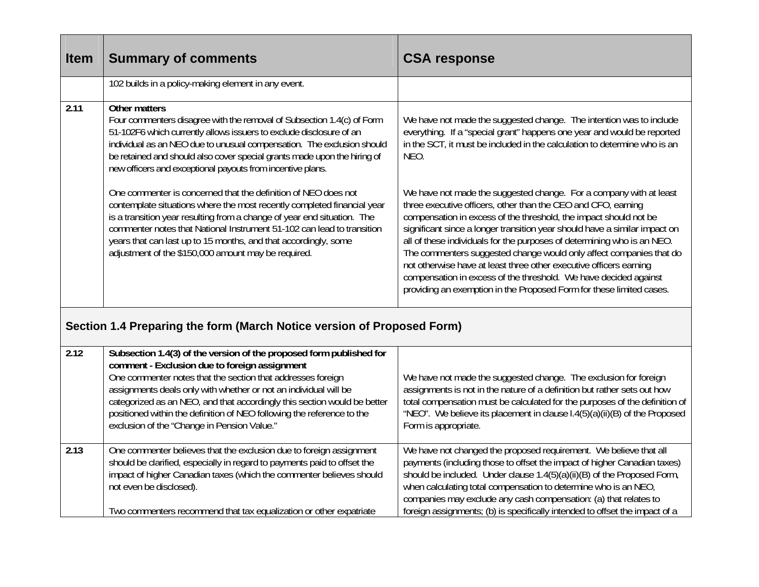| Item | Summary of comments | CSA response |
|---|---|---|
| | 102 builds in a policy-making element in any event. | |
| **2.11** | **Other matters**<br>Four commenters disagree with the removal of Subsection 1.4(c) of Form 51-102F6 which currently allows issuers to exclude disclosure of an individual as an NEO due to unusual compensation. The exclusion should be retained and should also cover special grants made upon the hiring of new officers and exceptional payouts from incentive plans.<br><br>One commenter is concerned that the definition of NEO does not contemplate situations where the most recently completed financial year is a transition year resulting from a change of year end situation. The commenter notes that National Instrument 51-102 can lead to transition years that can last up to 15 months, and that accordingly, some adjustment of the $150,000 amount may be required. | We have not made the suggested change. The intention was to include everything. If a "special grant" happens one year and would be reported in the SCT, it must be included in the calculation to determine who is an NEO.<br><br>We have not made the suggested change. For a company with at least three executive officers, other than the CEO and CFO, earning compensation in excess of the threshold, the impact should not be significant since a longer transition year should have a similar impact on all of these individuals for the purposes of determining who is an NEO. The commenters suggested change would only affect companies that do not otherwise have at least three other executive officers earning compensation in excess of the threshold. We have decided against providing an exemption in the Proposed Form for these limited cases. |
| **Section 1.4 Preparing the form (March Notice version of Proposed Form)** | | |
| **2.12** | **Subsection 1.4(3) of the version of the proposed form published for comment - Exclusion due to foreign assignment**<br>One commenter notes that the section that addresses foreign assignments deals only with whether or not an individual will be categorized as an NEO, and that accordingly this section would be better positioned within the definition of NEO following the reference to the exclusion of the "Change in Pension Value." | We have not made the suggested change. The exclusion for foreign assignments is not in the nature of a definition but rather sets out how total compensation must be calculated for the purposes of the definition of "NEO". We believe its placement in clause l.4(5)(a)(ii)(B) of the Proposed Form is appropriate. |
| **2.13** | One commenter believes that the exclusion due to foreign assignment should be clarified, especially in regard to payments paid to offset the impact of higher Canadian taxes (which the commenter believes should not even be disclosed).<br><br>Two commenters recommend that tax equalization or other expatriate | We have not changed the proposed requirement. We believe that all payments (including those to offset the impact of higher Canadian taxes) should be included. Under clause 1.4(5)(a)(ii)(B) of the Proposed Form, when calculating total compensation to determine who is an NEO, companies may exclude any cash compensation: (a) that relates to foreign assignments; (b) is specifically intended to offset the impact of a |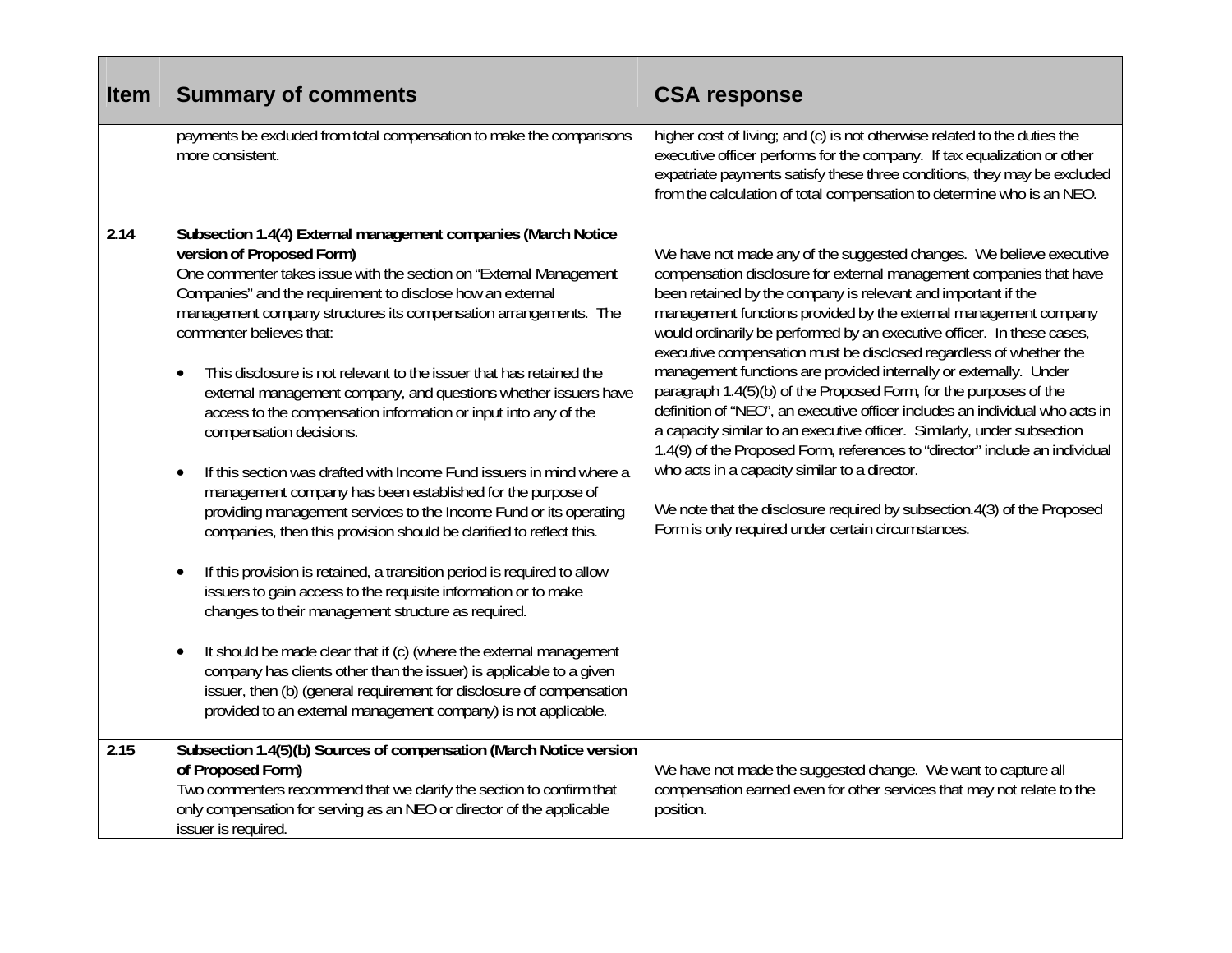| Item | Summary of comments | CSA response |
|---|---|---|
| | payments be excluded from total compensation to make the comparisons more consistent. | higher cost of living; and (c) is not otherwise related to the duties the executive officer performs for the company. If tax equalization or other expatriate payments satisfy these three conditions, they may be excluded from the calculation of total compensation to determine who is an NEO. |
| 2.14 | **Subsection 1.4(4) External management companies (March Notice version of Proposed Form)**<br>One commenter takes issue with the section on "External Management Companies" and the requirement to disclose how an external management company structures its compensation arrangements. The commenter believes that:<br><br>• This disclosure is not relevant to the issuer that has retained the external management company, and questions whether issuers have access to the compensation information or input into any of the compensation decisions.<br><br>• If this section was drafted with Income Fund issuers in mind where a management company has been established for the purpose of providing management services to the Income Fund or its operating companies, then this provision should be clarified to reflect this.<br><br>• If this provision is retained, a transition period is required to allow issuers to gain access to the requisite information or to make changes to their management structure as required.<br><br>• It should be made clear that if (c) (where the external management company has clients other than the issuer) is applicable to a given issuer, then (b) (general requirement for disclosure of compensation provided to an external management company) is not applicable. | We have not made any of the suggested changes. We believe executive compensation disclosure for external management companies that have been retained by the company is relevant and important if the management functions provided by the external management company would ordinarily be performed by an executive officer. In these cases, executive compensation must be disclosed regardless of whether the management functions are provided internally or externally. Under paragraph 1.4(5)(b) of the Proposed Form, for the purposes of the definition of "NEO", an executive officer includes an individual who acts in a capacity similar to an executive officer. Similarly, under subsection 1.4(9) of the Proposed Form, references to "director" include an individual who acts in a capacity similar to a director.<br><br>We note that the disclosure required by subsection.4(3) of the Proposed Form is only required under certain circumstances. |
| 2.15 | **Subsection 1.4(5)(b) Sources of compensation (March Notice version of Proposed Form)**<br>Two commenters recommend that we clarify the section to confirm that only compensation for serving as an NEO or director of the applicable issuer is required. | We have not made the suggested change. We want to capture all compensation earned even for other services that may not relate to the position. |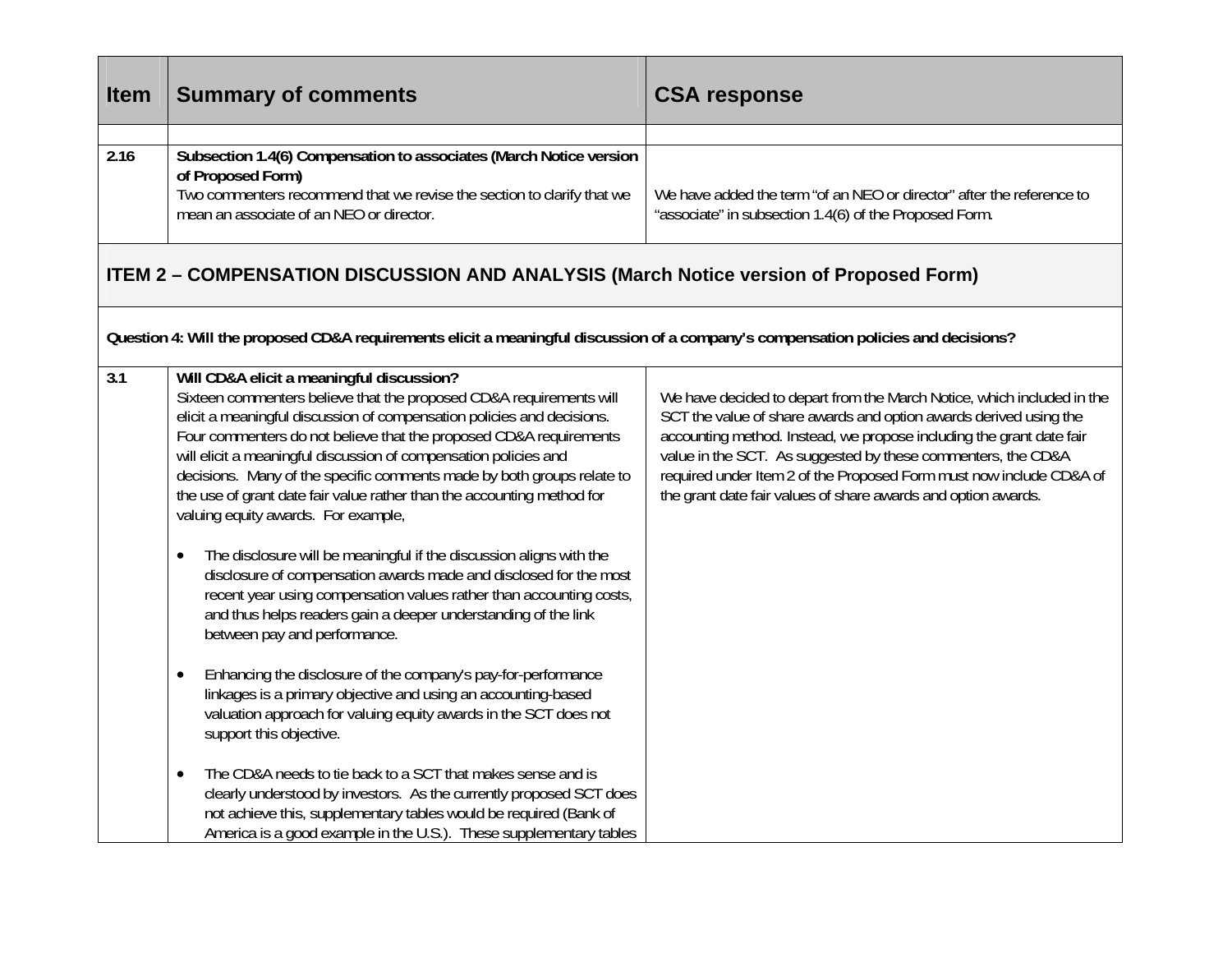| Item | Summary of comments | CSA response |
|---|---|---|
| | | |
| 2.16 | **Subsection 1.4(6) Compensation to associates (March Notice version of Proposed Form)**<br>Two commenters recommend that we revise the section to clarify that we mean an associate of an NEO or director. | We have added the term "of an NEO or director" after the reference to "associate" in subsection 1.4(6) of the Proposed Form. |
| **ITEM 2 – COMPENSATION DISCUSSION AND ANALYSIS (March Notice version of Proposed Form)** | | |
| **Question 4: Will the proposed CD&A requirements elicit a meaningful discussion of a company's compensation policies and decisions?** | | |
| 3.1 | **Will CD&A elicit a meaningful discussion?**<br>Sixteen commenters believe that the proposed CD&A requirements will elicit a meaningful discussion of compensation policies and decisions. Four commenters do not believe that the proposed CD&A requirements will elicit a meaningful discussion of compensation policies and decisions. Many of the specific comments made by both groups relate to the use of grant date fair value rather than the accounting method for valuing equity awards. For example,<br><br>• The disclosure will be meaningful if the discussion aligns with the disclosure of compensation awards made and disclosed for the most recent year using compensation values rather than accounting costs, and thus helps readers gain a deeper understanding of the link between pay and performance.<br><br>• Enhancing the disclosure of the company's pay-for-performance linkages is a primary objective and using an accounting-based valuation approach for valuing equity awards in the SCT does not support this objective.<br><br>• The CD&A needs to tie back to a SCT that makes sense and is clearly understood by investors. As the currently proposed SCT does not achieve this, supplementary tables would be required (Bank of America is a good example in the U.S.). These supplementary tables | We have decided to depart from the March Notice, which included in the SCT the value of share awards and option awards derived using the accounting method. Instead, we propose including the grant date fair value in the SCT. As suggested by these commenters, the CD&A required under Item 2 of the Proposed Form must now include CD&A of the grant date fair values of share awards and option awards. |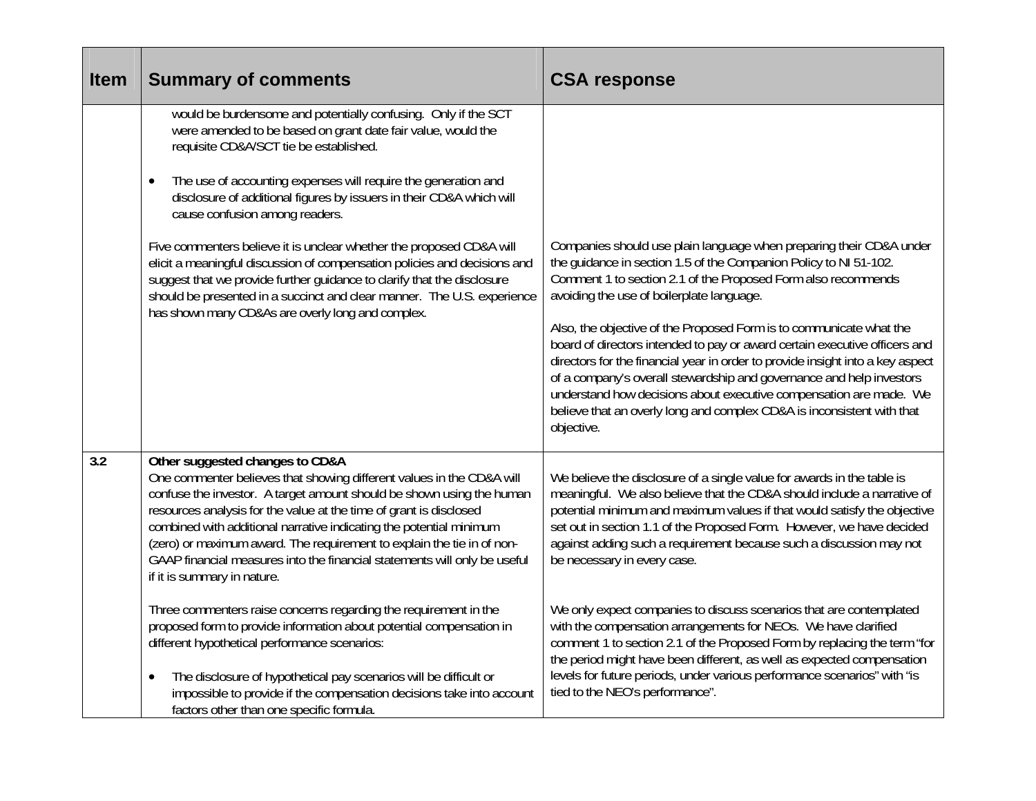| Item | Summary of comments | CSA response |
|---|---|---|
| | would be burdensome and potentially confusing. Only if the SCT were amended to be based on grant date fair value, would the requisite CD&A/SCT tie be established.<br><br>• The use of accounting expenses will require the generation and disclosure of additional figures by issuers in their CD&A which will cause confusion among readers.<br><br>Five commenters believe it is unclear whether the proposed CD&A will elicit a meaningful discussion of compensation policies and decisions and suggest that we provide further guidance to clarify that the disclosure should be presented in a succinct and clear manner. The U.S. experience has shown many CD&As are overly long and complex. | <br><br><br><br><br><br>Companies should use plain language when preparing their CD&A under the guidance in section 1.5 of the Companion Policy to NI 51-102. Comment 1 to section 2.1 of the Proposed Form also recommends avoiding the use of boilerplate language.<br><br>Also, the objective of the Proposed Form is to communicate what the board of directors intended to pay or award certain executive officers and directors for the financial year in order to provide insight into a key aspect of a company's overall stewardship and governance and help investors understand how decisions about executive compensation are made. We believe that an overly long and complex CD&A is inconsistent with that objective. |
| 3.2 | **Other suggested changes to CD&A**<br>One commenter believes that showing different values in the CD&A will confuse the investor. A target amount should be shown using the human resources analysis for the value at the time of grant is disclosed combined with additional narrative indicating the potential minimum (zero) or maximum award. The requirement to explain the tie in of non-GAAP financial measures into the financial statements will only be useful if it is summary in nature.<br><br>Three commenters raise concerns regarding the requirement in the proposed form to provide information about potential compensation in different hypothetical performance scenarios:<br><br>• The disclosure of hypothetical pay scenarios will be difficult or impossible to provide if the compensation decisions take into account factors other than one specific formula. | <br>We believe the disclosure of a single value for awards in the table is meaningful. We also believe that the CD&A should include a narrative of potential minimum and maximum values if that would satisfy the objective set out in section 1.1 of the Proposed Form. However, we have decided against adding such a requirement because such a discussion may not be necessary in every case.<br><br><br>We only expect companies to discuss scenarios that are contemplated with the compensation arrangements for NEOs. We have clarified comment 1 to section 2.1 of the Proposed Form by replacing the term "for the period might have been different, as well as expected compensation levels for future periods, under various performance scenarios" with "is tied to the NEO's performance". |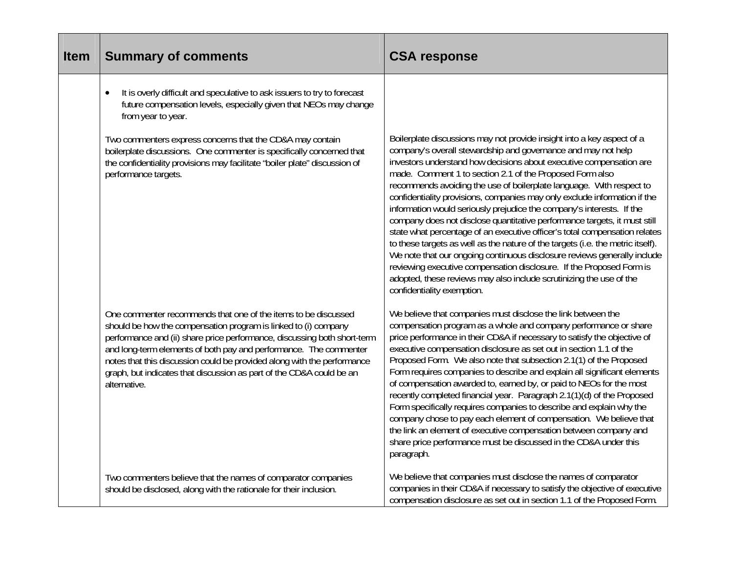| Item | Summary of comments | CSA response |
|---|---|---|
| | • It is overly difficult and speculative to ask issuers to try to forecast future compensation levels, especially given that NEOs may change from year to year. | |
| | Two commenters express concerns that the CD&A may contain boilerplate discussions. One commenter is specifically concerned that the confidentiality provisions may facilitate "boiler plate" discussion of performance targets. | Boilerplate discussions may not provide insight into a key aspect of a company's overall stewardship and governance and may not help investors understand how decisions about executive compensation are made. Comment 1 to section 2.1 of the Proposed Form also recommends avoiding the use of boilerplate language. With respect to confidentiality provisions, companies may only exclude information if the information would seriously prejudice the company's interests. If the company does not disclose quantitative performance targets, it must still state what percentage of an executive officer's total compensation relates to these targets as well as the nature of the targets (i.e. the metric itself). We note that our ongoing continuous disclosure reviews generally include reviewing executive compensation disclosure. If the Proposed Form is adopted, these reviews may also include scrutinizing the use of the confidentiality exemption. |
| | One commenter recommends that one of the items to be discussed should be how the compensation program is linked to (i) company performance and (ii) share price performance, discussing both short-term and long-term elements of both pay and performance. The commenter notes that this discussion could be provided along with the performance graph, but indicates that discussion as part of the CD&A could be an alternative. | We believe that companies must disclose the link between the compensation program as a whole and company performance or share price performance in their CD&A if necessary to satisfy the objective of executive compensation disclosure as set out in section 1.1 of the Proposed Form. We also note that subsection 2.1(1) of the Proposed Form requires companies to describe and explain all significant elements of compensation awarded to, earned by, or paid to NEOs for the most recently completed financial year. Paragraph 2.1(1)(d) of the Proposed Form specifically requires companies to describe and explain why the company chose to pay each element of compensation. We believe that the link an element of executive compensation between company and share price performance must be discussed in the CD&A under this paragraph. |
| | Two commenters believe that the names of comparator companies should be disclosed, along with the rationale for their inclusion. | We believe that companies must disclose the names of comparator companies in their CD&A if necessary to satisfy the objective of executive compensation disclosure as set out in section 1.1 of the Proposed Form. |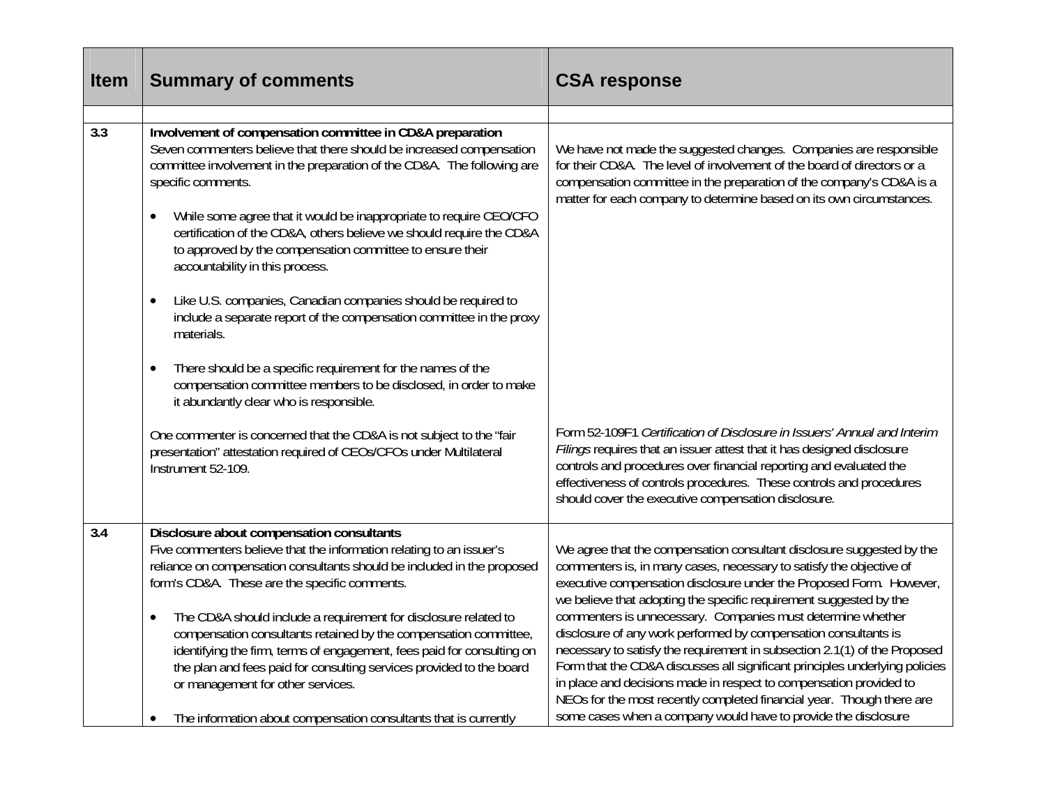| Item | Summary of comments | CSA response |
|---|---|---|
| | | |
| 3.3 | **Involvement of compensation committee in CD&A preparation**<br>Seven commenters believe that there should be increased compensation committee involvement in the preparation of the CD&A. The following are specific comments.<br><br>• While some agree that it would be inappropriate to require CEO/CFO certification of the CD&A, others believe we should require the CD&A to approved by the compensation committee to ensure their accountability in this process.<br><br>• Like U.S. companies, Canadian companies should be required to include a separate report of the compensation committee in the proxy materials.<br><br>• There should be a specific requirement for the names of the compensation committee members to be disclosed, in order to make it abundantly clear who is responsible. | We have not made the suggested changes. Companies are responsible for their CD&A. The level of involvement of the board of directors or a compensation committee in the preparation of the company's CD&A is a matter for each company to determine based on its own circumstances. |
| | One commenter is concerned that the CD&A is not subject to the "fair presentation" attestation required of CEOs/CFOs under Multilateral Instrument 52-109. | Form 52-109F1 *Certification of Disclosure in Issuers' Annual and Interim Filings* requires that an issuer attest that it has designed disclosure controls and procedures over financial reporting and evaluated the effectiveness of controls procedures. These controls and procedures should cover the executive compensation disclosure. |
| 3.4 | **Disclosure about compensation consultants**<br>Five commenters believe that the information relating to an issuer's reliance on compensation consultants should be included in the proposed form's CD&A. These are the specific comments.<br><br>• The CD&A should include a requirement for disclosure related to compensation consultants retained by the compensation committee, identifying the firm, terms of engagement, fees paid for consulting on the plan and fees paid for consulting services provided to the board or management for other services.<br><br>• The information about compensation consultants that is currently | We agree that the compensation consultant disclosure suggested by the commenters is, in many cases, necessary to satisfy the objective of executive compensation disclosure under the Proposed Form. However, we believe that adopting the specific requirement suggested by the commenters is unnecessary. Companies must determine whether disclosure of any work performed by compensation consultants is necessary to satisfy the requirement in subsection 2.1(1) of the Proposed Form that the CD&A discusses all significant principles underlying policies in place and decisions made in respect to compensation provided to NEOs for the most recently completed financial year. Though there are some cases when a company would have to provide the disclosure |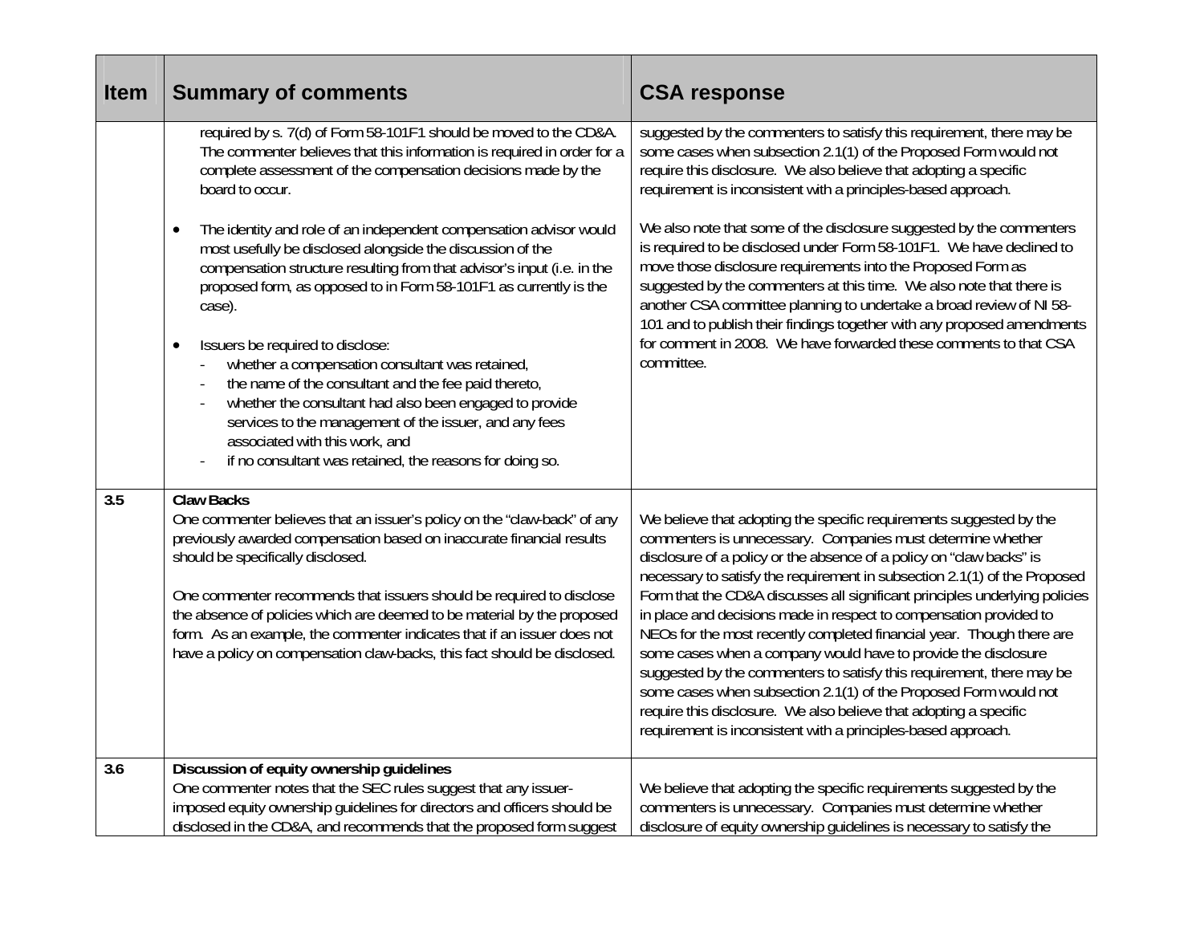| Item | Summary of comments | CSA response |
|---|---|---|
| | required by s. 7(d) of Form 58-101F1 should be moved to the CD&A. The commenter believes that this information is required in order for a complete assessment of the compensation decisions made by the board to occur.<br><br>• The identity and role of an independent compensation advisor would most usefully be disclosed alongside the discussion of the compensation structure resulting from that advisor's input (i.e. in the proposed form, as opposed to in Form 58-101F1 as currently is the case).<br><br>• Issuers be required to disclose:<br>- whether a compensation consultant was retained,<br>- the name of the consultant and the fee paid thereto,<br>- whether the consultant had also been engaged to provide services to the management of the issuer, and any fees associated with this work, and<br>- if no consultant was retained, the reasons for doing so. | suggested by the commenters to satisfy this requirement, there may be some cases when subsection 2.1(1) of the Proposed Form would not require this disclosure. We also believe that adopting a specific requirement is inconsistent with a principles-based approach.<br><br>We also note that some of the disclosure suggested by the commenters is required to be disclosed under Form 58-101F1. We have declined to move those disclosure requirements into the Proposed Form as suggested by the commenters at this time. We also note that there is another CSA committee planning to undertake a broad review of NI 58-101 and to publish their findings together with any proposed amendments for comment in 2008. We have forwarded these comments to that CSA committee. |
| 3.5 | **Claw Backs**<br>One commenter believes that an issuer's policy on the "claw-back" of any previously awarded compensation based on inaccurate financial results should be specifically disclosed.<br><br>One commenter recommends that issuers should be required to disclose the absence of policies which are deemed to be material by the proposed form. As an example, the commenter indicates that if an issuer does not have a policy on compensation claw-backs, this fact should be disclosed. | We believe that adopting the specific requirements suggested by the commenters is unnecessary. Companies must determine whether disclosure of a policy or the absence of a policy on "claw backs" is necessary to satisfy the requirement in subsection 2.1(1) of the Proposed Form that the CD&A discusses all significant principles underlying policies in place and decisions made in respect to compensation provided to NEOs for the most recently completed financial year. Though there are some cases when a company would have to provide the disclosure suggested by the commenters to satisfy this requirement, there may be some cases when subsection 2.1(1) of the Proposed Form would not require this disclosure. We also believe that adopting a specific requirement is inconsistent with a principles-based approach. |
| 3.6 | **Discussion of equity ownership guidelines**<br>One commenter notes that the SEC rules suggest that any issuer-imposed equity ownership guidelines for directors and officers should be disclosed in the CD&A, and recommends that the proposed form suggest | We believe that adopting the specific requirements suggested by the commenters is unnecessary. Companies must determine whether disclosure of equity ownership guidelines is necessary to satisfy the |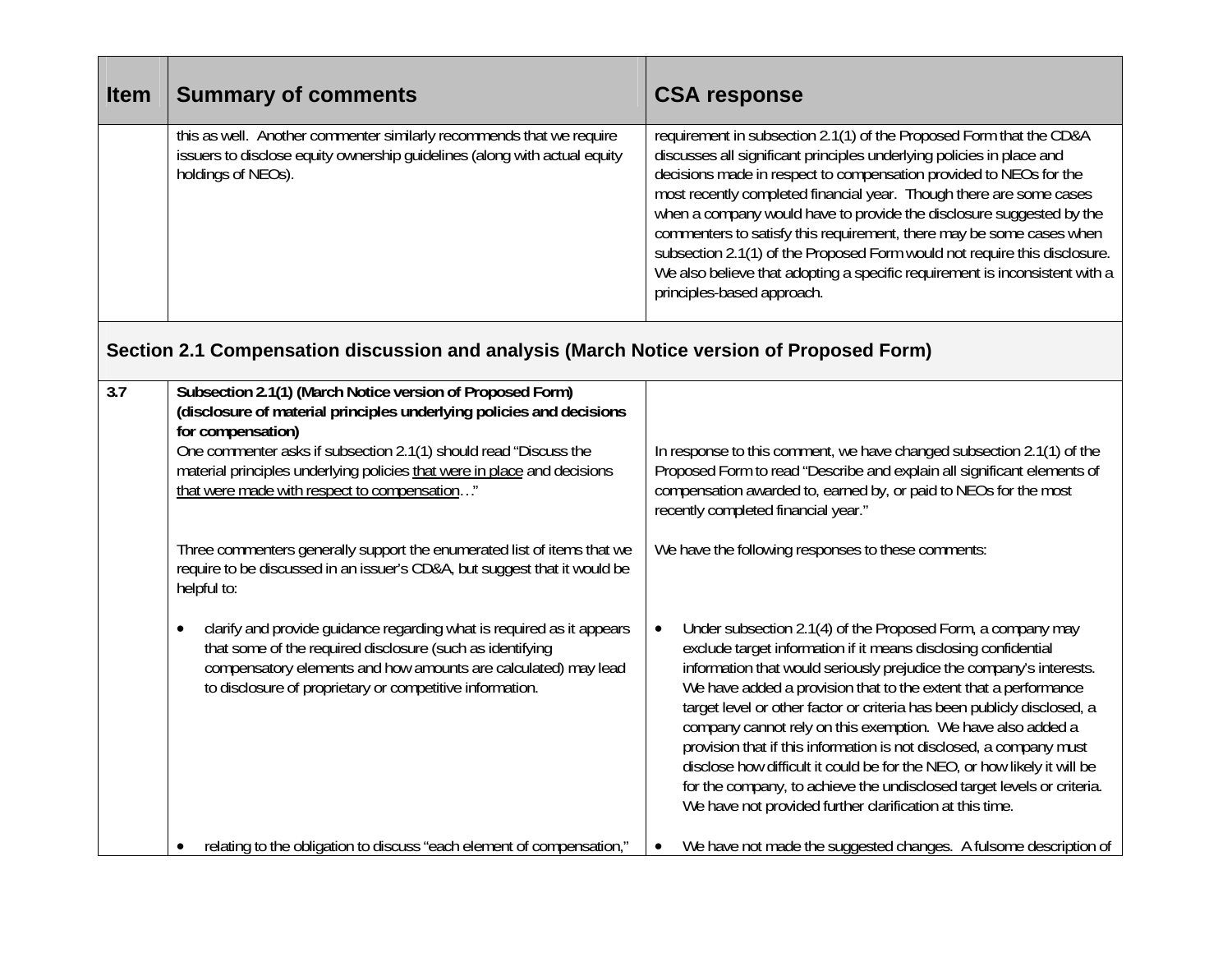| Item | Summary of comments | CSA response |
|---|---|---|
| | this as well. Another commenter similarly recommends that we require issuers to disclose equity ownership guidelines (along with actual equity holdings of NEOs). | requirement in subsection 2.1(1) of the Proposed Form that the CD&A discusses all significant principles underlying policies in place and decisions made in respect to compensation provided to NEOs for the most recently completed financial year. Though there are some cases when a company would have to provide the disclosure suggested by the commenters to satisfy this requirement, there may be some cases when subsection 2.1(1) of the Proposed Form would not require this disclosure. We also believe that adopting a specific requirement is inconsistent with a principles-based approach. |
| **Section 2.1 Compensation discussion and analysis (March Notice version of Proposed Form)** | | |
| 3.7 | **Subsection 2.1(1) (March Notice version of Proposed Form) (disclosure of material principles underlying policies and decisions for compensation)**<br>One commenter asks if subsection 2.1(1) should read "Discuss the material principles underlying policies <u>that were in place</u> and decisions <u>that were made with respect to compensation</u>…" | In response to this comment, we have changed subsection 2.1(1) of the Proposed Form to read "Describe and explain all significant elements of compensation awarded to, earned by, or paid to NEOs for the most recently completed financial year." |
| | Three commenters generally support the enumerated list of items that we require to be discussed in an issuer's CD&A, but suggest that it would be helpful to: | We have the following responses to these comments: |
| | • clarify and provide guidance regarding what is required as it appears that some of the required disclosure (such as identifying compensatory elements and how amounts are calculated) may lead to disclosure of proprietary or competitive information. | • Under subsection 2.1(4) of the Proposed Form, a company may exclude target information if it means disclosing confidential information that would seriously prejudice the company's interests. We have added a provision that to the extent that a performance target level or other factor or criteria has been publicly disclosed, a company cannot rely on this exemption. We have also added a provision that if this information is not disclosed, a company must disclose how difficult it could be for the NEO, or how likely it will be for the company, to achieve the undisclosed target levels or criteria. We have not provided further clarification at this time. |
| | • relating to the obligation to discuss "each element of compensation," | • We have not made the suggested changes. A fulsome description of |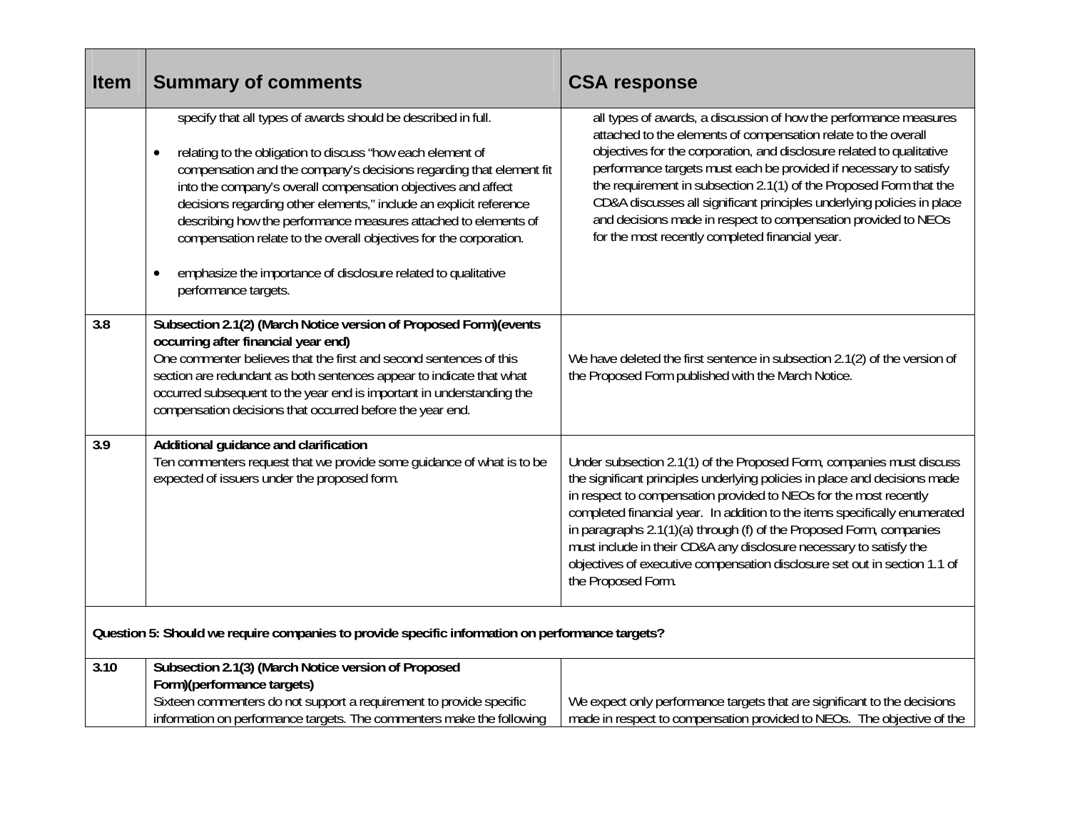| Item | Summary of comments | CSA response |
|---|---|---|
| | specify that all types of awards should be described in full.<br><br>• relating to the obligation to discuss "how each element of compensation and the company's decisions regarding that element fit into the company's overall compensation objectives and affect decisions regarding other elements," include an explicit reference describing how the performance measures attached to elements of compensation relate to the overall objectives for the corporation.<br><br>• emphasize the importance of disclosure related to qualitative performance targets. | all types of awards, a discussion of how the performance measures attached to the elements of compensation relate to the overall objectives for the corporation, and disclosure related to qualitative performance targets must each be provided if necessary to satisfy the requirement in subsection 2.1(1) of the Proposed Form that the CD&A discusses all significant principles underlying policies in place and decisions made in respect to compensation provided to NEOs for the most recently completed financial year. |
| 3.8 | **Subsection 2.1(2) (March Notice version of Proposed Form)(events occurring after financial year end)**<br>One commenter believes that the first and second sentences of this section are redundant as both sentences appear to indicate that what occurred subsequent to the year end is important in understanding the compensation decisions that occurred before the year end. | We have deleted the first sentence in subsection 2.1(2) of the version of the Proposed Form published with the March Notice. |
| 3.9 | **Additional guidance and clarification**<br>Ten commenters request that we provide some guidance of what is to be expected of issuers under the proposed form. | Under subsection 2.1(1) of the Proposed Form, companies must discuss the significant principles underlying policies in place and decisions made in respect to compensation provided to NEOs for the most recently completed financial year. In addition to the items specifically enumerated in paragraphs 2.1(1)(a) through (f) of the Proposed Form, companies must include in their CD&A any disclosure necessary to satisfy the objectives of executive compensation disclosure set out in section 1.1 of the Proposed Form. |
| **Question 5: Should we require companies to provide specific information on performance targets?** | | |
| 3.10 | **Subsection 2.1(3) (March Notice version of Proposed Form)(performance targets)**<br>Sixteen commenters do not support a requirement to provide specific information on performance targets. The commenters make the following | We expect only performance targets that are significant to the decisions made in respect to compensation provided to NEOs. The objective of the |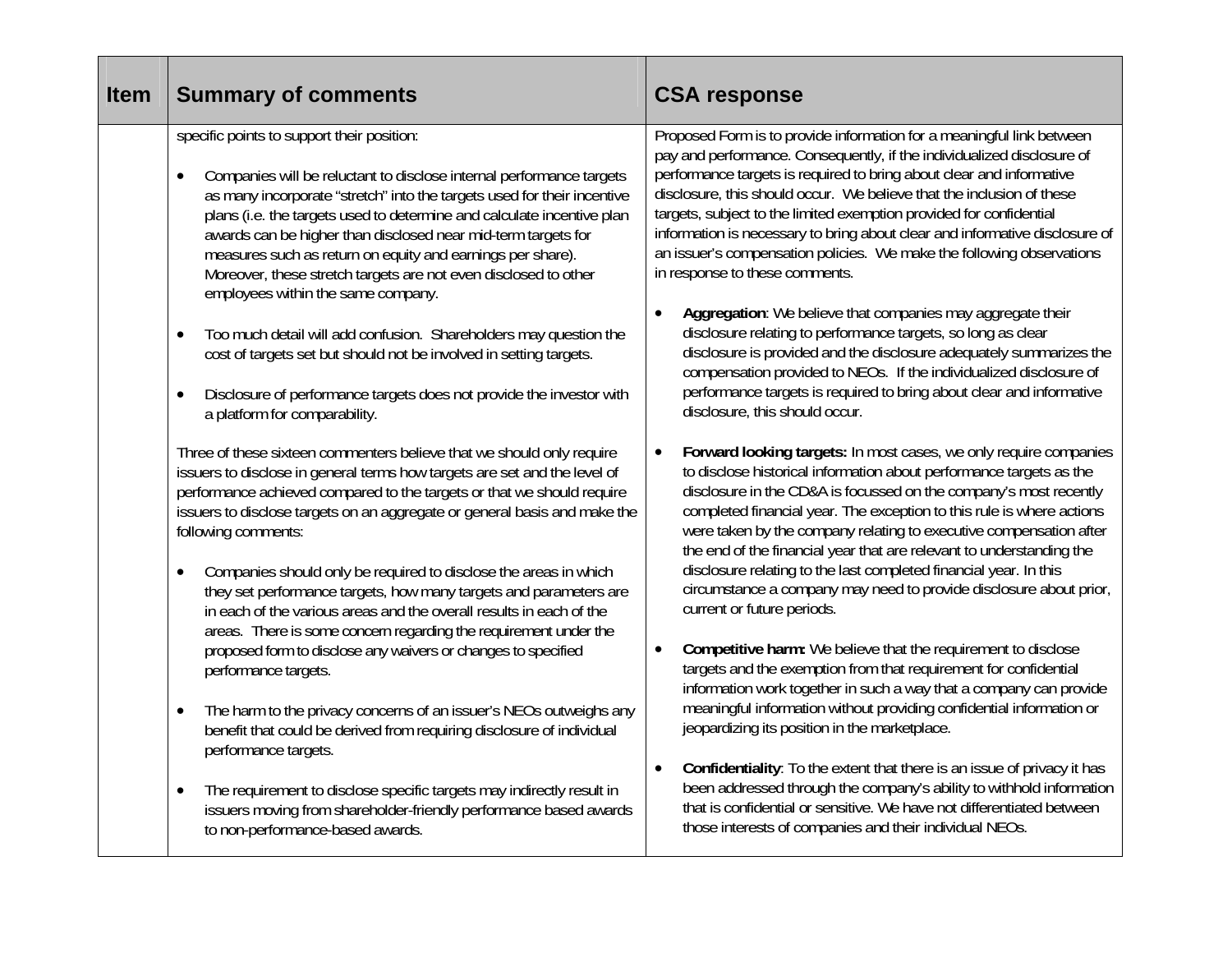| Item | Summary of comments | CSA response |
| --- | --- | --- |
| | specific points to support their position:<br><br>• Companies will be reluctant to disclose internal performance targets as many incorporate "stretch" into the targets used for their incentive plans (i.e. the targets used to determine and calculate incentive plan awards can be higher than disclosed near mid-term targets for measures such as return on equity and earnings per share). Moreover, these stretch targets are not even disclosed to other employees within the same company.<br><br>• Too much detail will add confusion. Shareholders may question the cost of targets set but should not be involved in setting targets.<br><br>• Disclosure of performance targets does not provide the investor with a platform for comparability.<br><br>Three of these sixteen commenters believe that we should only require issuers to disclose in general terms how targets are set and the level of performance achieved compared to the targets or that we should require issuers to disclose targets on an aggregate or general basis and make the following comments:<br><br>• Companies should only be required to disclose the areas in which they set performance targets, how many targets and parameters are in each of the various areas and the overall results in each of the areas. There is some concern regarding the requirement under the proposed form to disclose any waivers or changes to specified performance targets.<br><br>• The harm to the privacy concerns of an issuer's NEOs outweighs any benefit that could be derived from requiring disclosure of individual performance targets.<br><br>• The requirement to disclose specific targets may indirectly result in issuers moving from shareholder-friendly performance based awards to non-performance-based awards. | Proposed Form is to provide information for a meaningful link between pay and performance. Consequently, if the individualized disclosure of performance targets is required to bring about clear and informative disclosure, this should occur. We believe that the inclusion of these targets, subject to the limited exemption provided for confidential information is necessary to bring about clear and informative disclosure of an issuer's compensation policies. We make the following observations in response to these comments.<br><br>• **Aggregation**: We believe that companies may aggregate their disclosure relating to performance targets, so long as clear disclosure is provided and the disclosure adequately summarizes the compensation provided to NEOs. If the individualized disclosure of performance targets is required to bring about clear and informative disclosure, this should occur.<br><br>• **Forward looking targets:** In most cases, we only require companies to disclose historical information about performance targets as the disclosure in the CD&A is focussed on the company's most recently completed financial year. The exception to this rule is where actions were taken by the company relating to executive compensation after the end of the financial year that are relevant to understanding the disclosure relating to the last completed financial year. In this circumstance a company may need to provide disclosure about prior, current or future periods.<br><br>• **Competitive harm:** We believe that the requirement to disclose targets and the exemption from that requirement for confidential information work together in such a way that a company can provide meaningful information without providing confidential information or jeopardizing its position in the marketplace.<br><br>• **Confidentiality**: To the extent that there is an issue of privacy it has been addressed through the company's ability to withhold information that is confidential or sensitive. We have not differentiated between those interests of companies and their individual NEOs. |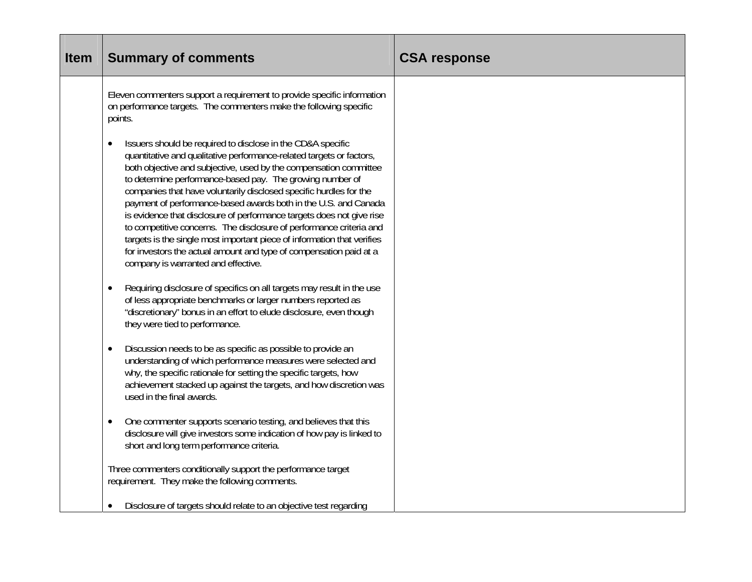| Item | Summary of comments | CSA response |
|---|---|---|
| | Eleven commenters support a requirement to provide specific information on performance targets. The commenters make the following specific points.<br><br>• Issuers should be required to disclose in the CD&A specific quantitative and qualitative performance-related targets or factors, both objective and subjective, used by the compensation committee to determine performance-based pay. The growing number of companies that have voluntarily disclosed specific hurdles for the payment of performance-based awards both in the U.S. and Canada is evidence that disclosure of performance targets does not give rise to competitive concerns. The disclosure of performance criteria and targets is the single most important piece of information that verifies for investors the actual amount and type of compensation paid at a company is warranted and effective.<br><br>• Requiring disclosure of specifics on all targets may result in the use of less appropriate benchmarks or larger numbers reported as "discretionary" bonus in an effort to elude disclosure, even though they were tied to performance.<br><br>• Discussion needs to be as specific as possible to provide an understanding of which performance measures were selected and why, the specific rationale for setting the specific targets, how achievement stacked up against the targets, and how discretion was used in the final awards.<br><br>• One commenter supports scenario testing, and believes that this disclosure will give investors some indication of how pay is linked to short and long term performance criteria.<br><br>Three commenters conditionally support the performance target requirement. They make the following comments.<br><br>• Disclosure of targets should relate to an objective test regarding | |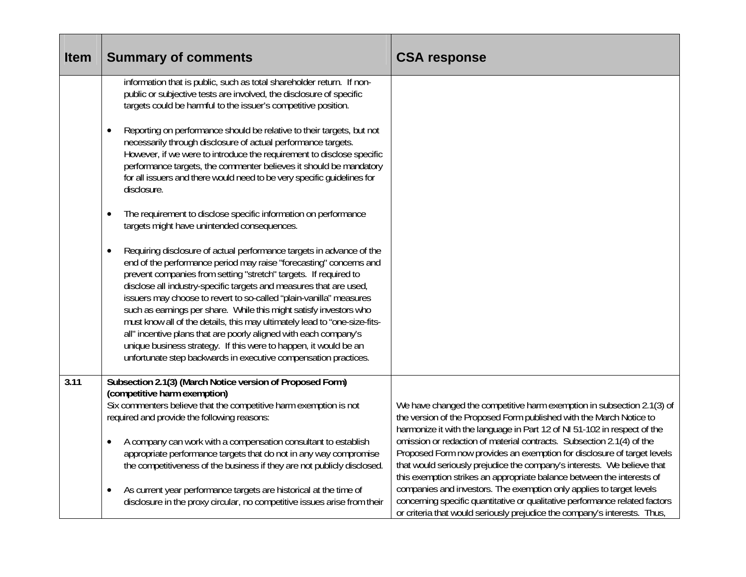| Item | Summary of comments | CSA response |
|---|---|---|
| | information that is public, such as total shareholder return. If non-public or subjective tests are involved, the disclosure of specific targets could be harmful to the issuer's competitive position.<br><br>• Reporting on performance should be relative to their targets, but not necessarily through disclosure of actual performance targets. However, if we were to introduce the requirement to disclose specific performance targets, the commenter believes it should be mandatory for all issuers and there would need to be very specific guidelines for disclosure.<br><br>• The requirement to disclose specific information on performance targets might have unintended consequences.<br><br>• Requiring disclosure of actual performance targets in advance of the end of the performance period may raise "forecasting" concerns and prevent companies from setting "stretch" targets. If required to disclose all industry-specific targets and measures that are used, issuers may choose to revert to so-called "plain-vanilla" measures such as earnings per share. While this might satisfy investors who must know all of the details, this may ultimately lead to "one-size-fits-all" incentive plans that are poorly aligned with each company's unique business strategy. If this were to happen, it would be an unfortunate step backwards in executive compensation practices. | |
| 3.11 | **Subsection 2.1(3) (March Notice version of Proposed Form) (competitive harm exemption)**<br>Six commenters believe that the competitive harm exemption is not required and provide the following reasons:<br><br>• A company can work with a compensation consultant to establish appropriate performance targets that do not in any way compromise the competitiveness of the business if they are not publicly disclosed.<br><br>• As current year performance targets are historical at the time of disclosure in the proxy circular, no competitive issues arise from their | We have changed the competitive harm exemption in subsection 2.1(3) of the version of the Proposed Form published with the March Notice to harmonize it with the language in Part 12 of NI 51-102 in respect of the omission or redaction of material contracts. Subsection 2.1(4) of the Proposed Form now provides an exemption for disclosure of target levels that would seriously prejudice the company's interests. We believe that this exemption strikes an appropriate balance between the interests of companies and investors. The exemption only applies to target levels concerning specific quantitative or qualitative performance related factors or criteria that would seriously prejudice the company's interests. Thus, |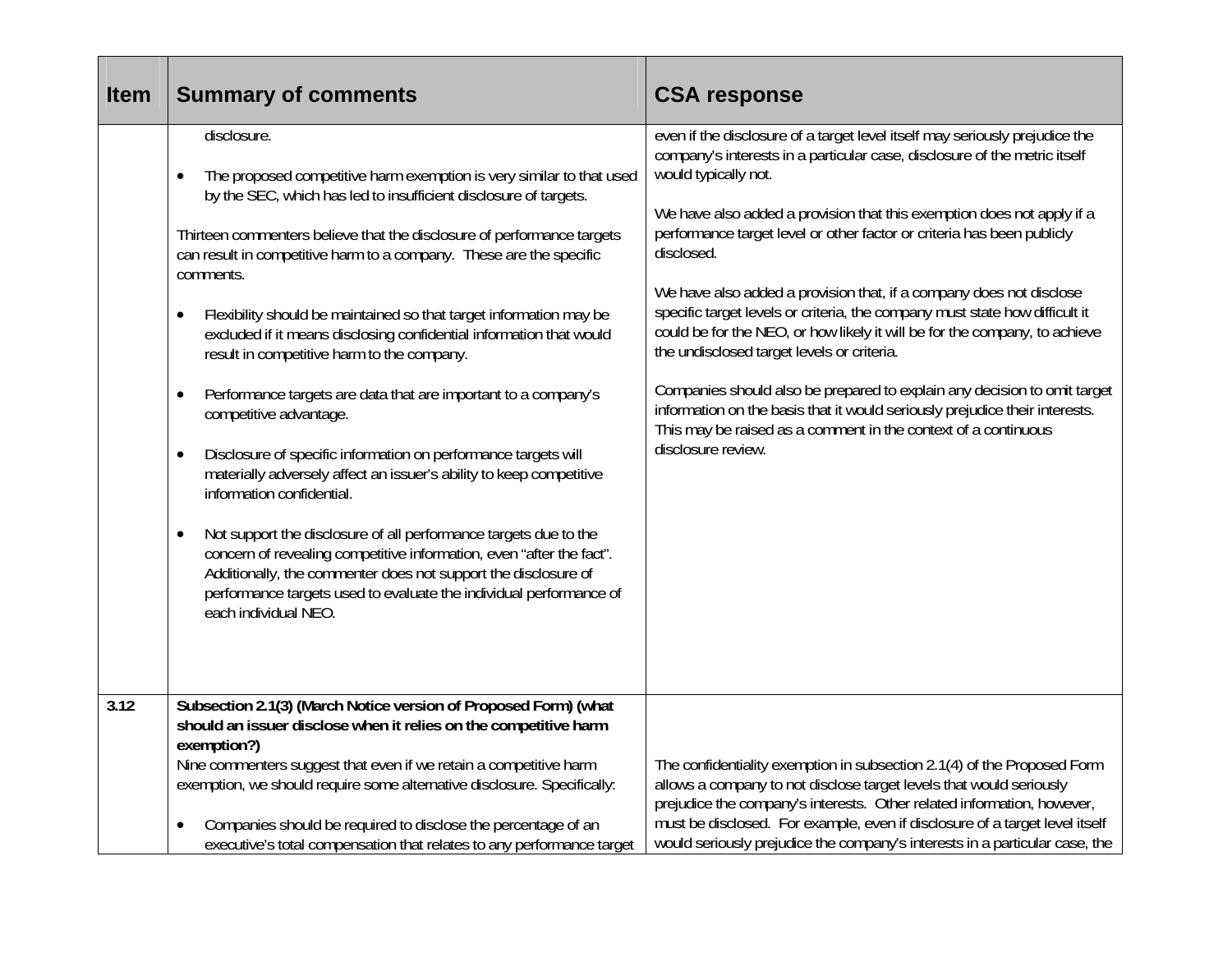| Item | Summary of comments | CSA response |
| --- | --- | --- |
| | disclosure.<br><br>• The proposed competitive harm exemption is very similar to that used by the SEC, which has led to insufficient disclosure of targets.<br><br>Thirteen commenters believe that the disclosure of performance targets can result in competitive harm to a company. These are the specific comments.<br><br>• Flexibility should be maintained so that target information may be excluded if it means disclosing confidential information that would result in competitive harm to the company.<br><br>• Performance targets are data that are important to a company's competitive advantage.<br><br>• Disclosure of specific information on performance targets will materially adversely affect an issuer's ability to keep competitive information confidential.<br><br>• Not support the disclosure of all performance targets due to the concern of revealing competitive information, even "after the fact". Additionally, the commenter does not support the disclosure of performance targets used to evaluate the individual performance of each individual NEO. | even if the disclosure of a target level itself may seriously prejudice the company's interests in a particular case, disclosure of the metric itself would typically not.<br><br>We have also added a provision that this exemption does not apply if a performance target level or other factor or criteria has been publicly disclosed.<br><br>We have also added a provision that, if a company does not disclose specific target levels or criteria, the company must state how difficult it could be for the NEO, or how likely it will be for the company, to achieve the undisclosed target levels or criteria.<br><br>Companies should also be prepared to explain any decision to omit target information on the basis that it would seriously prejudice their interests. This may be raised as a comment in the context of a continuous disclosure review. |
| **3.12** | **Subsection 2.1(3) (March Notice version of Proposed Form) (what should an issuer disclose when it relies on the competitive harm exemption?)**<br>Nine commenters suggest that even if we retain a competitive harm exemption, we should require some alternative disclosure. Specifically:<br><br>• Companies should be required to disclose the percentage of an executive's total compensation that relates to any performance target | The confidentiality exemption in subsection 2.1(4) of the Proposed Form allows a company to not disclose target levels that would seriously prejudice the company's interests. Other related information, however, must be disclosed. For example, even if disclosure of a target level itself would seriously prejudice the company's interests in a particular case, the |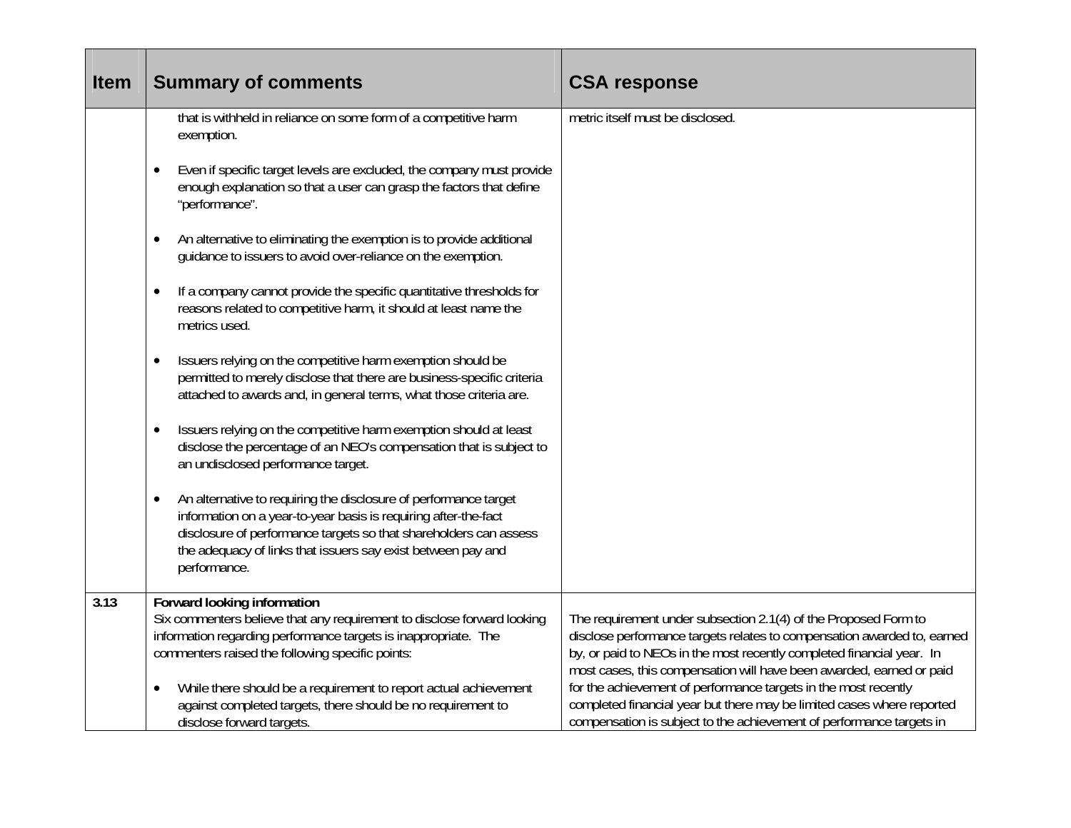| Item | Summary of comments | CSA response |
| --- | --- | --- |
| | that is withheld in reliance on some form of a competitive harm exemption.<br><br>• Even if specific target levels are excluded, the company must provide enough explanation so that a user can grasp the factors that define "performance".<br><br>• An alternative to eliminating the exemption is to provide additional guidance to issuers to avoid over-reliance on the exemption.<br><br>• If a company cannot provide the specific quantitative thresholds for reasons related to competitive harm, it should at least name the metrics used.<br><br>• Issuers relying on the competitive harm exemption should be permitted to merely disclose that there are business-specific criteria attached to awards and, in general terms, what those criteria are.<br><br>• Issuers relying on the competitive harm exemption should at least disclose the percentage of an NEO's compensation that is subject to an undisclosed performance target.<br><br>• An alternative to requiring the disclosure of performance target information on a year-to-year basis is requiring after-the-fact disclosure of performance targets so that shareholders can assess the adequacy of links that issuers say exist between pay and performance. | metric itself must be disclosed. |
| 3.13 | **Forward looking information**<br>Six commenters believe that any requirement to disclose forward looking information regarding performance targets is inappropriate. The commenters raised the following specific points:<br><br>• While there should be a requirement to report actual achievement against completed targets, there should be no requirement to disclose forward targets. | The requirement under subsection 2.1(4) of the Proposed Form to disclose performance targets relates to compensation awarded to, earned by, or paid to NEOs in the most recently completed financial year. In most cases, this compensation will have been awarded, earned or paid for the achievement of performance targets in the most recently completed financial year but there may be limited cases where reported compensation is subject to the achievement of performance targets in |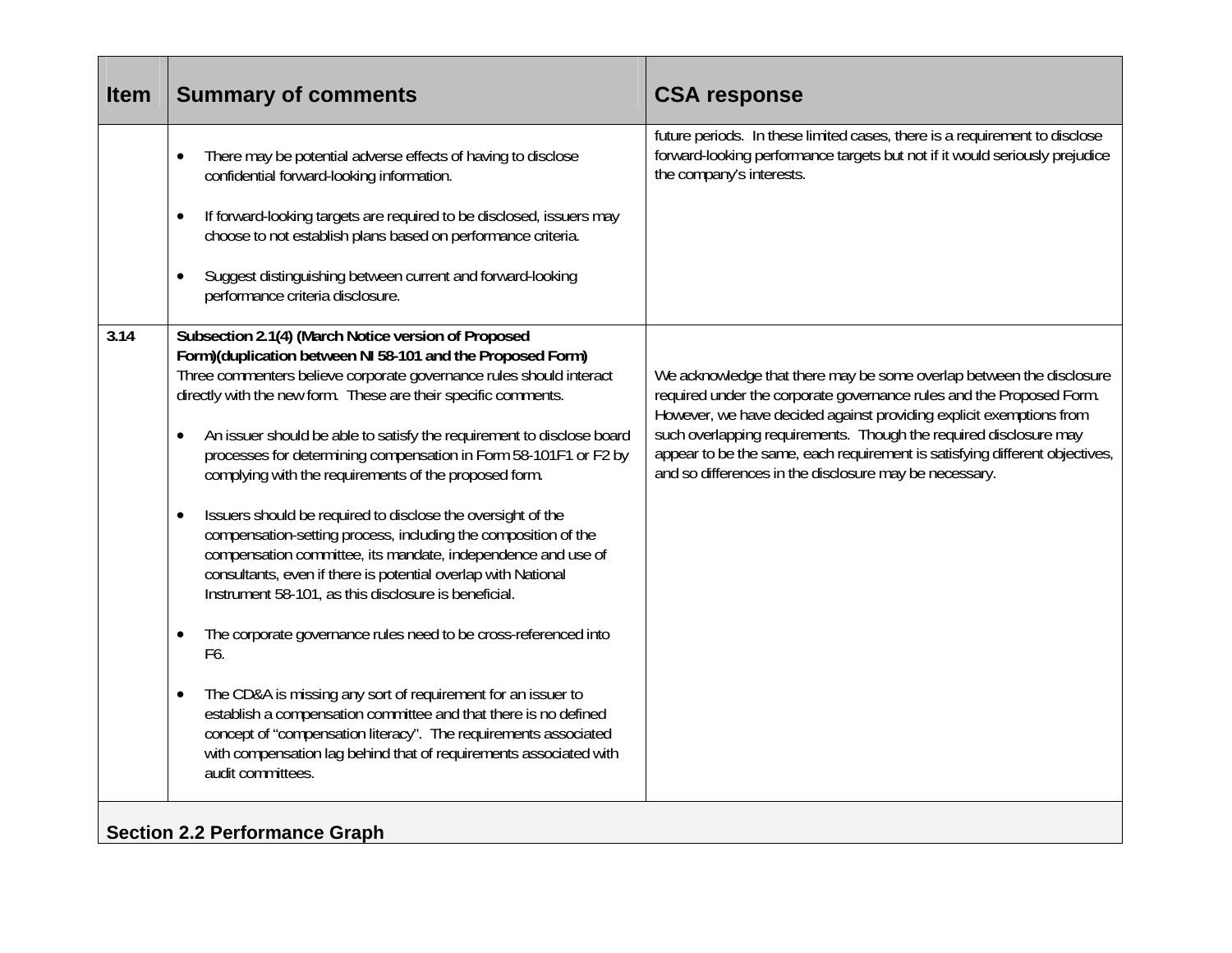| Item | Summary of comments | CSA response |
|---|---|---|
| | • There may be potential adverse effects of having to disclose confidential forward-looking information.<br><br>• If forward-looking targets are required to be disclosed, issuers may choose to not establish plans based on performance criteria.<br><br>• Suggest distinguishing between current and forward-looking performance criteria disclosure. | future periods. In these limited cases, there is a requirement to disclose forward-looking performance targets but not if it would seriously prejudice the company's interests. |
| 3.14 | **Subsection 2.1(4) (March Notice version of Proposed Form)(duplication between NI 58-101 and the Proposed Form)**<br>Three commenters believe corporate governance rules should interact directly with the new form. These are their specific comments.<br><br>• An issuer should be able to satisfy the requirement to disclose board processes for determining compensation in Form 58-101F1 or F2 by complying with the requirements of the proposed form.<br><br>• Issuers should be required to disclose the oversight of the compensation-setting process, including the composition of the compensation committee, its mandate, independence and use of consultants, even if there is potential overlap with National Instrument 58-101, as this disclosure is beneficial.<br><br>• The corporate governance rules need to be cross-referenced into F6.<br><br>• The CD&A is missing any sort of requirement for an issuer to establish a compensation committee and that there is no defined concept of "compensation literacy". The requirements associated with compensation lag behind that of requirements associated with audit committees. | We acknowledge that there may be some overlap between the disclosure required under the corporate governance rules and the Proposed Form. However, we have decided against providing explicit exemptions from such overlapping requirements. Though the required disclosure may appear to be the same, each requirement is satisfying different objectives, and so differences in the disclosure may be necessary. |
| **Section 2.2 Performance Graph** | | |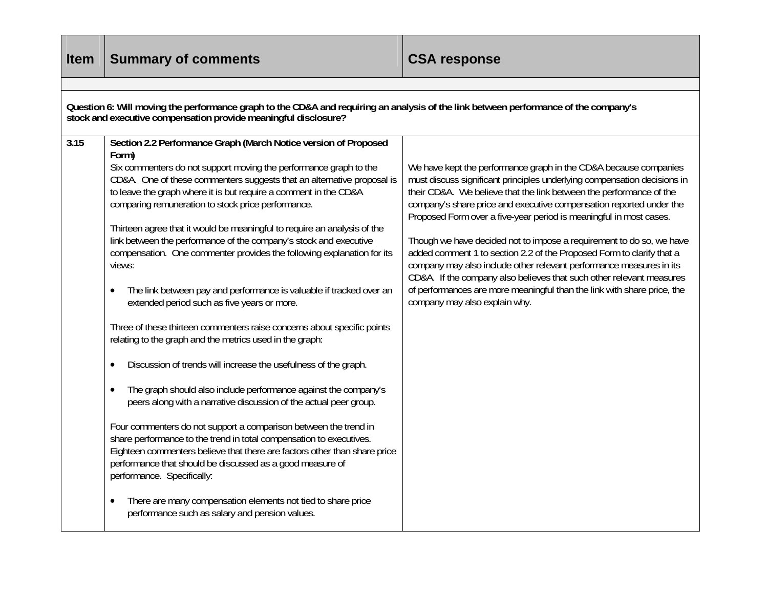| Item | Summary of comments | CSA response |
|---|---|---|
| | | |
| **Question 6: Will moving the performance graph to the CD&A and requiring an analysis of the link between performance of the company's stock and executive compensation provide meaningful disclosure?** | | |
| 3.15 | **Section 2.2 Performance Graph (March Notice version of Proposed Form)**<br>Six commenters do not support moving the performance graph to the CD&A. One of these commenters suggests that an alternative proposal is to leave the graph where it is but require a comment in the CD&A comparing remuneration to stock price performance.<br><br>Thirteen agree that it would be meaningful to require an analysis of the link between the performance of the company's stock and executive compensation. One commenter provides the following explanation for its views:<br><br>• The link between pay and performance is valuable if tracked over an extended period such as five years or more.<br><br>Three of these thirteen commenters raise concerns about specific points relating to the graph and the metrics used in the graph:<br><br>• Discussion of trends will increase the usefulness of the graph.<br><br>• The graph should also include performance against the company's peers along with a narrative discussion of the actual peer group.<br><br>Four commenters do not support a comparison between the trend in share performance to the trend in total compensation to executives. Eighteen commenters believe that there are factors other than share price performance that should be discussed as a good measure of performance. Specifically:<br><br>• There are many compensation elements not tied to share price performance such as salary and pension values. | We have kept the performance graph in the CD&A because companies must discuss significant principles underlying compensation decisions in their CD&A. We believe that the link between the performance of the company's share price and executive compensation reported under the Proposed Form over a five-year period is meaningful in most cases.<br><br>Though we have decided not to impose a requirement to do so, we have added comment 1 to section 2.2 of the Proposed Form to clarify that a company may also include other relevant performance measures in its CD&A. If the company also believes that such other relevant measures of performances are more meaningful than the link with share price, the company may also explain why. |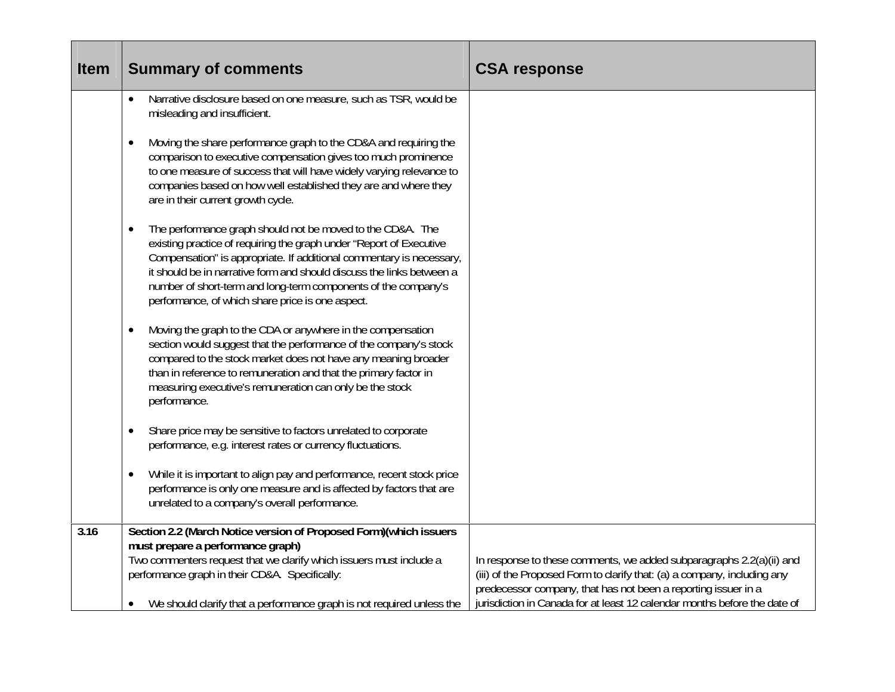| Item | Summary of comments | CSA response |
| --- | --- | --- |
| | • Narrative disclosure based on one measure, such as TSR, would be misleading and insufficient.<br><br>• Moving the share performance graph to the CD&A and requiring the comparison to executive compensation gives too much prominence to one measure of success that will have widely varying relevance to companies based on how well established they are and where they are in their current growth cycle.<br><br>• The performance graph should not be moved to the CD&A. The existing practice of requiring the graph under "Report of Executive Compensation" is appropriate. If additional commentary is necessary, it should be in narrative form and should discuss the links between a number of short-term and long-term components of the company's performance, of which share price is one aspect.<br><br>• Moving the graph to the CDA or anywhere in the compensation section would suggest that the performance of the company's stock compared to the stock market does not have any meaning broader than in reference to remuneration and that the primary factor in measuring executive's remuneration can only be the stock performance.<br><br>• Share price may be sensitive to factors unrelated to corporate performance, e.g. interest rates or currency fluctuations.<br><br>• While it is important to align pay and performance, recent stock price performance is only one measure and is affected by factors that are unrelated to a company's overall performance. | |
| 3.16 | **Section 2.2 (March Notice version of Proposed Form)(which issuers must prepare a performance graph)**<br>Two commenters request that we clarify which issuers must include a performance graph in their CD&A. Specifically:<br><br>• We should clarify that a performance graph is not required unless the | In response to these comments, we added subparagraphs 2.2(a)(ii) and (iii) of the Proposed Form to clarify that: (a) a company, including any predecessor company, that has not been a reporting issuer in a jurisdiction in Canada for at least 12 calendar months before the date of |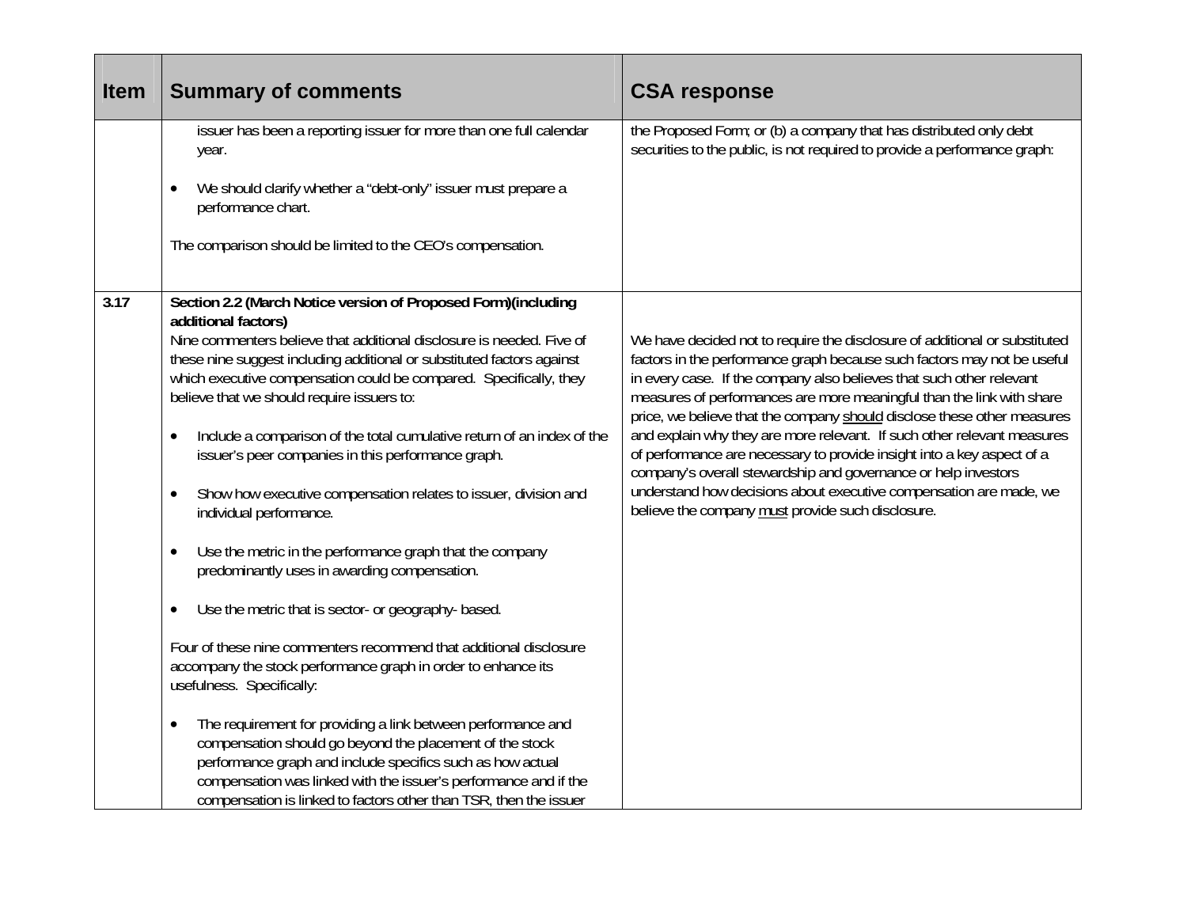| Item | Summary of comments | CSA response |
|---|---|---|
| | issuer has been a reporting issuer for more than one full calendar year.<br><br>• We should clarify whether a "debt-only" issuer must prepare a performance chart.<br><br>The comparison should be limited to the CEO's compensation. | the Proposed Form; or (b) a company that has distributed only debt securities to the public, is not required to provide a performance graph: |
| **3.17** | **Section 2.2 (March Notice version of Proposed Form)(including additional factors)**<br>Nine commenters believe that additional disclosure is needed. Five of these nine suggest including additional or substituted factors against which executive compensation could be compared. Specifically, they believe that we should require issuers to:<br><br>• Include a comparison of the total cumulative return of an index of the issuer's peer companies in this performance graph.<br><br>• Show how executive compensation relates to issuer, division and individual performance.<br><br>• Use the metric in the performance graph that the company predominantly uses in awarding compensation.<br><br>• Use the metric that is sector- or geography- based.<br><br>Four of these nine commenters recommend that additional disclosure accompany the stock performance graph in order to enhance its usefulness. Specifically:<br><br>• The requirement for providing a link between performance and compensation should go beyond the placement of the stock performance graph and include specifics such as how actual compensation was linked with the issuer's performance and if the compensation is linked to factors other than TSR, then the issuer | We have decided not to require the disclosure of additional or substituted factors in the performance graph because such factors may not be useful in every case. If the company also believes that such other relevant measures of performances are more meaningful than the link with share price, we believe that the company <u>should</u> disclose these other measures and explain why they are more relevant. If such other relevant measures of performance are necessary to provide insight into a key aspect of a company's overall stewardship and governance or help investors understand how decisions about executive compensation are made, we believe the company <u>must</u> provide such disclosure. |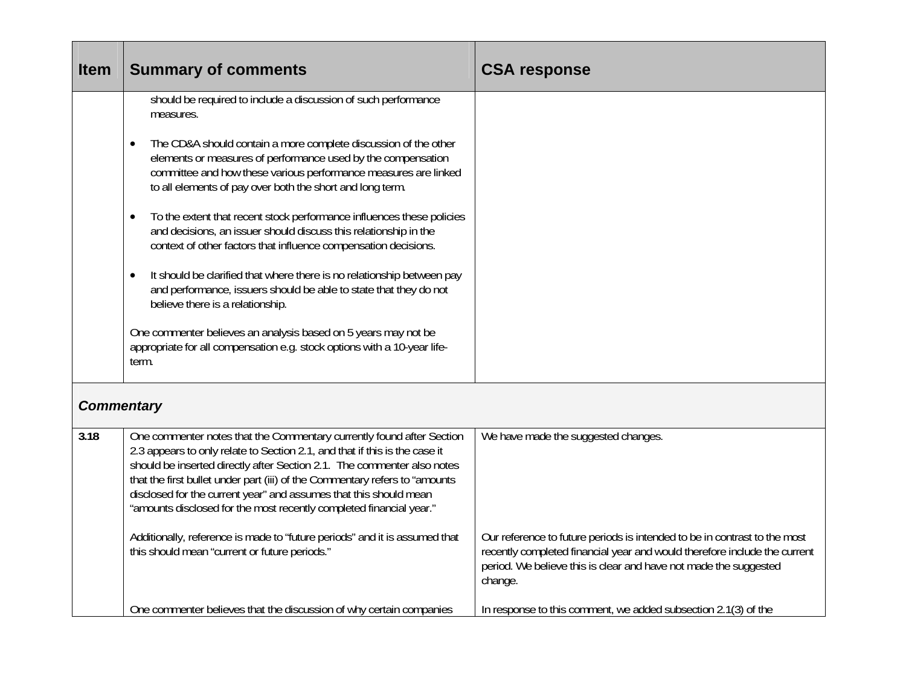| Item | Summary of comments | CSA response |
|---|---|---|
| | should be required to include a discussion of such performance measures.<br><br>• The CD&A should contain a more complete discussion of the other elements or measures of performance used by the compensation committee and how these various performance measures are linked to all elements of pay over both the short and long term.<br><br>• To the extent that recent stock performance influences these policies and decisions, an issuer should discuss this relationship in the context of other factors that influence compensation decisions.<br><br>• It should be clarified that where there is no relationship between pay and performance, issuers should be able to state that they do not believe there is a relationship.<br><br>One commenter believes an analysis based on 5 years may not be appropriate for all compensation e.g. stock options with a 10-year life-term. | |
| ***Commentary*** | | |
| **3.18** | One commenter notes that the Commentary currently found after Section 2.3 appears to only relate to Section 2.1, and that if this is the case it should be inserted directly after Section 2.1. The commenter also notes that the first bullet under part (iii) of the Commentary refers to "amounts disclosed for the current year" and assumes that this should mean "amounts disclosed for the most recently completed financial year."<br><br>Additionally, reference is made to "future periods" and it is assumed that this should mean "current or future periods."<br><br>One commenter believes that the discussion of why certain companies | We have made the suggested changes.<br><br>Our reference to future periods is intended to be in contrast to the most recently completed financial year and would therefore include the current period. We believe this is clear and have not made the suggested change.<br><br>In response to this comment, we added subsection 2.1(3) of the |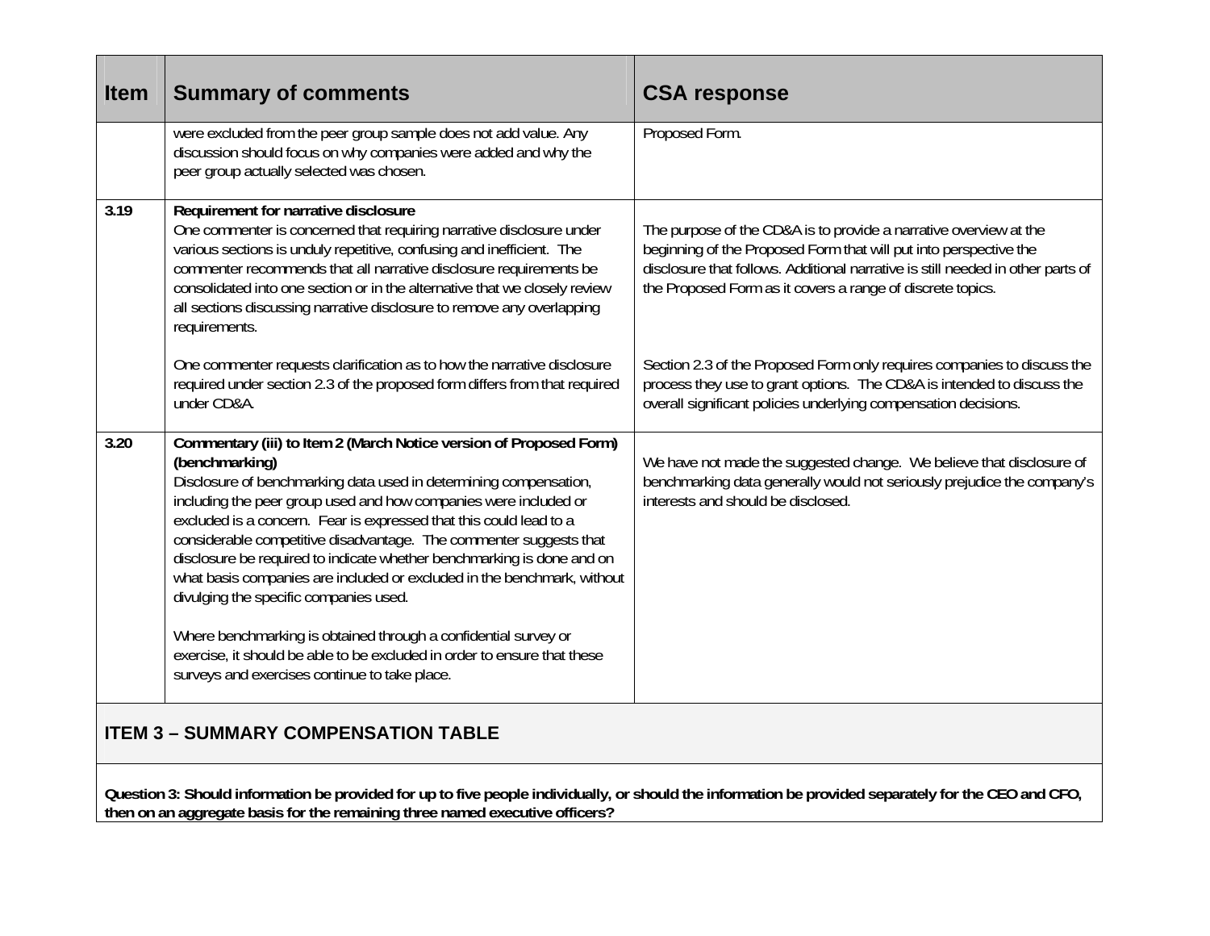| Item | Summary of comments | CSA response |
|---|---|---|
| | were excluded from the peer group sample does not add value. Any discussion should focus on why companies were added and why the peer group actually selected was chosen. | Proposed Form. |
| 3.19 | **Requirement for narrative disclosure**<br>One commenter is concerned that requiring narrative disclosure under various sections is unduly repetitive, confusing and inefficient. The commenter recommends that all narrative disclosure requirements be consolidated into one section or in the alternative that we closely review all sections discussing narrative disclosure to remove any overlapping requirements.<br><br>One commenter requests clarification as to how the narrative disclosure required under section 2.3 of the proposed form differs from that required under CD&A. | The purpose of the CD&A is to provide a narrative overview at the beginning of the Proposed Form that will put into perspective the disclosure that follows. Additional narrative is still needed in other parts of the Proposed Form as it covers a range of discrete topics.<br><br>Section 2.3 of the Proposed Form only requires companies to discuss the process they use to grant options. The CD&A is intended to discuss the overall significant policies underlying compensation decisions. |
| 3.20 | **Commentary (iii) to Item 2 (March Notice version of Proposed Form) (benchmarking)**<br>Disclosure of benchmarking data used in determining compensation, including the peer group used and how companies were included or excluded is a concern. Fear is expressed that this could lead to a considerable competitive disadvantage. The commenter suggests that disclosure be required to indicate whether benchmarking is done and on what basis companies are included or excluded in the benchmark, without divulging the specific companies used.<br><br>Where benchmarking is obtained through a confidential survey or exercise, it should be able to be excluded in order to ensure that these surveys and exercises continue to take place. | We have not made the suggested change. We believe that disclosure of benchmarking data generally would not seriously prejudice the company's interests and should be disclosed. |
| **ITEM 3 – SUMMARY COMPENSATION TABLE** | | |
| **Question 3: Should information be provided for up to five people individually, or should the information be provided separately for the CEO and CFO, then on an aggregate basis for the remaining three named executive officers?** | | |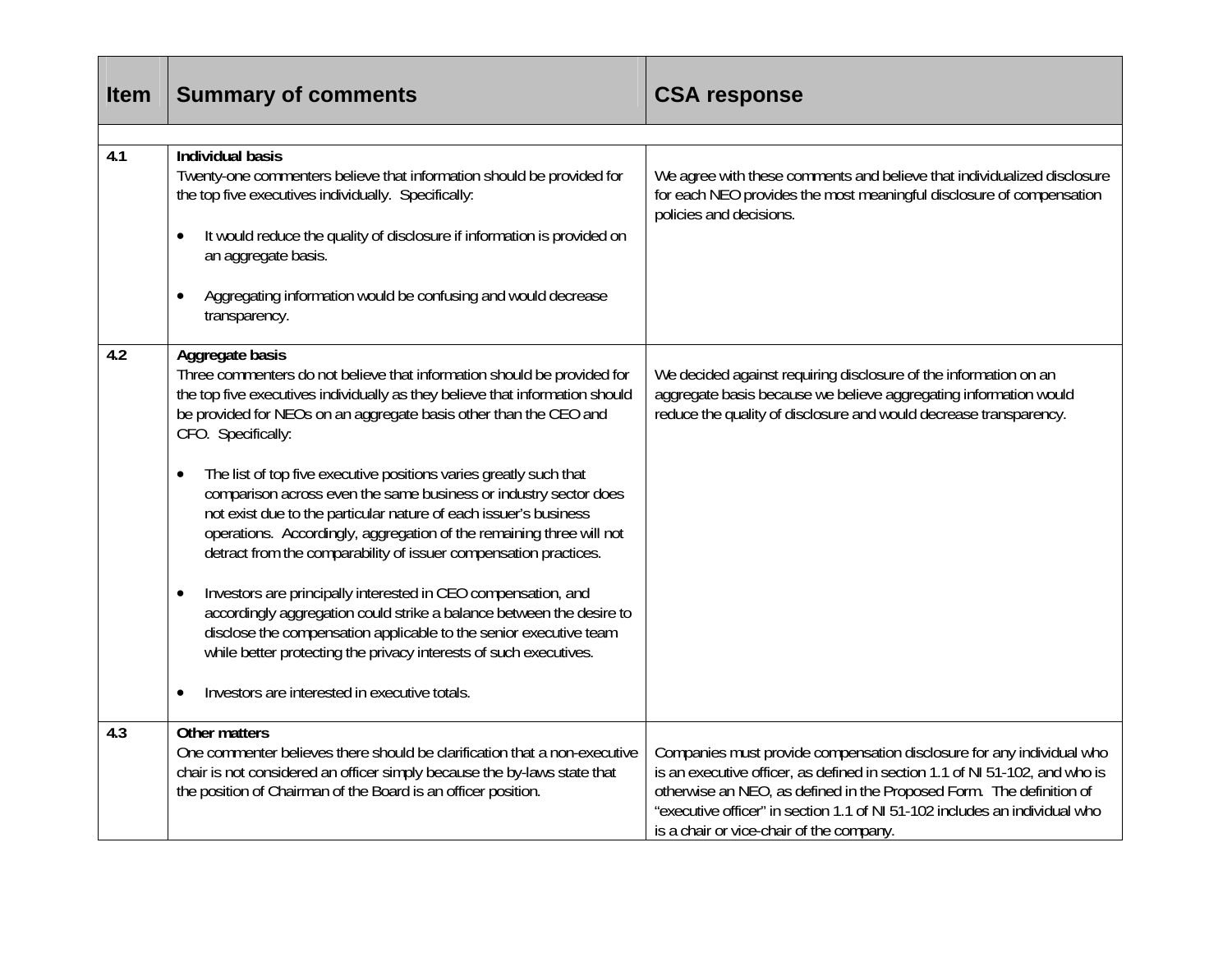| Item | Summary of comments | CSA response |
| --- | --- | --- |
| | | |
| 4.1 | **Individual basis**<br>Twenty-one commenters believe that information should be provided for the top five executives individually. Specifically:<br>• It would reduce the quality of disclosure if information is provided on an aggregate basis.<br>• Aggregating information would be confusing and would decrease transparency. | We agree with these comments and believe that individualized disclosure for each NEO provides the most meaningful disclosure of compensation policies and decisions. |
| 4.2 | **Aggregate basis**<br>Three commenters do not believe that information should be provided for the top five executives individually as they believe that information should be provided for NEOs on an aggregate basis other than the CEO and CFO. Specifically:<br>• The list of top five executive positions varies greatly such that comparison across even the same business or industry sector does not exist due to the particular nature of each issuer's business operations. Accordingly, aggregation of the remaining three will not detract from the comparability of issuer compensation practices.<br>• Investors are principally interested in CEO compensation, and accordingly aggregation could strike a balance between the desire to disclose the compensation applicable to the senior executive team while better protecting the privacy interests of such executives.<br>• Investors are interested in executive totals. | We decided against requiring disclosure of the information on an aggregate basis because we believe aggregating information would reduce the quality of disclosure and would decrease transparency. |
| 4.3 | **Other matters**<br>One commenter believes there should be clarification that a non-executive chair is not considered an officer simply because the by-laws state that the position of Chairman of the Board is an officer position. | Companies must provide compensation disclosure for any individual who is an executive officer, as defined in section 1.1 of NI 51-102, and who is otherwise an NEO, as defined in the Proposed Form. The definition of "executive officer" in section 1.1 of NI 51-102 includes an individual who is a chair or vice-chair of the company. |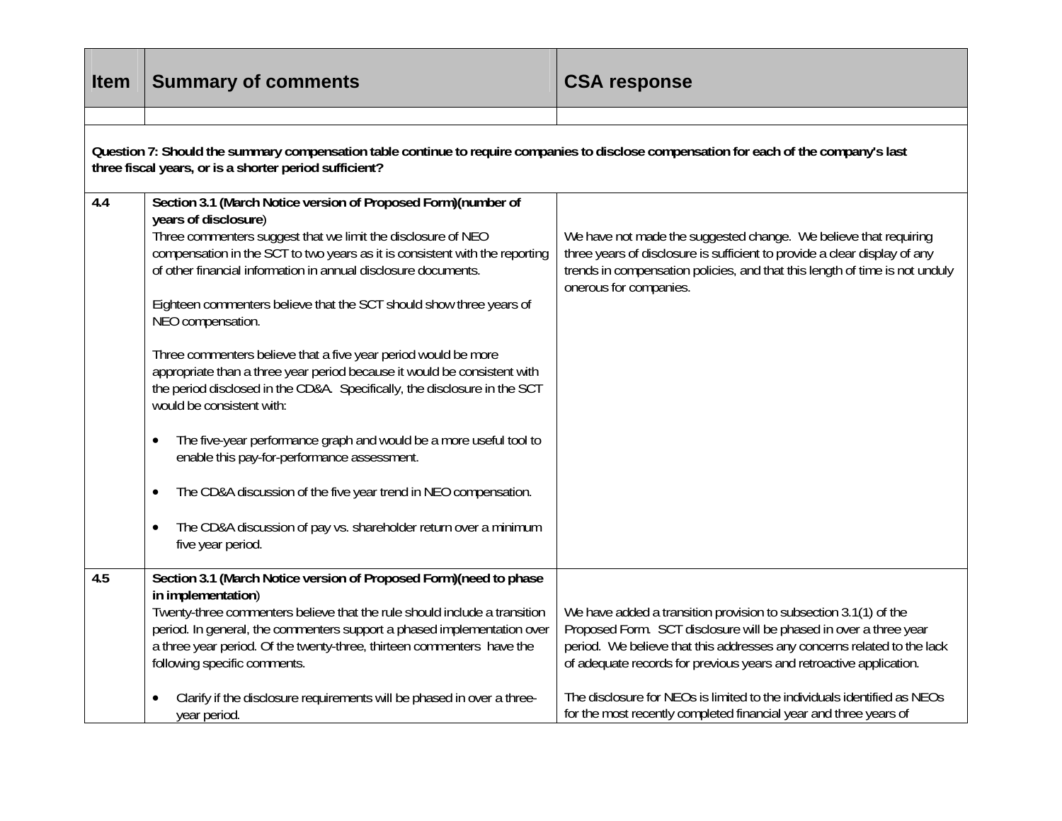| Item | Summary of comments | CSA response |
|---|---|---|
| | | |
| **Question 7: Should the summary compensation table continue to require companies to disclose compensation for each of the company's last three fiscal years, or is a shorter period sufficient?** | | |
| 4.4 | **Section 3.1 (March Notice version of Proposed Form)(number of years of disclosure**)<br>Three commenters suggest that we limit the disclosure of NEO compensation in the SCT to two years as it is consistent with the reporting of other financial information in annual disclosure documents.<br><br>Eighteen commenters believe that the SCT should show three years of NEO compensation.<br><br>Three commenters believe that a five year period would be more appropriate than a three year period because it would be consistent with the period disclosed in the CD&A. Specifically, the disclosure in the SCT would be consistent with:<br><br>• The five-year performance graph and would be a more useful tool to enable this pay-for-performance assessment.<br><br>• The CD&A discussion of the five year trend in NEO compensation.<br><br>• The CD&A discussion of pay vs. shareholder return over a minimum five year period. | We have not made the suggested change. We believe that requiring three years of disclosure is sufficient to provide a clear display of any trends in compensation policies, and that this length of time is not unduly onerous for companies. |
| 4.5 | **Section 3.1 (March Notice version of Proposed Form)(need to phase in implementation**)<br>Twenty-three commenters believe that the rule should include a transition period. In general, the commenters support a phased implementation over a three year period. Of the twenty-three, thirteen commenters have the following specific comments.<br><br>• Clarify if the disclosure requirements will be phased in over a three-year period. | We have added a transition provision to subsection 3.1(1) of the Proposed Form. SCT disclosure will be phased in over a three year period. We believe that this addresses any concerns related to the lack of adequate records for previous years and retroactive application.<br><br>The disclosure for NEOs is limited to the individuals identified as NEOs for the most recently completed financial year and three years of |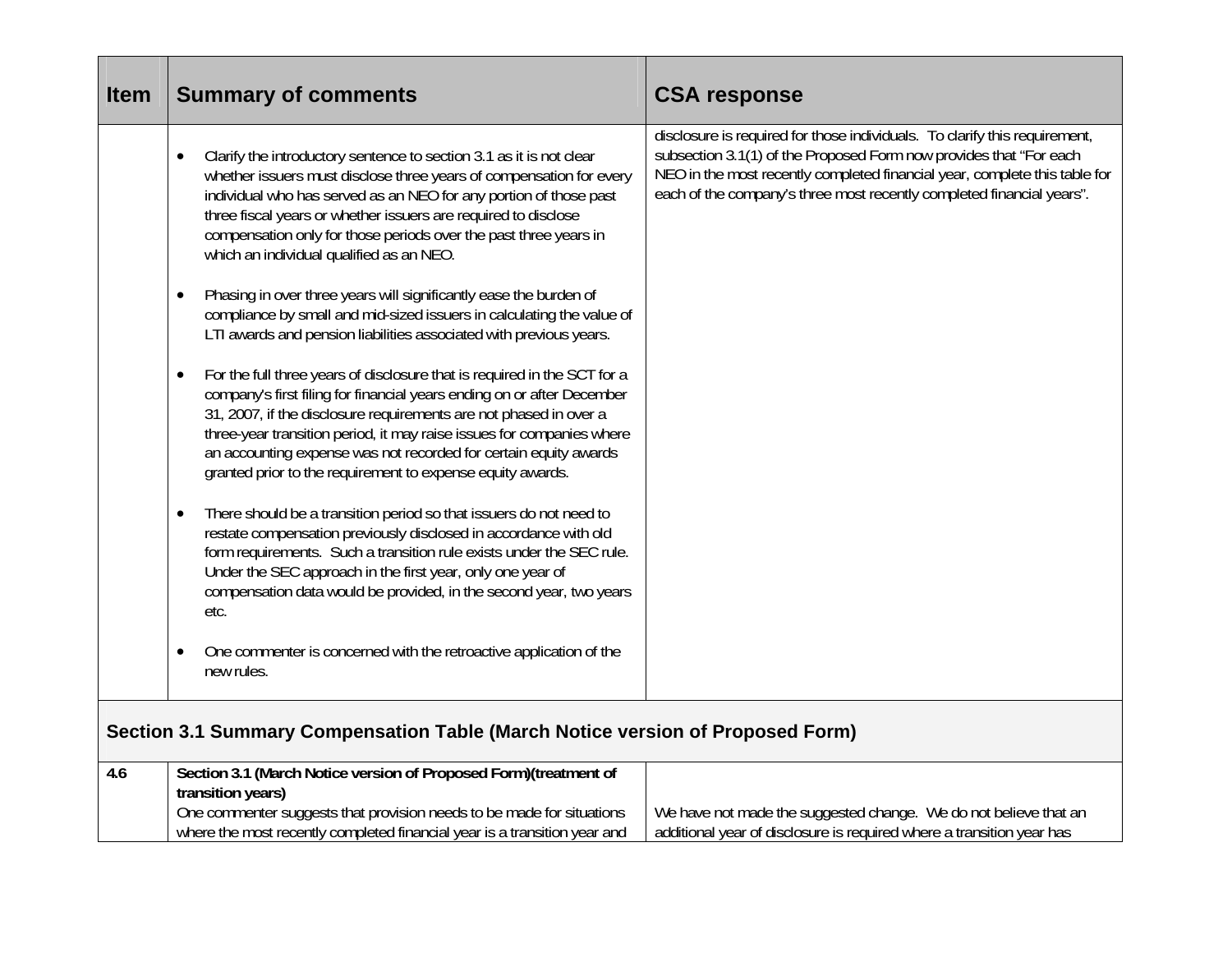| Item | Summary of comments | CSA response |
|---|---|---|
| | • Clarify the introductory sentence to section 3.1 as it is not clear whether issuers must disclose three years of compensation for every individual who has served as an NEO for any portion of those past three fiscal years or whether issuers are required to disclose compensation only for those periods over the past three years in which an individual qualified as an NEO.<br><br>• Phasing in over three years will significantly ease the burden of compliance by small and mid-sized issuers in calculating the value of LTI awards and pension liabilities associated with previous years.<br><br>• For the full three years of disclosure that is required in the SCT for a company's first filing for financial years ending on or after December 31, 2007, if the disclosure requirements are not phased in over a three-year transition period, it may raise issues for companies where an accounting expense was not recorded for certain equity awards granted prior to the requirement to expense equity awards.<br><br>• There should be a transition period so that issuers do not need to restate compensation previously disclosed in accordance with old form requirements. Such a transition rule exists under the SEC rule. Under the SEC approach in the first year, only one year of compensation data would be provided, in the second year, two years etc.<br><br>• One commenter is concerned with the retroactive application of the new rules. | disclosure is required for those individuals. To clarify this requirement, subsection 3.1(1) of the Proposed Form now provides that "For each NEO in the most recently completed financial year, complete this table for each of the company's three most recently completed financial years". |
| **Section 3.1 Summary Compensation Table (March Notice version of Proposed Form)** | | |
| **4.6** | **Section 3.1 (March Notice version of Proposed Form)(treatment of transition years)**<br>One commenter suggests that provision needs to be made for situations where the most recently completed financial year is a transition year and | We have not made the suggested change. We do not believe that an additional year of disclosure is required where a transition year has |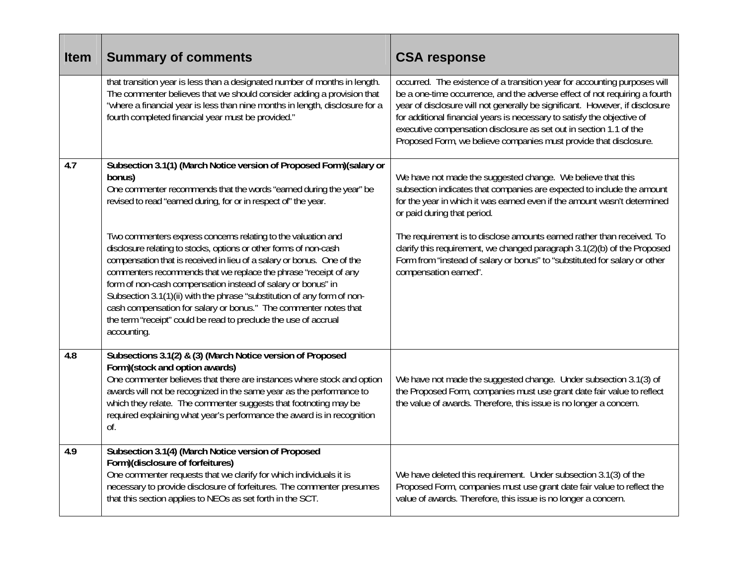| Item | Summary of comments | CSA response |
|---|---|---|
| | that transition year is less than a designated number of months in length. The commenter believes that we should consider adding a provision that "where a financial year is less than nine months in length, disclosure for a fourth completed financial year must be provided." | occurred. The existence of a transition year for accounting purposes will be a one-time occurrence, and the adverse effect of not requiring a fourth year of disclosure will not generally be significant. However, if disclosure for additional financial years is necessary to satisfy the objective of executive compensation disclosure as set out in section 1.1 of the Proposed Form, we believe companies must provide that disclosure. |
| **4.7** | **Subsection 3.1(1) (March Notice version of Proposed Form)(salary or bonus)**<br>One commenter recommends that the words "earned during the year" be revised to read "earned during, for or in respect of" the year.<br><br>Two commenters express concerns relating to the valuation and disclosure relating to stocks, options or other forms of non-cash compensation that is received in lieu of a salary or bonus. One of the commenters recommends that we replace the phrase "receipt of any form of non-cash compensation instead of salary or bonus" in Subsection 3.1(1)(ii) with the phrase "substitution of any form of non-cash compensation for salary or bonus." The commenter notes that the term "receipt" could be read to preclude the use of accrual accounting. | We have not made the suggested change. We believe that this subsection indicates that companies are expected to include the amount for the year in which it was earned even if the amount wasn't determined or paid during that period.<br><br>The requirement is to disclose amounts earned rather than received. To clarify this requirement, we changed paragraph 3.1(2)(b) of the Proposed Form from "instead of salary or bonus" to "substituted for salary or other compensation earned". |
| **4.8** | **Subsections 3.1(2) & (3) (March Notice version of Proposed Form)(stock and option awards)**<br>One commenter believes that there are instances where stock and option awards will not be recognized in the same year as the performance to which they relate. The commenter suggests that footnoting may be required explaining what year's performance the award is in recognition of. | We have not made the suggested change. Under subsection 3.1(3) of the Proposed Form, companies must use grant date fair value to reflect the value of awards. Therefore, this issue is no longer a concern. |
| **4.9** | **Subsection 3.1(4) (March Notice version of Proposed Form)(disclosure of forfeitures)**<br>One commenter requests that we clarify for which individuals it is necessary to provide disclosure of forfeitures. The commenter presumes that this section applies to NEOs as set forth in the SCT. | We have deleted this requirement. Under subsection 3.1(3) of the Proposed Form, companies must use grant date fair value to reflect the value of awards. Therefore, this issue is no longer a concern. |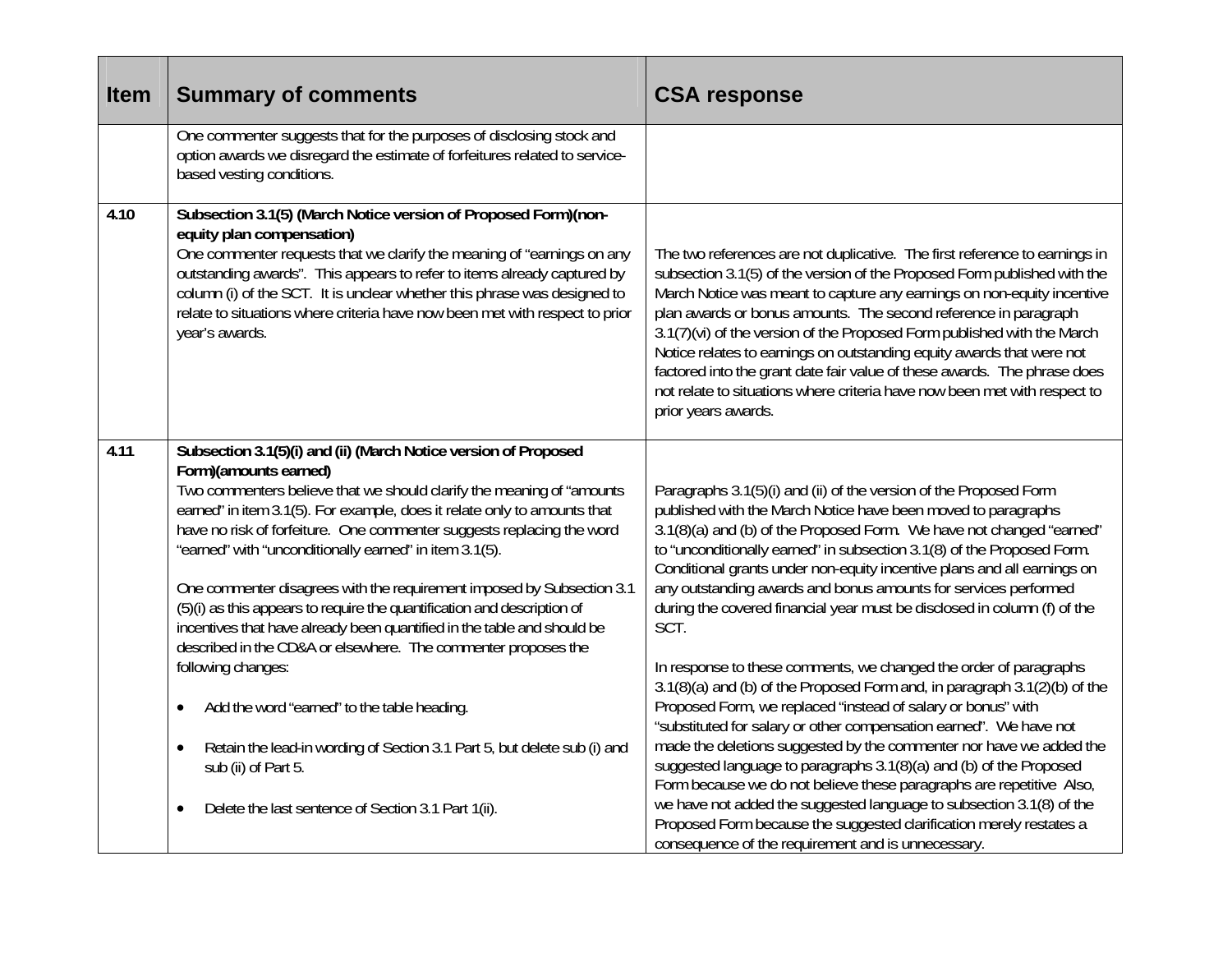| Item | Summary of comments | CSA response |
|---|---|---|
| | One commenter suggests that for the purposes of disclosing stock and option awards we disregard the estimate of forfeitures related to service-based vesting conditions. | |
| 4.10 | **Subsection 3.1(5) (March Notice version of Proposed Form)(non-equity plan compensation)**<br>One commenter requests that we clarify the meaning of "earnings on any outstanding awards". This appears to refer to items already captured by column (i) of the SCT. It is unclear whether this phrase was designed to relate to situations where criteria have now been met with respect to prior year's awards. | The two references are not duplicative. The first reference to earnings in subsection 3.1(5) of the version of the Proposed Form published with the March Notice was meant to capture any earnings on non-equity incentive plan awards or bonus amounts. The second reference in paragraph 3.1(7)(vi) of the version of the Proposed Form published with the March Notice relates to earnings on outstanding equity awards that were not factored into the grant date fair value of these awards. The phrase does not relate to situations where criteria have now been met with respect to prior years awards. |
| 4.11 | **Subsection 3.1(5)(i) and (ii) (March Notice version of Proposed Form)(amounts earned)**<br>Two commenters believe that we should clarify the meaning of "amounts earned" in item 3.1(5). For example, does it relate only to amounts that have no risk of forfeiture. One commenter suggests replacing the word "earned" with "unconditionally earned" in item 3.1(5).<br><br>One commenter disagrees with the requirement imposed by Subsection 3.1 (5)(i) as this appears to require the quantification and description of incentives that have already been quantified in the table and should be described in the CD&A or elsewhere. The commenter proposes the following changes:<br><br>• Add the word "earned" to the table heading.<br><br>• Retain the lead-in wording of Section 3.1 Part 5, but delete sub (i) and sub (ii) of Part 5.<br><br>• Delete the last sentence of Section 3.1 Part 1(ii). | Paragraphs 3.1(5)(i) and (ii) of the version of the Proposed Form published with the March Notice have been moved to paragraphs 3.1(8)(a) and (b) of the Proposed Form. We have not changed "earned" to "unconditionally earned" in subsection 3.1(8) of the Proposed Form. Conditional grants under non-equity incentive plans and all earnings on any outstanding awards and bonus amounts for services performed during the covered financial year must be disclosed in column (f) of the SCT.<br><br>In response to these comments, we changed the order of paragraphs 3.1(8)(a) and (b) of the Proposed Form and, in paragraph 3.1(2)(b) of the Proposed Form, we replaced "instead of salary or bonus" with "substituted for salary or other compensation earned". We have not made the deletions suggested by the commenter nor have we added the suggested language to paragraphs 3.1(8)(a) and (b) of the Proposed Form because we do not believe these paragraphs are repetitive Also, we have not added the suggested language to subsection 3.1(8) of the Proposed Form because the suggested clarification merely restates a consequence of the requirement and is unnecessary. |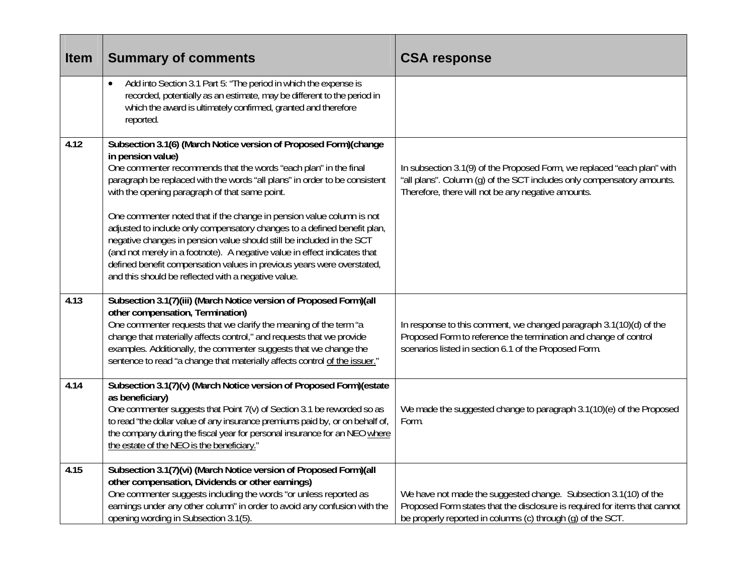| Item | Summary of comments | CSA response |
|---|---|---|
| | • Add into Section 3.1 Part 5: "The period in which the expense is recorded, potentially as an estimate, may be different to the period in which the award is ultimately confirmed, granted and therefore reported. | |
| 4.12 | **Subsection 3.1(6) (March Notice version of Proposed Form)(change in pension value)**<br>One commenter recommends that the words "each plan" in the final paragraph be replaced with the words "all plans" in order to be consistent with the opening paragraph of that same point.<br><br>One commenter noted that if the change in pension value column is not adjusted to include only compensatory changes to a defined benefit plan, negative changes in pension value should still be included in the SCT (and not merely in a footnote). A negative value in effect indicates that defined benefit compensation values in previous years were overstated, and this should be reflected with a negative value. | In subsection 3.1(9) of the Proposed Form, we replaced "each plan" with "all plans". Column (g) of the SCT includes only compensatory amounts. Therefore, there will not be any negative amounts. |
| 4.13 | **Subsection 3.1(7)(iii) (March Notice version of Proposed Form)(all other compensation, Termination)**<br>One commenter requests that we clarify the meaning of the term "a change that materially affects control," and requests that we provide examples. Additionally, the commenter suggests that we change the sentence to read "a change that materially affects control <u>of the issuer.</u>" | In response to this comment, we changed paragraph 3.1(10)(d) of the Proposed Form to reference the termination and change of control scenarios listed in section 6.1 of the Proposed Form. |
| 4.14 | **Subsection 3.1(7)(v) (March Notice version of Proposed Form)(estate as beneficiary)**<br>One commenter suggests that Point 7(v) of Section 3.1 be reworded so as to read "the dollar value of any insurance premiums paid by, or on behalf of, the company during the fiscal year for personal insurance for an NEO <u>where the estate of the NEO is the beneficiary.</u>" | We made the suggested change to paragraph 3.1(10)(e) of the Proposed Form. |
| 4.15 | **Subsection 3.1(7)(vi) (March Notice version of Proposed Form)(all other compensation, Dividends or other earnings)**<br>One commenter suggests including the words "or unless reported as earnings under any other column" in order to avoid any confusion with the opening wording in Subsection 3.1(5). | We have not made the suggested change. Subsection 3.1(10) of the Proposed Form states that the disclosure is required for items that cannot be properly reported in columns (c) through (g) of the SCT. |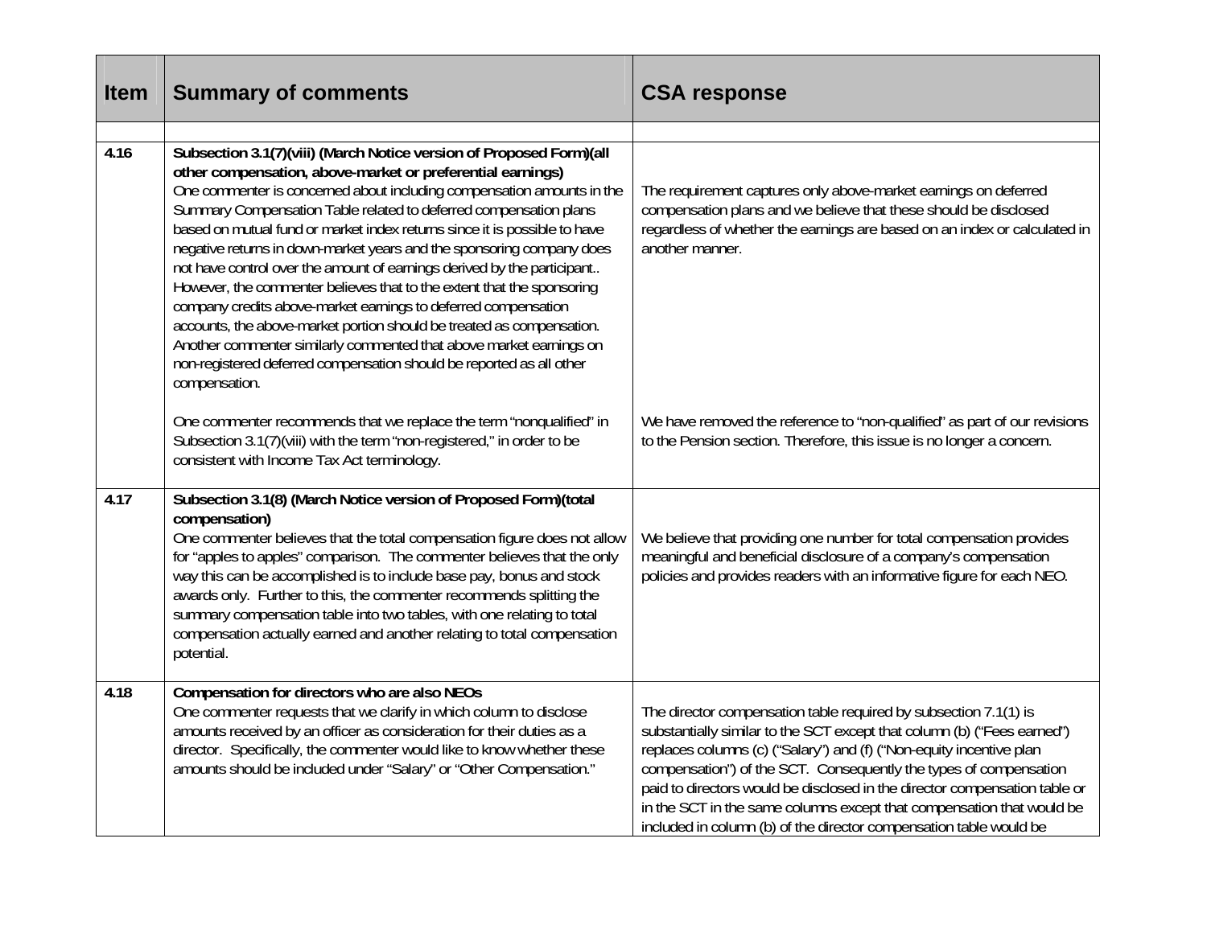| Item | Summary of comments | CSA response |
| --- | --- | --- |
| | | |
| 4.16 | **Subsection 3.1(7)(viii) (March Notice version of Proposed Form)(all other compensation, above-market or preferential earnings)**<br>One commenter is concerned about including compensation amounts in the Summary Compensation Table related to deferred compensation plans based on mutual fund or market index returns since it is possible to have negative returns in down-market years and the sponsoring company does not have control over the amount of earnings derived by the participant.. However, the commenter believes that to the extent that the sponsoring company credits above-market earnings to deferred compensation accounts, the above-market portion should be treated as compensation. Another commenter similarly commented that above market earnings on non-registered deferred compensation should be reported as all other compensation.<br><br>One commenter recommends that we replace the term "nonqualified" in Subsection 3.1(7)(viii) with the term "non-registered," in order to be consistent with Income Tax Act terminology. | The requirement captures only above-market earnings on deferred compensation plans and we believe that these should be disclosed regardless of whether the earnings are based on an index or calculated in another manner.<br><br>We have removed the reference to "non-qualified" as part of our revisions to the Pension section. Therefore, this issue is no longer a concern. |
| 4.17 | **Subsection 3.1(8) (March Notice version of Proposed Form)(total compensation)**<br>One commenter believes that the total compensation figure does not allow for "apples to apples" comparison. The commenter believes that the only way this can be accomplished is to include base pay, bonus and stock awards only. Further to this, the commenter recommends splitting the summary compensation table into two tables, with one relating to total compensation actually earned and another relating to total compensation potential. | We believe that providing one number for total compensation provides meaningful and beneficial disclosure of a company's compensation policies and provides readers with an informative figure for each NEO. |
| 4.18 | **Compensation for directors who are also NEOs**<br>One commenter requests that we clarify in which column to disclose amounts received by an officer as consideration for their duties as a director. Specifically, the commenter would like to know whether these amounts should be included under "Salary" or "Other Compensation." | The director compensation table required by subsection 7.1(1) is substantially similar to the SCT except that column (b) ("Fees earned") replaces columns (c) ("Salary") and (f) ("Non-equity incentive plan compensation") of the SCT. Consequently the types of compensation paid to directors would be disclosed in the director compensation table or in the SCT in the same columns except that compensation that would be included in column (b) of the director compensation table would be |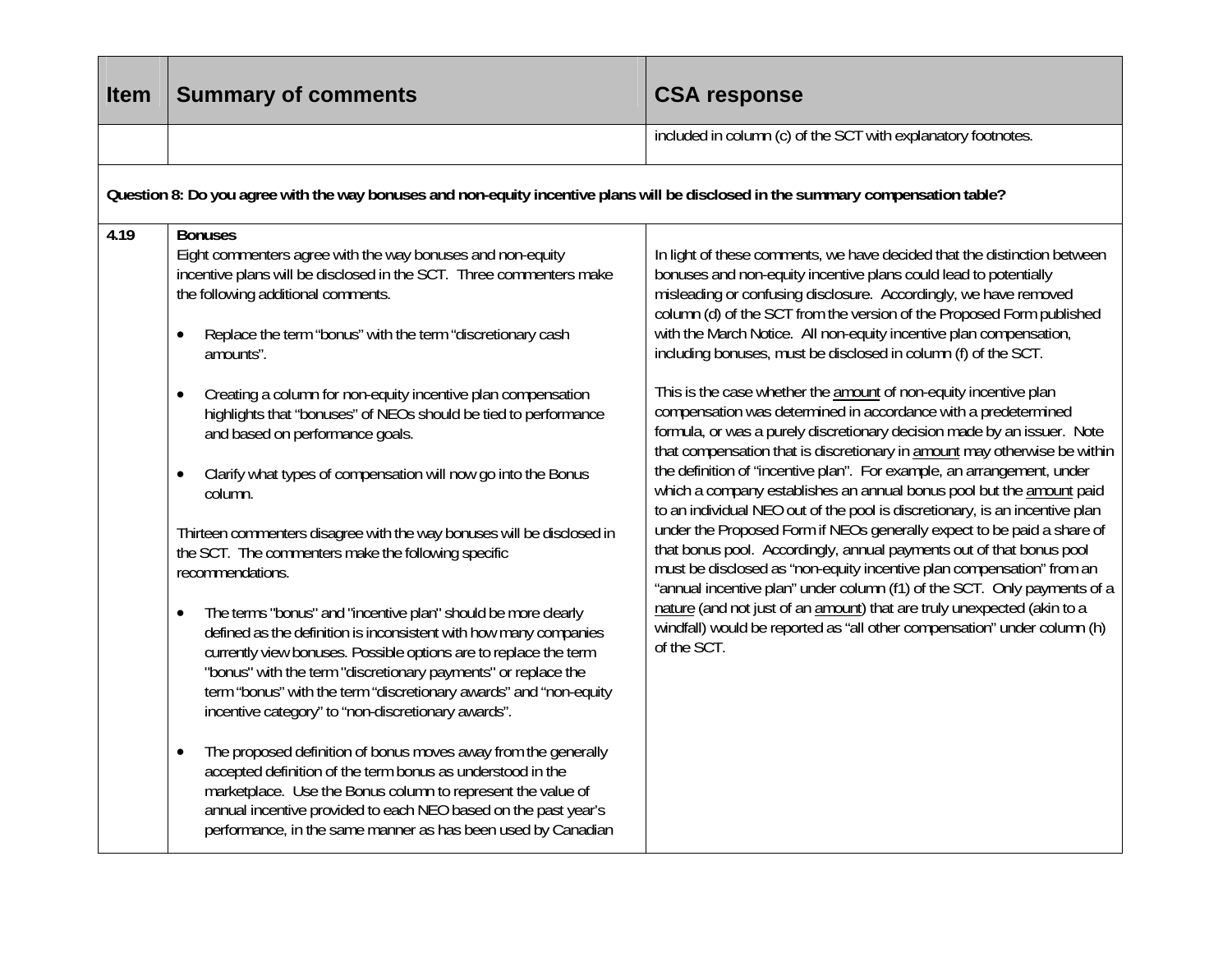| Item | Summary of comments | CSA response |
|---|---|---|
| | | included in column (c) of the SCT with explanatory footnotes. |
| **Question 8: Do you agree with the way bonuses and non-equity incentive plans will be disclosed in the summary compensation table?** | | |
| **4.19** | **Bonuses**<br>Eight commenters agree with the way bonuses and non-equity incentive plans will be disclosed in the SCT. Three commenters make the following additional comments.<br><br>• Replace the term "bonus" with the term "discretionary cash amounts".<br><br>• Creating a column for non-equity incentive plan compensation highlights that "bonuses" of NEOs should be tied to performance and based on performance goals.<br><br>• Clarify what types of compensation will now go into the Bonus column.<br><br>Thirteen commenters disagree with the way bonuses will be disclosed in the SCT. The commenters make the following specific recommendations.<br><br>• The terms "bonus" and "incentive plan" should be more clearly defined as the definition is inconsistent with how many companies currently view bonuses. Possible options are to replace the term "bonus" with the term "discretionary payments" or replace the term "bonus" with the term "discretionary awards" and "non-equity incentive category" to "non-discretionary awards".<br><br>• The proposed definition of bonus moves away from the generally accepted definition of the term bonus as understood in the marketplace. Use the Bonus column to represent the value of annual incentive provided to each NEO based on the past year's performance, in the same manner as has been used by Canadian | In light of these comments, we have decided that the distinction between bonuses and non-equity incentive plans could lead to potentially misleading or confusing disclosure. Accordingly, we have removed column (d) of the SCT from the version of the Proposed Form published with the March Notice. All non-equity incentive plan compensation, including bonuses, must be disclosed in column (f) of the SCT.<br><br>This is the case whether the <u>amount</u> of non-equity incentive plan compensation was determined in accordance with a predetermined formula, or was a purely discretionary decision made by an issuer. Note that compensation that is discretionary in <u>amount</u> may otherwise be within the definition of "incentive plan". For example, an arrangement, under which a company establishes an annual bonus pool but the <u>amount</u> paid to an individual NEO out of the pool is discretionary, is an incentive plan under the Proposed Form if NEOs generally expect to be paid a share of that bonus pool. Accordingly, annual payments out of that bonus pool must be disclosed as "non-equity incentive plan compensation" from an "annual incentive plan" under column (f1) of the SCT. Only payments of a <u>nature</u> (and not just of an <u>amount</u>) that are truly unexpected (akin to a windfall) would be reported as "all other compensation" under column (h) of the SCT. |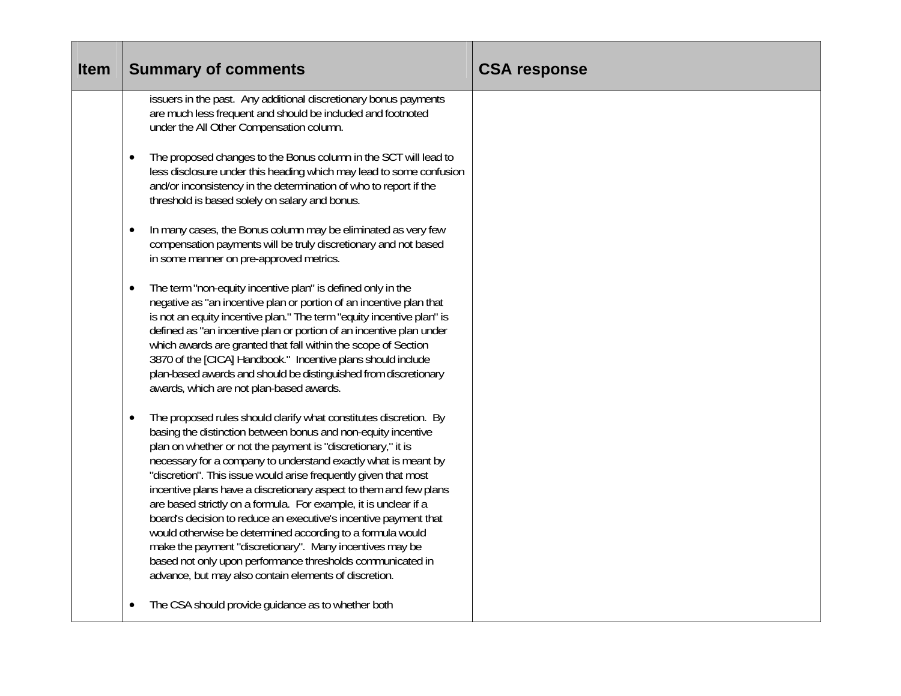| Item | Summary of comments | CSA response |
|---|---|---|
| | issuers in the past. Any additional discretionary bonus payments are much less frequent and should be included and footnoted under the All Other Compensation column.<br><br>• The proposed changes to the Bonus column in the SCT will lead to less disclosure under this heading which may lead to some confusion and/or inconsistency in the determination of who to report if the threshold is based solely on salary and bonus.<br><br>• In many cases, the Bonus column may be eliminated as very few compensation payments will be truly discretionary and not based in some manner on pre-approved metrics.<br><br>• The term "non-equity incentive plan" is defined only in the negative as "an incentive plan or portion of an incentive plan that is not an equity incentive plan." The term "equity incentive plan" is defined as "an incentive plan or portion of an incentive plan under which awards are granted that fall within the scope of Section 3870 of the [CICA] Handbook." Incentive plans should include plan-based awards and should be distinguished from discretionary awards, which are not plan-based awards.<br><br>• The proposed rules should clarify what constitutes discretion. By basing the distinction between bonus and non-equity incentive plan on whether or not the payment is "discretionary," it is necessary for a company to understand exactly what is meant by "discretion". This issue would arise frequently given that most incentive plans have a discretionary aspect to them and few plans are based strictly on a formula. For example, it is unclear if a board's decision to reduce an executive's incentive payment that would otherwise be determined according to a formula would make the payment "discretionary". Many incentives may be based not only upon performance thresholds communicated in advance, but may also contain elements of discretion.<br><br>• The CSA should provide guidance as to whether both | |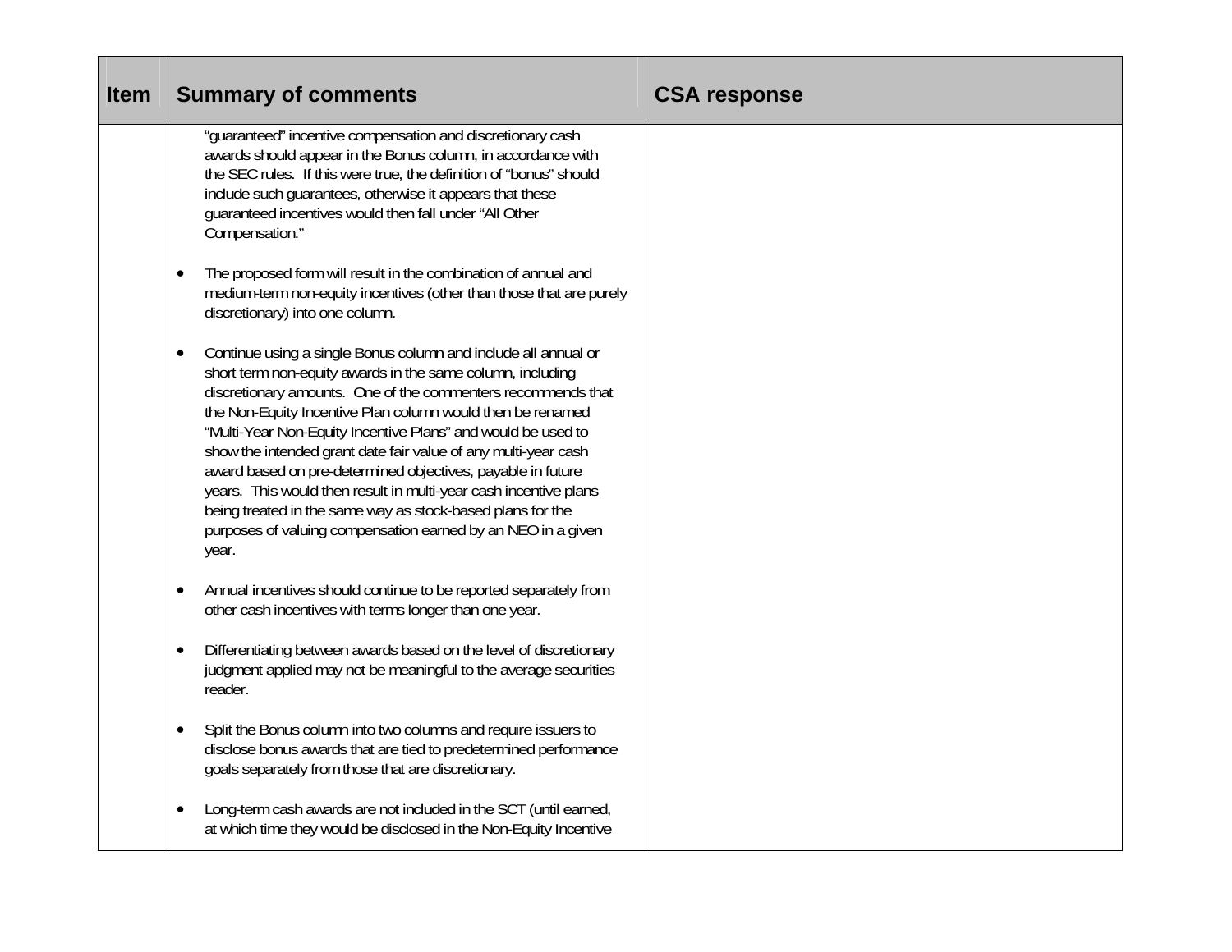| Item | Summary of comments | CSA response |
|---|---|---|
| | "guaranteed" incentive compensation and discretionary cash awards should appear in the Bonus column, in accordance with the SEC rules. If this were true, the definition of "bonus" should include such guarantees, otherwise it appears that these guaranteed incentives would then fall under "All Other Compensation."<br><br>• The proposed form will result in the combination of annual and medium-term non-equity incentives (other than those that are purely discretionary) into one column.<br><br>• Continue using a single Bonus column and include all annual or short term non-equity awards in the same column, including discretionary amounts. One of the commenters recommends that the Non-Equity Incentive Plan column would then be renamed "Multi-Year Non-Equity Incentive Plans" and would be used to show the intended grant date fair value of any multi-year cash award based on pre-determined objectives, payable in future years. This would then result in multi-year cash incentive plans being treated in the same way as stock-based plans for the purposes of valuing compensation earned by an NEO in a given year.<br><br>• Annual incentives should continue to be reported separately from other cash incentives with terms longer than one year.<br><br>• Differentiating between awards based on the level of discretionary judgment applied may not be meaningful to the average securities reader.<br><br>• Split the Bonus column into two columns and require issuers to disclose bonus awards that are tied to predetermined performance goals separately from those that are discretionary.<br><br>• Long-term cash awards are not included in the SCT (until earned, at which time they would be disclosed in the Non-Equity Incentive | |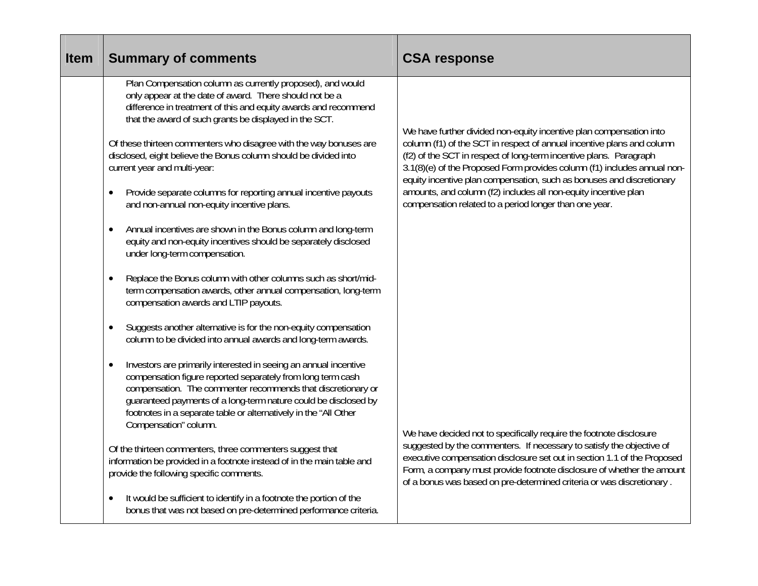| Item | Summary of comments | CSA response |
|---|---|---|
| | Plan Compensation column as currently proposed), and would only appear at the date of award. There should not be a difference in treatment of this and equity awards and recommend that the award of such grants be displayed in the SCT.<br><br>Of these thirteen commenters who disagree with the way bonuses are disclosed, eight believe the Bonus column should be divided into current year and multi-year:<br><br>• Provide separate columns for reporting annual incentive payouts and non-annual non-equity incentive plans.<br><br>• Annual incentives are shown in the Bonus column and long-term equity and non-equity incentives should be separately disclosed under long-term compensation.<br><br>• Replace the Bonus column with other columns such as short/mid-term compensation awards, other annual compensation, long-term compensation awards and LTIP payouts.<br><br>• Suggests another alternative is for the non-equity compensation column to be divided into annual awards and long-term awards.<br><br>• Investors are primarily interested in seeing an annual incentive compensation figure reported separately from long term cash compensation. The commenter recommends that discretionary or guaranteed payments of a long-term nature could be disclosed by footnotes in a separate table or alternatively in the "All Other Compensation" column.<br><br>Of the thirteen commenters, three commenters suggest that information be provided in a footnote instead of in the main table and provide the following specific comments.<br><br>• It would be sufficient to identify in a footnote the portion of the bonus that was not based on pre-determined performance criteria. | We have further divided non-equity incentive plan compensation into column (f1) of the SCT in respect of annual incentive plans and column (f2) of the SCT in respect of long-term incentive plans. Paragraph 3.1(8)(e) of the Proposed Form provides column (f1) includes annual non-equity incentive plan compensation, such as bonuses and discretionary amounts, and column (f2) includes all non-equity incentive plan compensation related to a period longer than one year.<br><br>We have decided not to specifically require the footnote disclosure suggested by the commenters. If necessary to satisfy the objective of executive compensation disclosure set out in section 1.1 of the Proposed Form, a company must provide footnote disclosure of whether the amount of a bonus was based on pre-determined criteria or was discretionary . |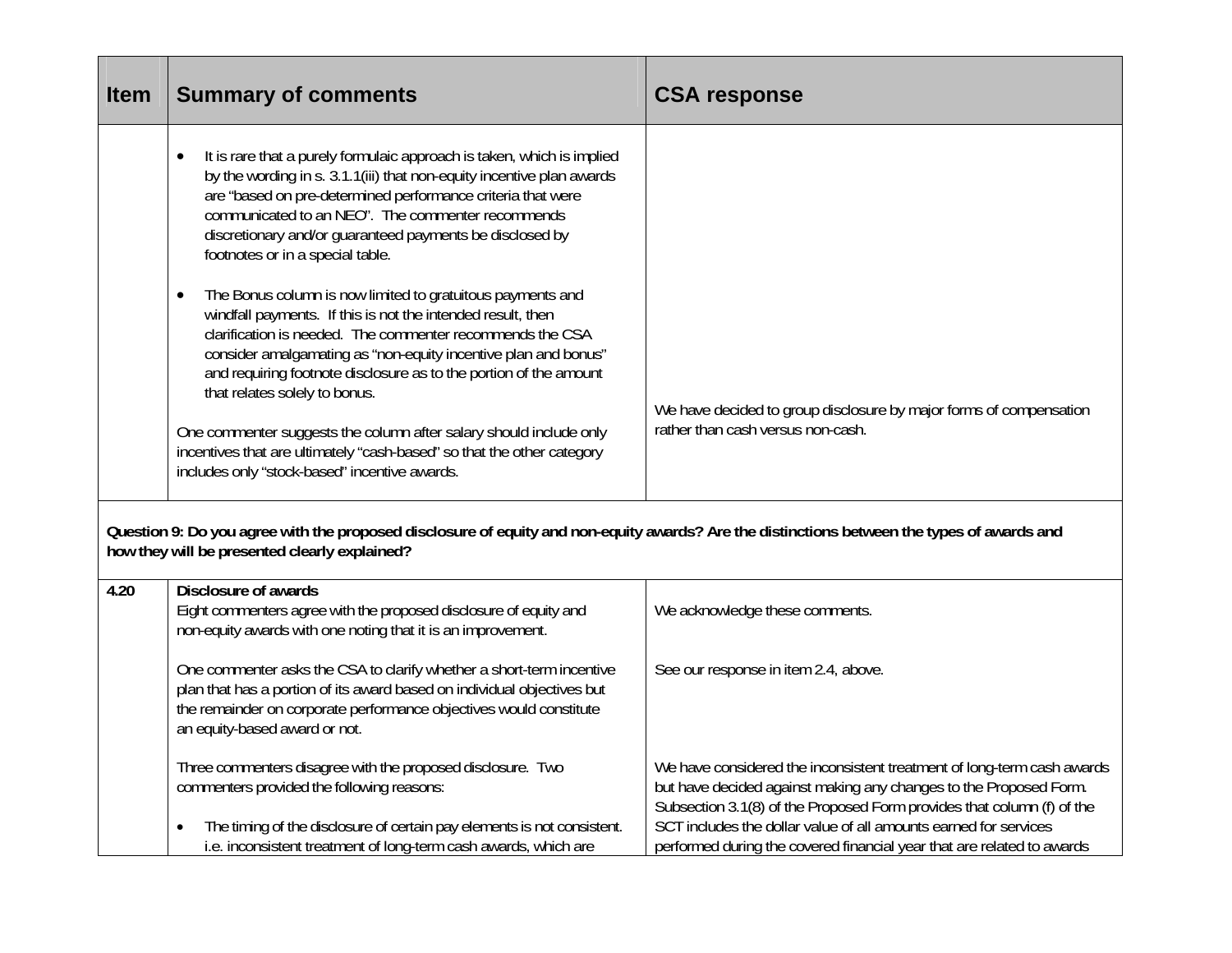| Item | Summary of comments | CSA response |
|---|---|---|
| | • It is rare that a purely formulaic approach is taken, which is implied by the wording in s. 3.1.1(iii) that non-equity incentive plan awards are "based on pre-determined performance criteria that were communicated to an NEO". The commenter recommends discretionary and/or guaranteed payments be disclosed by footnotes or in a special table.<br><br>• The Bonus column is now limited to gratuitous payments and windfall payments. If this is not the intended result, then clarification is needed. The commenter recommends the CSA consider amalgamating as "non-equity incentive plan and bonus" and requiring footnote disclosure as to the portion of the amount that relates solely to bonus.<br><br>One commenter suggests the column after salary should include only incentives that are ultimately "cash-based" so that the other category includes only "stock-based" incentive awards. | We have decided to group disclosure by major forms of compensation rather than cash versus non-cash. |
| **Question 9: Do you agree with the proposed disclosure of equity and non-equity awards? Are the distinctions between the types of awards and how they will be presented clearly explained?** | | |
| **4.20** | **Disclosure of awards**<br>Eight commenters agree with the proposed disclosure of equity and non-equity awards with one noting that it is an improvement.<br><br>One commenter asks the CSA to clarify whether a short-term incentive plan that has a portion of its award based on individual objectives but the remainder on corporate performance objectives would constitute an equity-based award or not.<br><br>Three commenters disagree with the proposed disclosure. Two commenters provided the following reasons:<br><br>• The timing of the disclosure of certain pay elements is not consistent. i.e. inconsistent treatment of long-term cash awards, which are | We acknowledge these comments.<br><br>See our response in item 2.4, above.<br><br>We have considered the inconsistent treatment of long-term cash awards but have decided against making any changes to the Proposed Form. Subsection 3.1(8) of the Proposed Form provides that column (f) of the SCT includes the dollar value of all amounts earned for services performed during the covered financial year that are related to awards |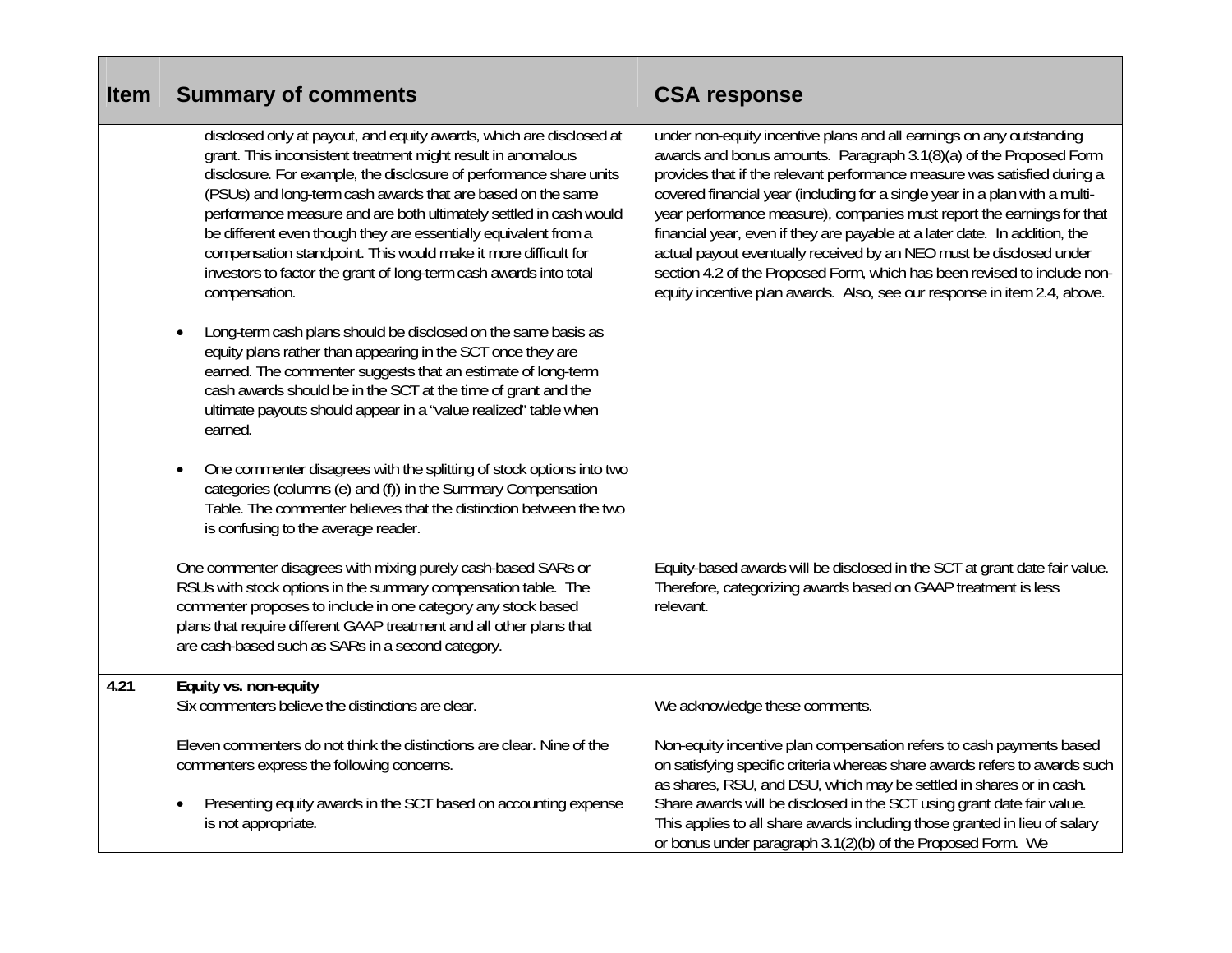| Item | Summary of comments | CSA response |
|---|---|---|
| | disclosed only at payout, and equity awards, which are disclosed at grant. This inconsistent treatment might result in anomalous disclosure. For example, the disclosure of performance share units (PSUs) and long-term cash awards that are based on the same performance measure and are both ultimately settled in cash would be different even though they are essentially equivalent from a compensation standpoint. This would make it more difficult for investors to factor the grant of long-term cash awards into total compensation.<br><br>• Long-term cash plans should be disclosed on the same basis as equity plans rather than appearing in the SCT once they are earned. The commenter suggests that an estimate of long-term cash awards should be in the SCT at the time of grant and the ultimate payouts should appear in a "value realized" table when earned.<br><br>• One commenter disagrees with the splitting of stock options into two categories (columns (e) and (f)) in the Summary Compensation Table. The commenter believes that the distinction between the two is confusing to the average reader. | under non-equity incentive plans and all earnings on any outstanding awards and bonus amounts. Paragraph 3.1(8)(a) of the Proposed Form provides that if the relevant performance measure was satisfied during a covered financial year (including for a single year in a plan with a multi-year performance measure), companies must report the earnings for that financial year, even if they are payable at a later date. In addition, the actual payout eventually received by an NEO must be disclosed under section 4.2 of the Proposed Form, which has been revised to include non-equity incentive plan awards. Also, see our response in item 2.4, above. |
| | One commenter disagrees with mixing purely cash-based SARs or RSUs with stock options in the summary compensation table. The commenter proposes to include in one category any stock based plans that require different GAAP treatment and all other plans that are cash-based such as SARs in a second category. | Equity-based awards will be disclosed in the SCT at grant date fair value. Therefore, categorizing awards based on GAAP treatment is less relevant. |
| 4.21 | **Equity vs. non-equity**<br>Six commenters believe the distinctions are clear.<br><br>Eleven commenters do not think the distinctions are clear. Nine of the commenters express the following concerns.<br><br>• Presenting equity awards in the SCT based on accounting expense is not appropriate. | We acknowledge these comments.<br><br>Non-equity incentive plan compensation refers to cash payments based on satisfying specific criteria whereas share awards refers to awards such as shares, RSU, and DSU, which may be settled in shares or in cash. Share awards will be disclosed in the SCT using grant date fair value. This applies to all share awards including those granted in lieu of salary or bonus under paragraph 3.1(2)(b) of the Proposed Form. We |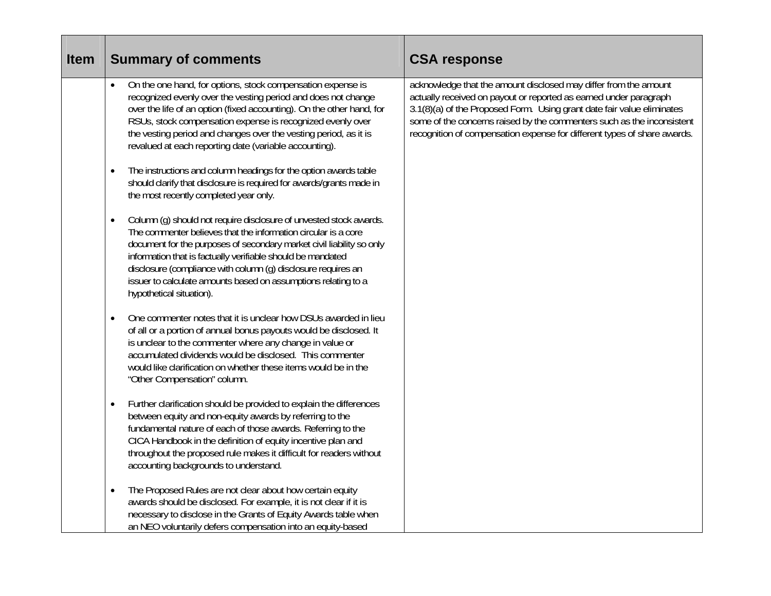| Item | Summary of comments | CSA response |
|---|---|---|
| | • On the one hand, for options, stock compensation expense is recognized evenly over the vesting period and does not change over the life of an option (fixed accounting). On the other hand, for RSUs, stock compensation expense is recognized evenly over the vesting period and changes over the vesting period, as it is revalued at each reporting date (variable accounting).<br><br>• The instructions and column headings for the option awards table should clarify that disclosure is required for awards/grants made in the most recently completed year only.<br><br>• Column (g) should not require disclosure of unvested stock awards. The commenter believes that the information circular is a core document for the purposes of secondary market civil liability so only information that is factually verifiable should be mandated disclosure (compliance with column (g) disclosure requires an issuer to calculate amounts based on assumptions relating to a hypothetical situation).<br><br>• One commenter notes that it is unclear how DSUs awarded in lieu of all or a portion of annual bonus payouts would be disclosed. It is unclear to the commenter where any change in value or accumulated dividends would be disclosed. This commenter would like clarification on whether these items would be in the "Other Compensation" column.<br><br>• Further clarification should be provided to explain the differences between equity and non-equity awards by referring to the fundamental nature of each of those awards. Referring to the CICA Handbook in the definition of equity incentive plan and throughout the proposed rule makes it difficult for readers without accounting backgrounds to understand.<br><br>• The Proposed Rules are not clear about how certain equity awards should be disclosed. For example, it is not clear if it is necessary to disclose in the Grants of Equity Awards table when an NEO voluntarily defers compensation into an equity-based | acknowledge that the amount disclosed may differ from the amount actually received on payout or reported as earned under paragraph 3.1(8)(a) of the Proposed Form. Using grant date fair value eliminates some of the concerns raised by the commenters such as the inconsistent recognition of compensation expense for different types of share awards. |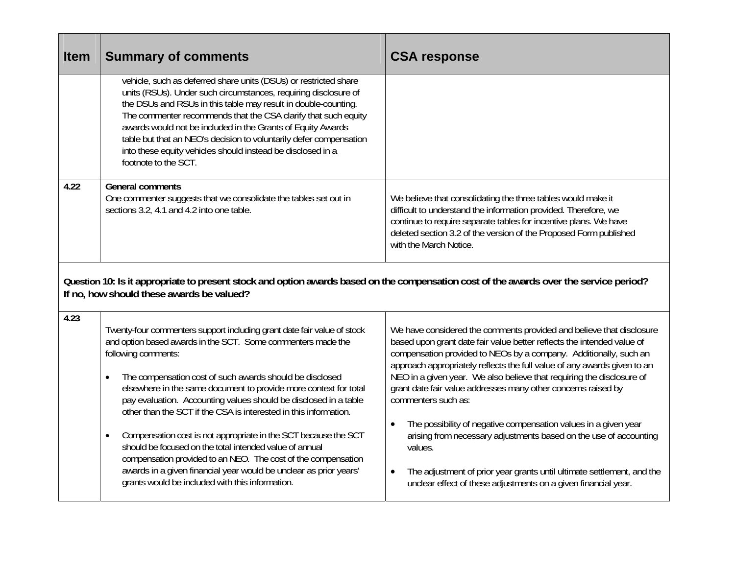| Item | Summary of comments | CSA response |
|---|---|---|
| | vehicle, such as deferred share units (DSUs) or restricted share units (RSUs). Under such circumstances, requiring disclosure of the DSUs and RSUs in this table may result in double-counting. The commenter recommends that the CSA clarify that such equity awards would not be included in the Grants of Equity Awards table but that an NEO's decision to voluntarily defer compensation into these equity vehicles should instead be disclosed in a footnote to the SCT. | |
| **4.22** | **General comments**<br>One commenter suggests that we consolidate the tables set out in sections 3.2, 4.1 and 4.2 into one table. | We believe that consolidating the three tables would make it difficult to understand the information provided. Therefore, we continue to require separate tables for incentive plans. We have deleted section 3.2 of the version of the Proposed Form published with the March Notice. |
| **Question 10: Is it appropriate to present stock and option awards based on the compensation cost of the awards over the service period? If no, how should these awards be valued?** | | |
| **4.23** | Twenty-four commenters support including grant date fair value of stock and option based awards in the SCT. Some commenters made the following comments:<br><br>• The compensation cost of such awards should be disclosed elsewhere in the same document to provide more context for total pay evaluation. Accounting values should be disclosed in a table other than the SCT if the CSA is interested in this information.<br><br>• Compensation cost is not appropriate in the SCT because the SCT should be focused on the total intended value of annual compensation provided to an NEO. The cost of the compensation awards in a given financial year would be unclear as prior years' grants would be included with this information. | We have considered the comments provided and believe that disclosure based upon grant date fair value better reflects the intended value of compensation provided to NEOs by a company. Additionally, such an approach appropriately reflects the full value of any awards given to an NEO in a given year. We also believe that requiring the disclosure of grant date fair value addresses many other concerns raised by commenters such as:<br><br>• The possibility of negative compensation values in a given year arising from necessary adjustments based on the use of accounting values.<br><br>• The adjustment of prior year grants until ultimate settlement, and the unclear effect of these adjustments on a given financial year. |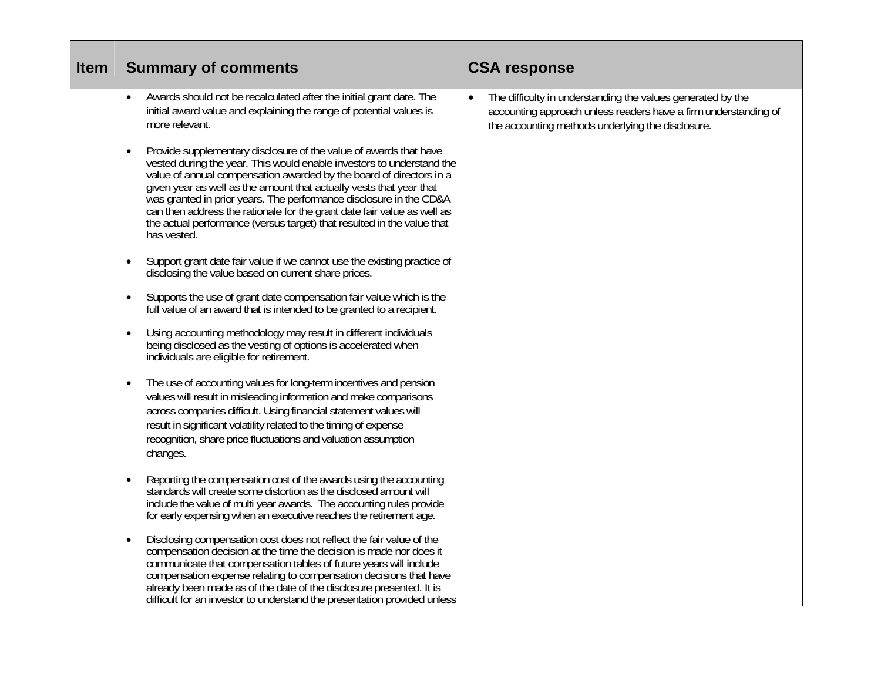| Item | Summary of comments | CSA response |
| --- | --- | --- |
| | • Awards should not be recalculated after the initial grant date. The initial award value and explaining the range of potential values is more relevant.<br><br>• Provide supplementary disclosure of the value of awards that have vested during the year. This would enable investors to understand the value of annual compensation awarded by the board of directors in a given year as well as the amount that actually vests that year that was granted in prior years. The performance disclosure in the CD&A can then address the rationale for the grant date fair value as well as the actual performance (versus target) that resulted in the value that has vested.<br><br>• Support grant date fair value if we cannot use the existing practice of disclosing the value based on current share prices.<br><br>• Supports the use of grant date compensation fair value which is the full value of an award that is intended to be granted to a recipient.<br><br>• Using accounting methodology may result in different individuals being disclosed as the vesting of options is accelerated when individuals are eligible for retirement.<br><br>• The use of accounting values for long-term incentives and pension values will result in misleading information and make comparisons across companies difficult. Using financial statement values will result in significant volatility related to the timing of expense recognition, share price fluctuations and valuation assumption changes.<br><br>• Reporting the compensation cost of the awards using the accounting standards will create some distortion as the disclosed amount will include the value of multi year awards. The accounting rules provide for early expensing when an executive reaches the retirement age.<br><br>• Disclosing compensation cost does not reflect the fair value of the compensation decision at the time the decision is made nor does it communicate that compensation tables of future years will include compensation expense relating to compensation decisions that have already been made as of the date of the disclosure presented. It is difficult for an investor to understand the presentation provided unless | • The difficulty in understanding the values generated by the accounting approach unless readers have a firm understanding of the accounting methods underlying the disclosure. |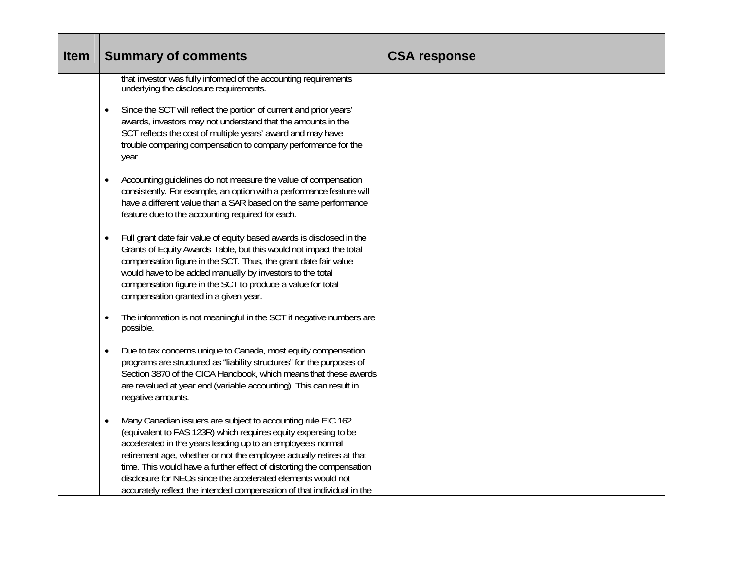| Item | Summary of comments | CSA response |
| --- | --- | --- |
| | that investor was fully informed of the accounting requirements underlying the disclosure requirements.<br><br>• Since the SCT will reflect the portion of current and prior years' awards, investors may not understand that the amounts in the SCT reflects the cost of multiple years' award and may have trouble comparing compensation to company performance for the year.<br><br>• Accounting guidelines do not measure the value of compensation consistently. For example, an option with a performance feature will have a different value than a SAR based on the same performance feature due to the accounting required for each.<br><br>• Full grant date fair value of equity based awards is disclosed in the Grants of Equity Awards Table, but this would not impact the total compensation figure in the SCT. Thus, the grant date fair value would have to be added manually by investors to the total compensation figure in the SCT to produce a value for total compensation granted in a given year.<br><br>• The information is not meaningful in the SCT if negative numbers are possible.<br><br>• Due to tax concerns unique to Canada, most equity compensation programs are structured as "liability structures" for the purposes of Section 3870 of the CICA Handbook, which means that these awards are revalued at year end (variable accounting). This can result in negative amounts.<br><br>• Many Canadian issuers are subject to accounting rule EIC 162 (equivalent to FAS 123R) which requires equity expensing to be accelerated in the years leading up to an employee's normal retirement age, whether or not the employee actually retires at that time. This would have a further effect of distorting the compensation disclosure for NEOs since the accelerated elements would not accurately reflect the intended compensation of that individual in the | |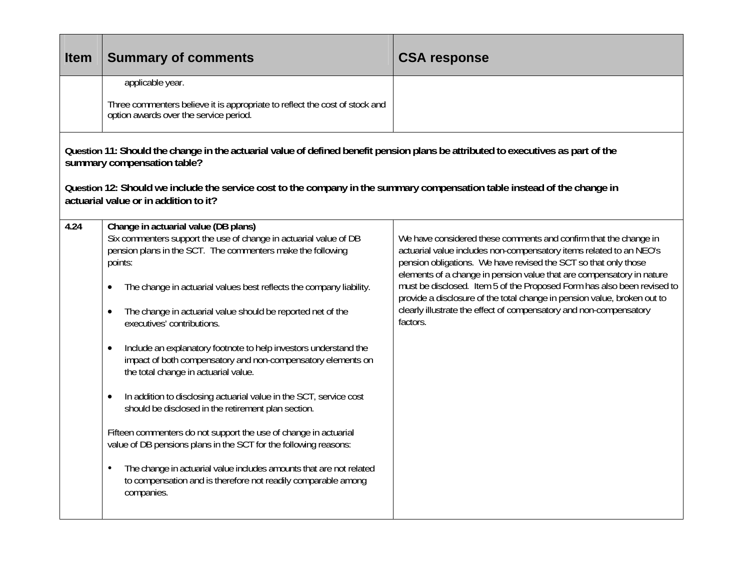| Item | Summary of comments | CSA response |
|---|---|---|
| | applicable year.<br><br>Three commenters believe it is appropriate to reflect the cost of stock and option awards over the service period. | |
| **Question 11: Should the change in the actuarial value of defined benefit pension plans be attributed to executives as part of the summary compensation table?**<br><br>**Question 12: Should we include the service cost to the company in the summary compensation table instead of the change in actuarial value or in addition to it?** | | |
| 4.24 | **Change in actuarial value (DB plans)**<br>Six commenters support the use of change in actuarial value of DB pension plans in the SCT. The commenters make the following points:<br><br>• The change in actuarial values best reflects the company liability.<br><br>• The change in actuarial value should be reported net of the executives' contributions.<br><br>• Include an explanatory footnote to help investors understand the impact of both compensatory and non-compensatory elements on the total change in actuarial value.<br><br>• In addition to disclosing actuarial value in the SCT, service cost should be disclosed in the retirement plan section.<br><br>Fifteen commenters do not support the use of change in actuarial value of DB pensions plans in the SCT for the following reasons:<br><br>• The change in actuarial value includes amounts that are not related to compensation and is therefore not readily comparable among companies. | We have considered these comments and confirm that the change in actuarial value includes non-compensatory items related to an NEO's pension obligations. We have revised the SCT so that only those elements of a change in pension value that are compensatory in nature must be disclosed. Item 5 of the Proposed Form has also been revised to provide a disclosure of the total change in pension value, broken out to clearly illustrate the effect of compensatory and non-compensatory factors. |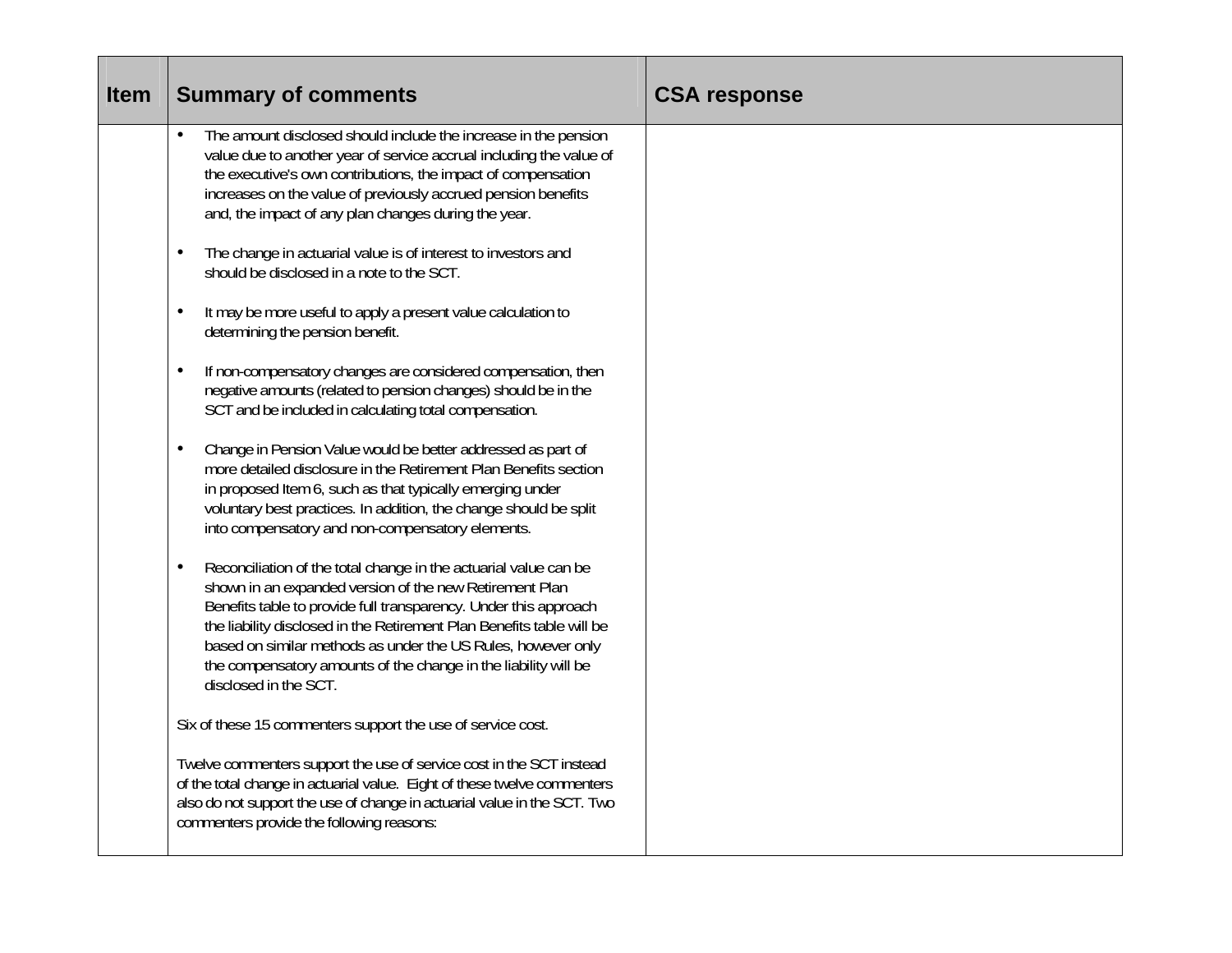| Item | Summary of comments | CSA response |
|---|---|---|
| | • The amount disclosed should include the increase in the pension value due to another year of service accrual including the value of the executive's own contributions, the impact of compensation increases on the value of previously accrued pension benefits and, the impact of any plan changes during the year.<br><br>• The change in actuarial value is of interest to investors and should be disclosed in a note to the SCT.<br><br>• It may be more useful to apply a present value calculation to determining the pension benefit.<br><br>• If non-compensatory changes are considered compensation, then negative amounts (related to pension changes) should be in the SCT and be included in calculating total compensation.<br><br>• Change in Pension Value would be better addressed as part of more detailed disclosure in the Retirement Plan Benefits section in proposed Item 6, such as that typically emerging under voluntary best practices. In addition, the change should be split into compensatory and non-compensatory elements.<br><br>• Reconciliation of the total change in the actuarial value can be shown in an expanded version of the new Retirement Plan Benefits table to provide full transparency. Under this approach the liability disclosed in the Retirement Plan Benefits table will be based on similar methods as under the US Rules, however only the compensatory amounts of the change in the liability will be disclosed in the SCT.<br><br>Six of these 15 commenters support the use of service cost.<br><br>Twelve commenters support the use of service cost in the SCT instead of the total change in actuarial value. Eight of these twelve commenters also do not support the use of change in actuarial value in the SCT. Two commenters provide the following reasons: | |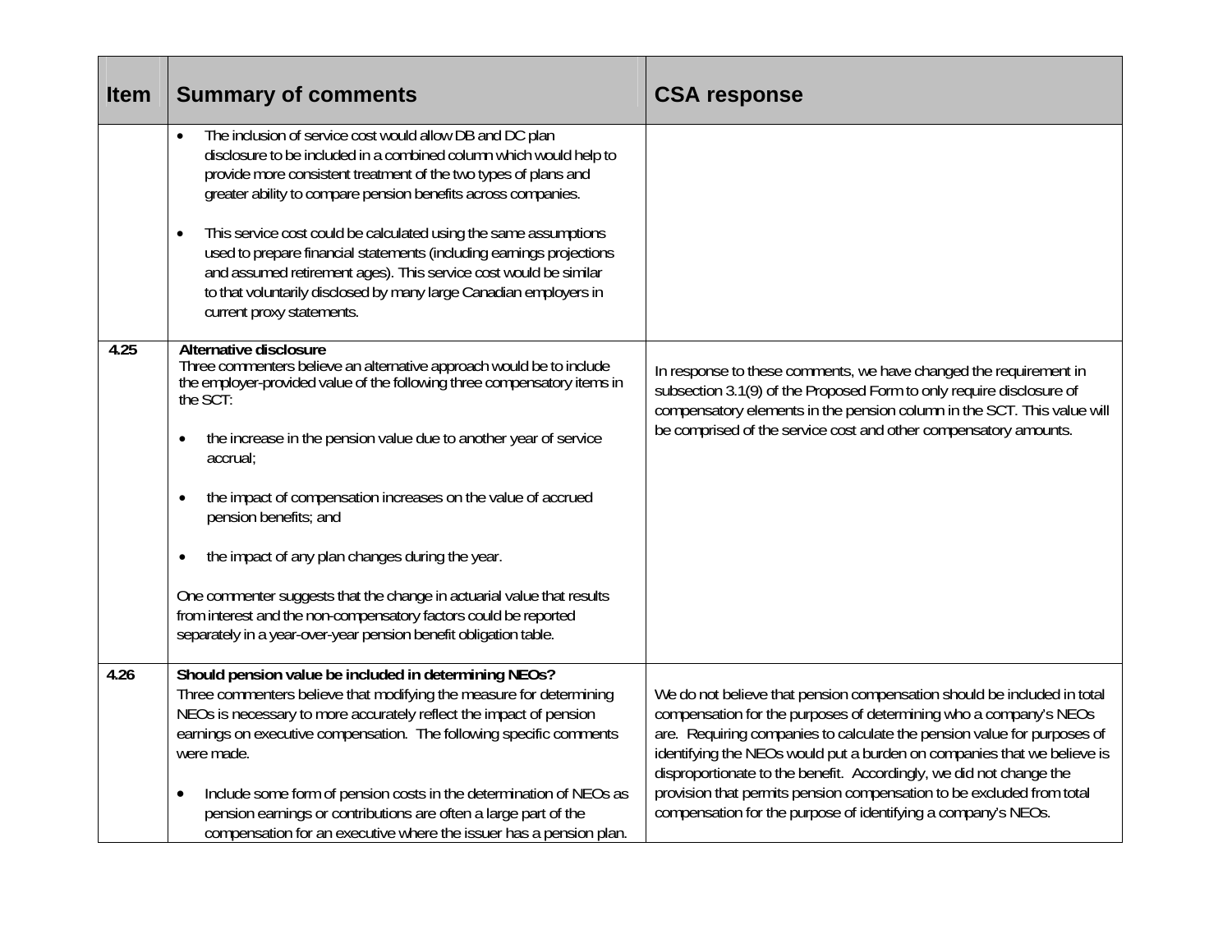| Item | Summary of comments | CSA response |
|---|---|---|
| | • The inclusion of service cost would allow DB and DC plan disclosure to be included in a combined column which would help to provide more consistent treatment of the two types of plans and greater ability to compare pension benefits across companies.<br><br>• This service cost could be calculated using the same assumptions used to prepare financial statements (including earnings projections and assumed retirement ages). This service cost would be similar to that voluntarily disclosed by many large Canadian employers in current proxy statements. | |
| 4.25 | **Alternative disclosure**<br>Three commenters believe an alternative approach would be to include the employer-provided value of the following three compensatory items in the SCT:<br><br>• the increase in the pension value due to another year of service accrual;<br><br>• the impact of compensation increases on the value of accrued pension benefits; and<br><br>• the impact of any plan changes during the year.<br><br>One commenter suggests that the change in actuarial value that results from interest and the non-compensatory factors could be reported separately in a year-over-year pension benefit obligation table. | In response to these comments, we have changed the requirement in subsection 3.1(9) of the Proposed Form to only require disclosure of compensatory elements in the pension column in the SCT. This value will be comprised of the service cost and other compensatory amounts. |
| 4.26 | **Should pension value be included in determining NEOs?**<br>Three commenters believe that modifying the measure for determining NEOs is necessary to more accurately reflect the impact of pension earnings on executive compensation. The following specific comments were made.<br><br>• Include some form of pension costs in the determination of NEOs as pension earnings or contributions are often a large part of the compensation for an executive where the issuer has a pension plan. | We do not believe that pension compensation should be included in total compensation for the purposes of determining who a company's NEOs are. Requiring companies to calculate the pension value for purposes of identifying the NEOs would put a burden on companies that we believe is disproportionate to the benefit. Accordingly, we did not change the provision that permits pension compensation to be excluded from total compensation for the purpose of identifying a company's NEOs. |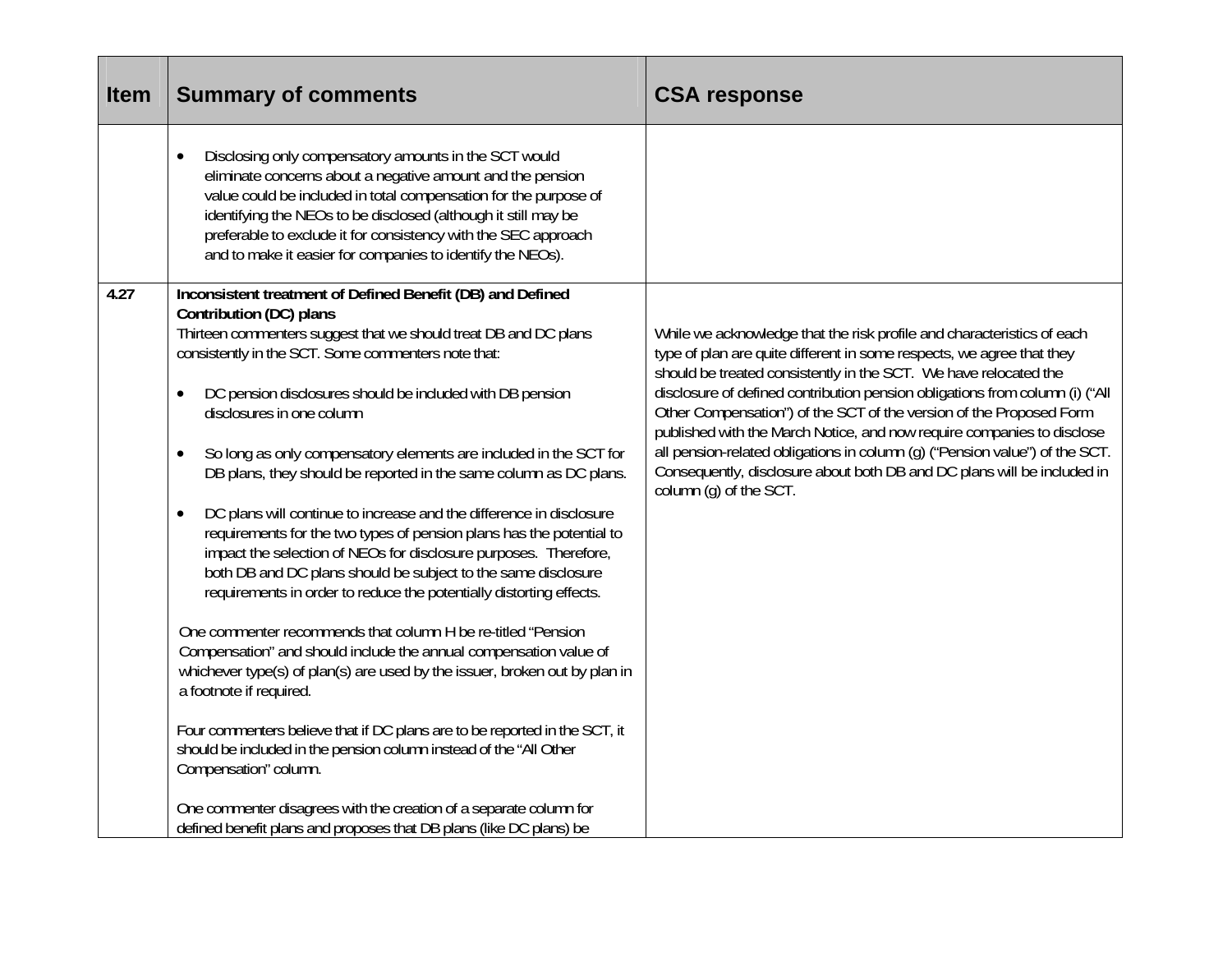| Item | Summary of comments | CSA response |
|---|---|---|
| | • Disclosing only compensatory amounts in the SCT would eliminate concerns about a negative amount and the pension value could be included in total compensation for the purpose of identifying the NEOs to be disclosed (although it still may be preferable to exclude it for consistency with the SEC approach and to make it easier for companies to identify the NEOs). | |
| **4.27** | **Inconsistent treatment of Defined Benefit (DB) and Defined Contribution (DC) plans**<br>Thirteen commenters suggest that we should treat DB and DC plans consistently in the SCT. Some commenters note that:<br><br>• DC pension disclosures should be included with DB pension disclosures in one column<br><br>• So long as only compensatory elements are included in the SCT for DB plans, they should be reported in the same column as DC plans.<br><br>• DC plans will continue to increase and the difference in disclosure requirements for the two types of pension plans has the potential to impact the selection of NEOs for disclosure purposes. Therefore, both DB and DC plans should be subject to the same disclosure requirements in order to reduce the potentially distorting effects.<br><br>One commenter recommends that column H be re-titled "Pension Compensation" and should include the annual compensation value of whichever type(s) of plan(s) are used by the issuer, broken out by plan in a footnote if required.<br><br>Four commenters believe that if DC plans are to be reported in the SCT, it should be included in the pension column instead of the "All Other Compensation" column.<br><br>One commenter disagrees with the creation of a separate column for defined benefit plans and proposes that DB plans (like DC plans) be | While we acknowledge that the risk profile and characteristics of each type of plan are quite different in some respects, we agree that they should be treated consistently in the SCT. We have relocated the disclosure of defined contribution pension obligations from column (i) ("All Other Compensation") of the SCT of the version of the Proposed Form published with the March Notice, and now require companies to disclose all pension-related obligations in column (g) ("Pension value") of the SCT. Consequently, disclosure about both DB and DC plans will be included in column (g) of the SCT. |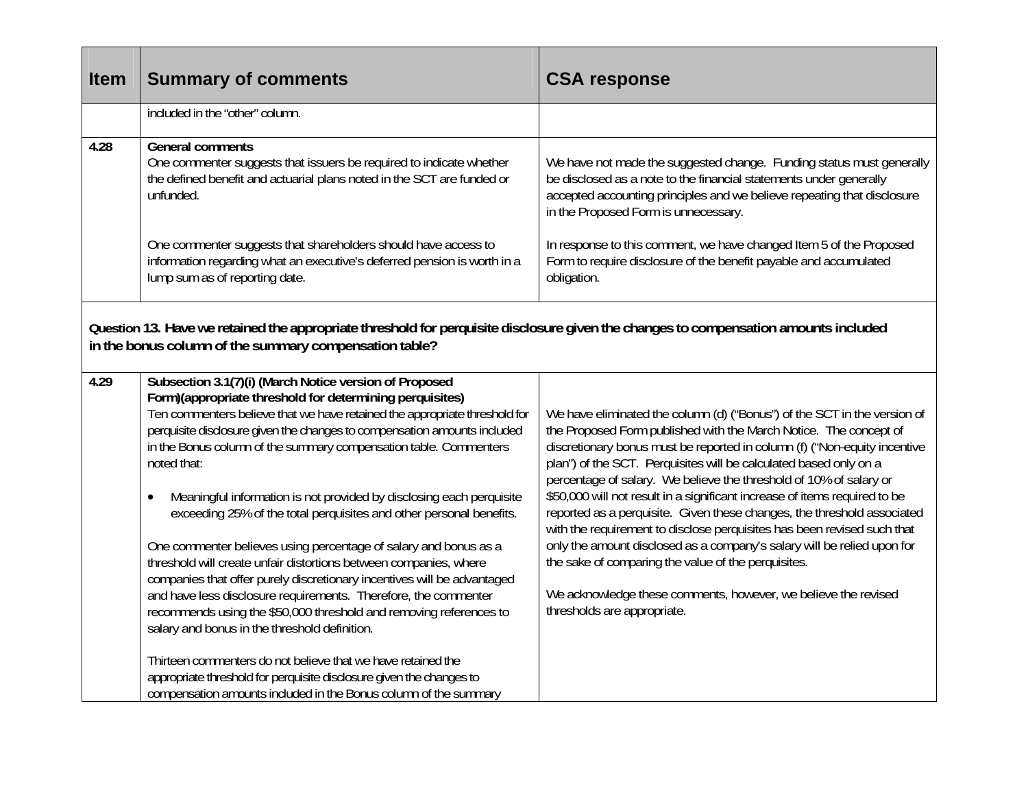| Item | Summary of comments | CSA response |
|---|---|---|
| | included in the "other" column. | |
| 4.28 | **General comments**<br>One commenter suggests that issuers be required to indicate whether the defined benefit and actuarial plans noted in the SCT are funded or unfunded.<br><br>One commenter suggests that shareholders should have access to information regarding what an executive's deferred pension is worth in a lump sum as of reporting date. | We have not made the suggested change. Funding status must generally be disclosed as a note to the financial statements under generally accepted accounting principles and we believe repeating that disclosure in the Proposed Form is unnecessary.<br><br>In response to this comment, we have changed Item 5 of the Proposed Form to require disclosure of the benefit payable and accumulated obligation. |
| **Question 13. Have we retained the appropriate threshold for perquisite disclosure given the changes to compensation amounts included in the bonus column of the summary compensation table?** | | |
| 4.29 | **Subsection 3.1(7)(i) (March Notice version of Proposed Form)(appropriate threshold for determining perquisites)**<br>Ten commenters believe that we have retained the appropriate threshold for perquisite disclosure given the changes to compensation amounts included in the Bonus column of the summary compensation table. Commenters noted that:<br><br>• Meaningful information is not provided by disclosing each perquisite exceeding 25% of the total perquisites and other personal benefits.<br><br>One commenter believes using percentage of salary and bonus as a threshold will create unfair distortions between companies, where companies that offer purely discretionary incentives will be advantaged and have less disclosure requirements. Therefore, the commenter recommends using the $50,000 threshold and removing references to salary and bonus in the threshold definition.<br><br>Thirteen commenters do not believe that we have retained the appropriate threshold for perquisite disclosure given the changes to compensation amounts included in the Bonus column of the summary | We have eliminated the column (d) ("Bonus") of the SCT in the version of the Proposed Form published with the March Notice. The concept of discretionary bonus must be reported in column (f) ("Non-equity incentive plan") of the SCT. Perquisites will be calculated based only on a percentage of salary. We believe the threshold of 10% of salary or $50,000 will not result in a significant increase of items required to be reported as a perquisite. Given these changes, the threshold associated with the requirement to disclose perquisites has been revised such that only the amount disclosed as a company's salary will be relied upon for the sake of comparing the value of the perquisites.<br><br>We acknowledge these comments, however, we believe the revised thresholds are appropriate. |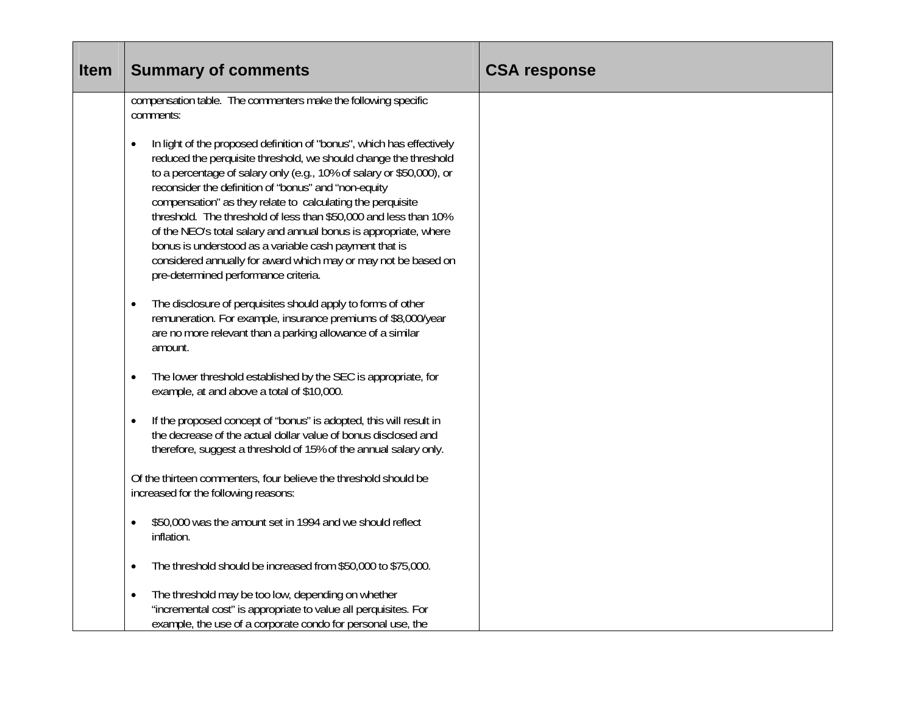| Item | Summary of comments | CSA response |
|---|---|---|
| | compensation table. The commenters make the following specific comments:<br><br>• In light of the proposed definition of "bonus", which has effectively reduced the perquisite threshold, we should change the threshold to a percentage of salary only (e.g., 10% of salary or $50,000), or reconsider the definition of "bonus" and "non-equity compensation" as they relate to calculating the perquisite threshold. The threshold of less than $50,000 and less than 10% of the NEO's total salary and annual bonus is appropriate, where bonus is understood as a variable cash payment that is considered annually for award which may or may not be based on pre-determined performance criteria.<br><br>• The disclosure of perquisites should apply to forms of other remuneration. For example, insurance premiums of $8,000/year are no more relevant than a parking allowance of a similar amount.<br><br>• The lower threshold established by the SEC is appropriate, for example, at and above a total of $10,000.<br><br>• If the proposed concept of "bonus" is adopted, this will result in the decrease of the actual dollar value of bonus disclosed and therefore, suggest a threshold of 15% of the annual salary only.<br><br>Of the thirteen commenters, four believe the threshold should be increased for the following reasons:<br><br>• $50,000 was the amount set in 1994 and we should reflect inflation.<br><br>• The threshold should be increased from $50,000 to $75,000.<br><br>• The threshold may be too low, depending on whether "incremental cost" is appropriate to value all perquisites. For example, the use of a corporate condo for personal use, the | |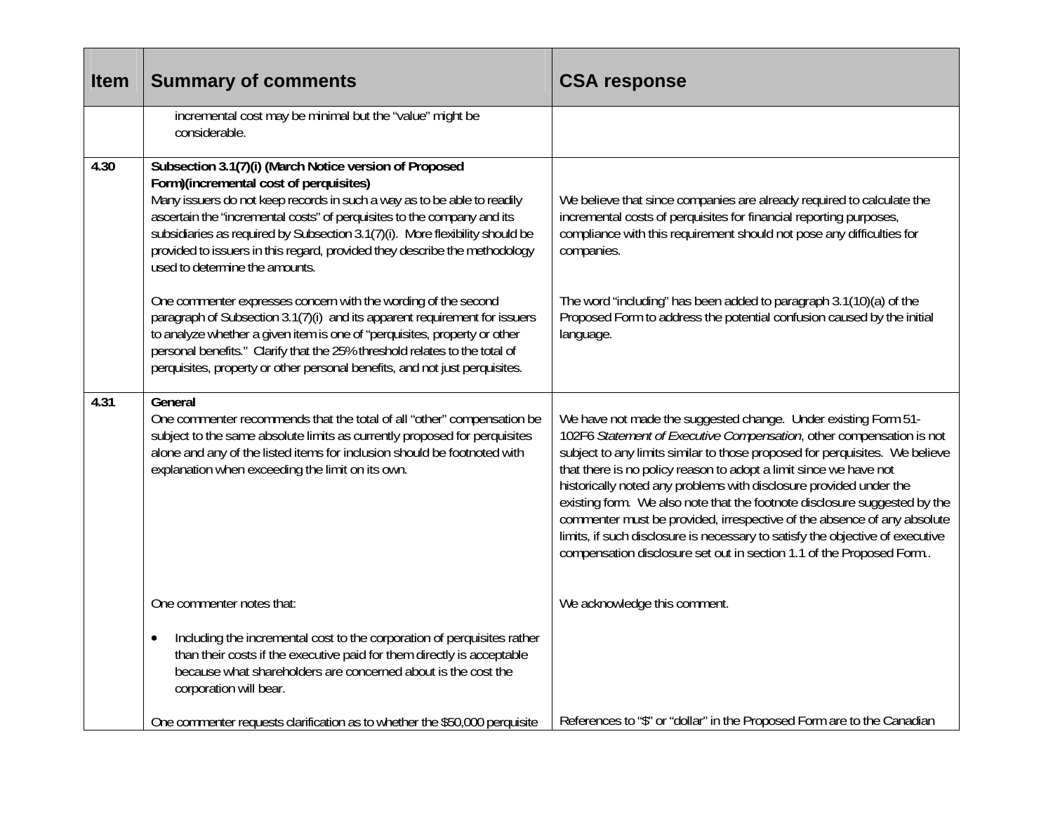| Item | Summary of comments | CSA response |
|---|---|---|
| | incremental cost may be minimal but the "value" might be considerable. | |
| 4.30 | **Subsection 3.1(7)(i) (March Notice version of Proposed Form)(incremental cost of perquisites)**<br>Many issuers do not keep records in such a way as to be able to readily ascertain the "incremental costs" of perquisites to the company and its subsidiaries as required by Subsection 3.1(7)(i). More flexibility should be provided to issuers in this regard, provided they describe the methodology used to determine the amounts.<br><br>One commenter expresses concern with the wording of the second paragraph of Subsection 3.1(7)(i) and its apparent requirement for issuers to analyze whether a given item is one of "perquisites, property or other personal benefits." Clarify that the 25% threshold relates to the total of perquisites, property or other personal benefits, and not just perquisites. | We believe that since companies are already required to calculate the incremental costs of perquisites for financial reporting purposes, compliance with this requirement should not pose any difficulties for companies.<br><br>The word "including" has been added to paragraph 3.1(10)(a) of the Proposed Form to address the potential confusion caused by the initial language. |
| 4.31 | **General**<br>One commenter recommends that the total of all "other" compensation be subject to the same absolute limits as currently proposed for perquisites alone and any of the listed items for inclusion should be footnoted with explanation when exceeding the limit on its own.<br><br>One commenter notes that:<br><br>• Including the incremental cost to the corporation of perquisites rather than their costs if the executive paid for them directly is acceptable because what shareholders are concerned about is the cost the corporation will bear.<br><br>One commenter requests clarification as to whether the $50,000 perquisite | We have not made the suggested change. Under existing Form 51-102F6 *Statement of Executive Compensation*, other compensation is not subject to any limits similar to those proposed for perquisites. We believe that there is no policy reason to adopt a limit since we have not historically noted any problems with disclosure provided under the existing form. We also note that the footnote disclosure suggested by the commenter must be provided, irrespective of the absence of any absolute limits, if such disclosure is necessary to satisfy the objective of executive compensation disclosure set out in section 1.1 of the Proposed Form..<br><br>We acknowledge this comment.<br><br>References to "$" or "dollar" in the Proposed Form are to the Canadian |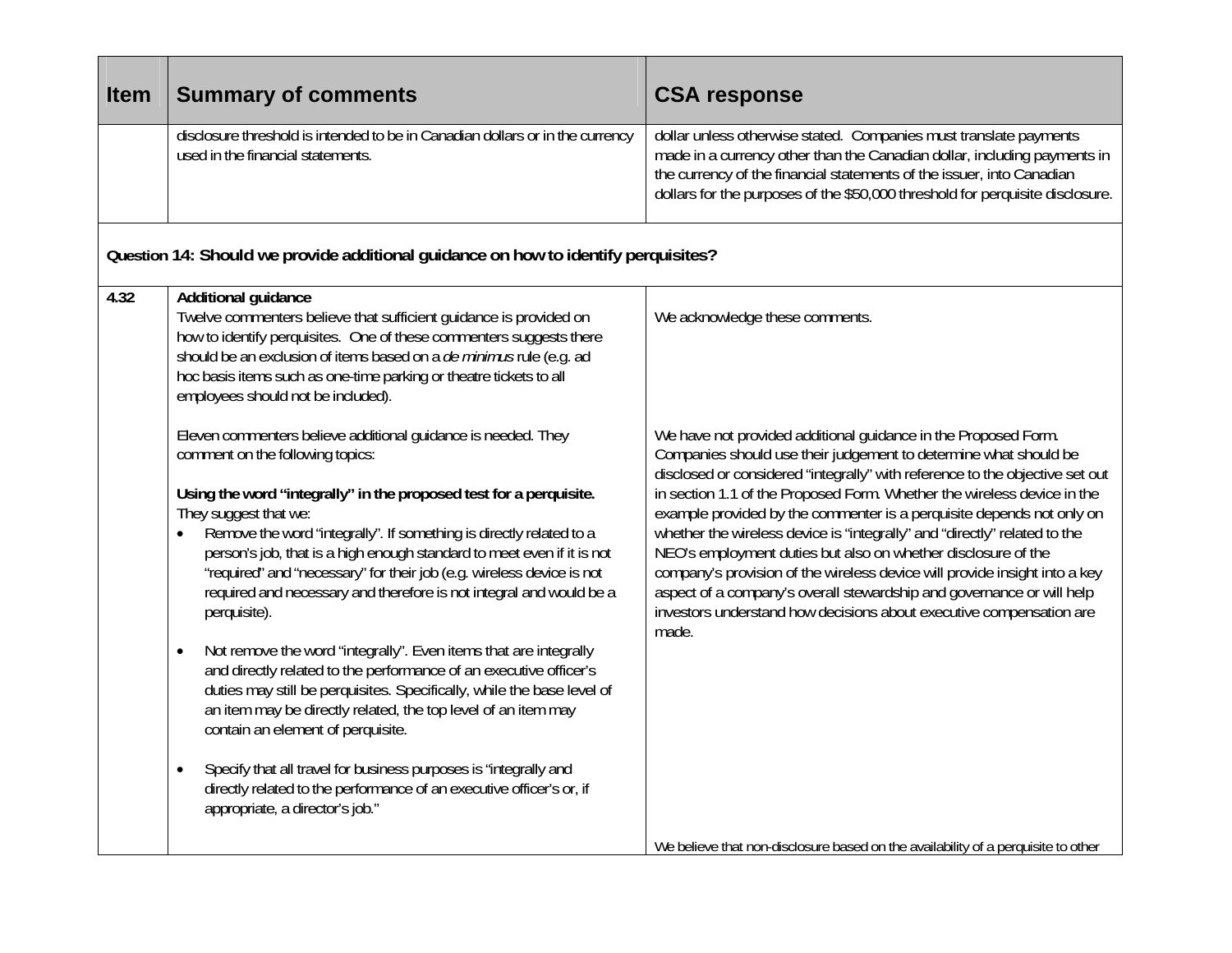| Item | Summary of comments | CSA response |
|---|---|---|
| | disclosure threshold is intended to be in Canadian dollars or in the currency used in the financial statements. | dollar unless otherwise stated. Companies must translate payments made in a currency other than the Canadian dollar, including payments in the currency of the financial statements of the issuer, into Canadian dollars for the purposes of the $50,000 threshold for perquisite disclosure. |
| **Question 14: Should we provide additional guidance on how to identify perquisites?** | | |
| **4.32** | **Additional guidance**<br>Twelve commenters believe that sufficient guidance is provided on how to identify perquisites. One of these commenters suggests there should be an exclusion of items based on a *de minimus* rule (e.g. ad hoc basis items such as one-time parking or theatre tickets to all employees should not be included).<br><br>Eleven commenters believe additional guidance is needed. They comment on the following topics:<br><br>**Using the word "integrally" in the proposed test for a perquisite.** They suggest that we:<br>• Remove the word "integrally". If something is directly related to a person's job, that is a high enough standard to meet even if it is not "required" and "necessary" for their job (e.g. wireless device is not required and necessary and therefore is not integral and would be a perquisite).<br>• Not remove the word "integrally". Even items that are integrally and directly related to the performance of an executive officer's duties may still be perquisites. Specifically, while the base level of an item may be directly related, the top level of an item may contain an element of perquisite.<br>• Specify that all travel for business purposes is "integrally and directly related to the performance of an executive officer's or, if appropriate, a director's job." | We acknowledge these comments.<br><br>We have not provided additional guidance in the Proposed Form. Companies should use their judgement to determine what should be disclosed or considered "integrally" with reference to the objective set out in section 1.1 of the Proposed Form. Whether the wireless device in the example provided by the commenter is a perquisite depends not only on whether the wireless device is "integrally" and "directly" related to the NEO's employment duties but also on whether disclosure of the company's provision of the wireless device will provide insight into a key aspect of a company's overall stewardship and governance or will help investors understand how decisions about executive compensation are made.<br><br>We believe that non-disclosure based on the availability of a perquisite to other |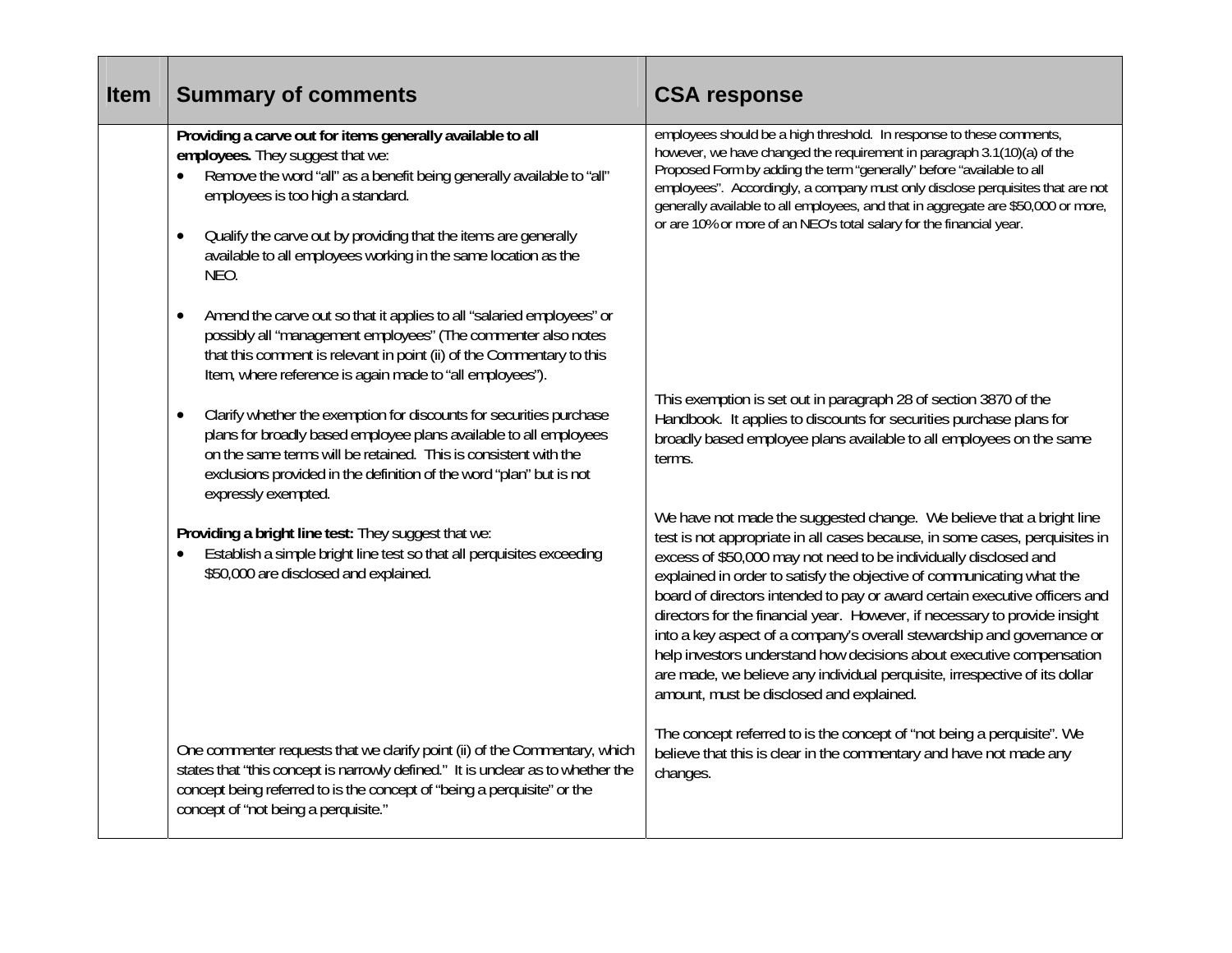| Item | Summary of comments | CSA response |
|---|---|---|
| | **Providing a carve out for items generally available to all employees.** They suggest that we:<br>• Remove the word "all" as a benefit being generally available to "all" employees is too high a standard.<br>• Qualify the carve out by providing that the items are generally available to all employees working in the same location as the NEO.<br>• Amend the carve out so that it applies to all "salaried employees" or possibly all "management employees" (The commenter also notes that this comment is relevant in point (ii) of the Commentary to this Item, where reference is again made to "all employees"). | employees should be a high threshold. In response to these comments, however, we have changed the requirement in paragraph 3.1(10)(a) of the Proposed Form by adding the term "generally" before "available to all employees". Accordingly, a company must only disclose perquisites that are not generally available to all employees, and that in aggregate are $50,000 or more, or are 10% or more of an NEO's total salary for the financial year. |
| | • Clarify whether the exemption for discounts for securities purchase plans for broadly based employee plans available to all employees on the same terms will be retained. This is consistent with the exclusions provided in the definition of the word "plan" but is not expressly exempted. | This exemption is set out in paragraph 28 of section 3870 of the Handbook. It applies to discounts for securities purchase plans for broadly based employee plans available to all employees on the same terms. |
| | **Providing a bright line test:** They suggest that we:<br>• Establish a simple bright line test so that all perquisites exceeding $50,000 are disclosed and explained. | We have not made the suggested change. We believe that a bright line test is not appropriate in all cases because, in some cases, perquisites in excess of $50,000 may not need to be individually disclosed and explained in order to satisfy the objective of communicating what the board of directors intended to pay or award certain executive officers and directors for the financial year. However, if necessary to provide insight into a key aspect of a company's overall stewardship and governance or help investors understand how decisions about executive compensation are made, we believe any individual perquisite, irrespective of its dollar amount, must be disclosed and explained. |
| | One commenter requests that we clarify point (ii) of the Commentary, which states that "this concept is narrowly defined." It is unclear as to whether the concept being referred to is the concept of "being a perquisite" or the concept of "not being a perquisite." | The concept referred to is the concept of "not being a perquisite". We believe that this is clear in the commentary and have not made any changes. |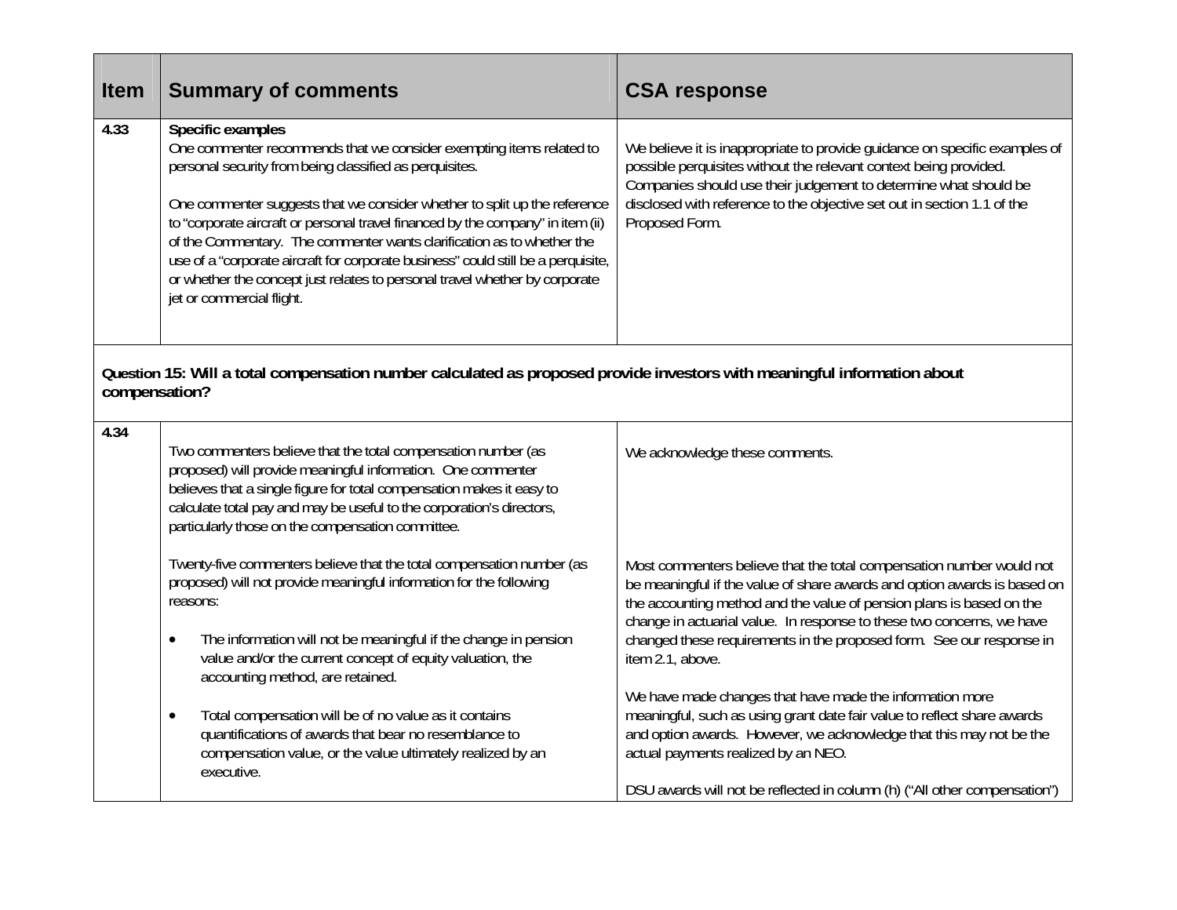| Item | Summary of comments | CSA response |
|---|---|---|
| 4.33 | **Specific examples**<br>One commenter recommends that we consider exempting items related to personal security from being classified as perquisites.<br><br>One commenter suggests that we consider whether to split up the reference to "corporate aircraft or personal travel financed by the company" in item (ii) of the Commentary. The commenter wants clarification as to whether the use of a "corporate aircraft for corporate business" could still be a perquisite, or whether the concept just relates to personal travel whether by corporate jet or commercial flight. | We believe it is inappropriate to provide guidance on specific examples of possible perquisites without the relevant context being provided. Companies should use their judgement to determine what should be disclosed with reference to the objective set out in section 1.1 of the Proposed Form. |
| **Question 15: Will a total compensation number calculated as proposed provide investors with meaningful information about compensation?** | | |
| 4.34 | Two commenters believe that the total compensation number (as proposed) will provide meaningful information. One commenter believes that a single figure for total compensation makes it easy to calculate total pay and may be useful to the corporation's directors, particularly those on the compensation committee.<br><br>Twenty-five commenters believe that the total compensation number (as proposed) will not provide meaningful information for the following reasons:<br><br>• The information will not be meaningful if the change in pension value and/or the current concept of equity valuation, the accounting method, are retained.<br><br>• Total compensation will be of no value as it contains quantifications of awards that bear no resemblance to compensation value, or the value ultimately realized by an executive. | We acknowledge these comments.<br><br>Most commenters believe that the total compensation number would not be meaningful if the value of share awards and option awards is based on the accounting method and the value of pension plans is based on the change in actuarial value. In response to these two concerns, we have changed these requirements in the proposed form. See our response in item 2.1, above.<br><br>We have made changes that have made the information more meaningful, such as using grant date fair value to reflect share awards and option awards. However, we acknowledge that this may not be the actual payments realized by an NEO.<br><br>DSU awards will not be reflected in column (h) ("All other compensation") |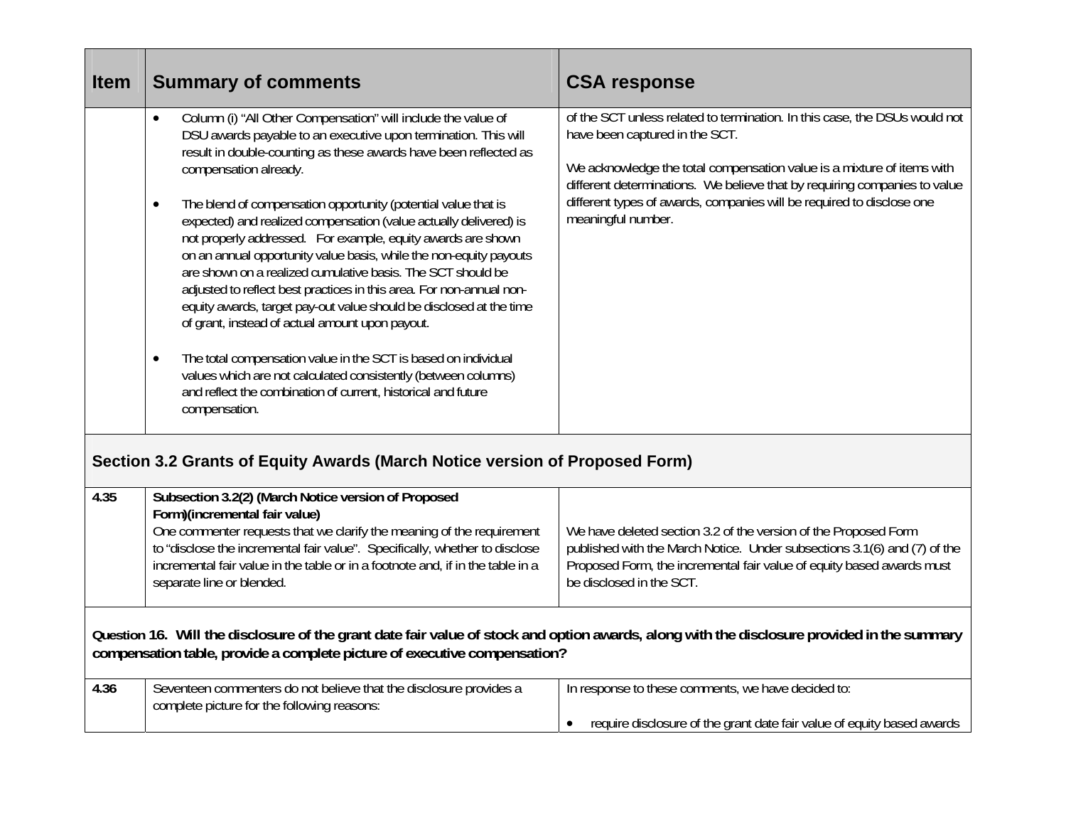| Item | Summary of comments | CSA response |
|---|---|---|
| | • Column (i) "All Other Compensation" will include the value of DSU awards payable to an executive upon termination. This will result in double-counting as these awards have been reflected as compensation already.<br><br>• The blend of compensation opportunity (potential value that is expected) and realized compensation (value actually delivered) is not properly addressed. For example, equity awards are shown on an annual opportunity value basis, while the non-equity payouts are shown on a realized cumulative basis. The SCT should be adjusted to reflect best practices in this area. For non-annual non-equity awards, target pay-out value should be disclosed at the time of grant, instead of actual amount upon payout.<br><br>• The total compensation value in the SCT is based on individual values which are not calculated consistently (between columns) and reflect the combination of current, historical and future compensation. | of the SCT unless related to termination. In this case, the DSUs would not have been captured in the SCT.<br><br>We acknowledge the total compensation value is a mixture of items with different determinations. We believe that by requiring companies to value different types of awards, companies will be required to disclose one meaningful number. |
| **Section 3.2 Grants of Equity Awards (March Notice version of Proposed Form)** | | |
| **4.35** | **Subsection 3.2(2) (March Notice version of Proposed Form)(incremental fair value)**<br>One commenter requests that we clarify the meaning of the requirement to "disclose the incremental fair value". Specifically, whether to disclose incremental fair value in the table or in a footnote and, if in the table in a separate line or blended. | We have deleted section 3.2 of the version of the Proposed Form published with the March Notice. Under subsections 3.1(6) and (7) of the Proposed Form, the incremental fair value of equity based awards must be disclosed in the SCT. |
| **Question 16. Will the disclosure of the grant date fair value of stock and option awards, along with the disclosure provided in the summary compensation table, provide a complete picture of executive compensation?** | | |
| **4.36** | Seventeen commenters do not believe that the disclosure provides a complete picture for the following reasons: | In response to these comments, we have decided to:<br><br>• require disclosure of the grant date fair value of equity based awards |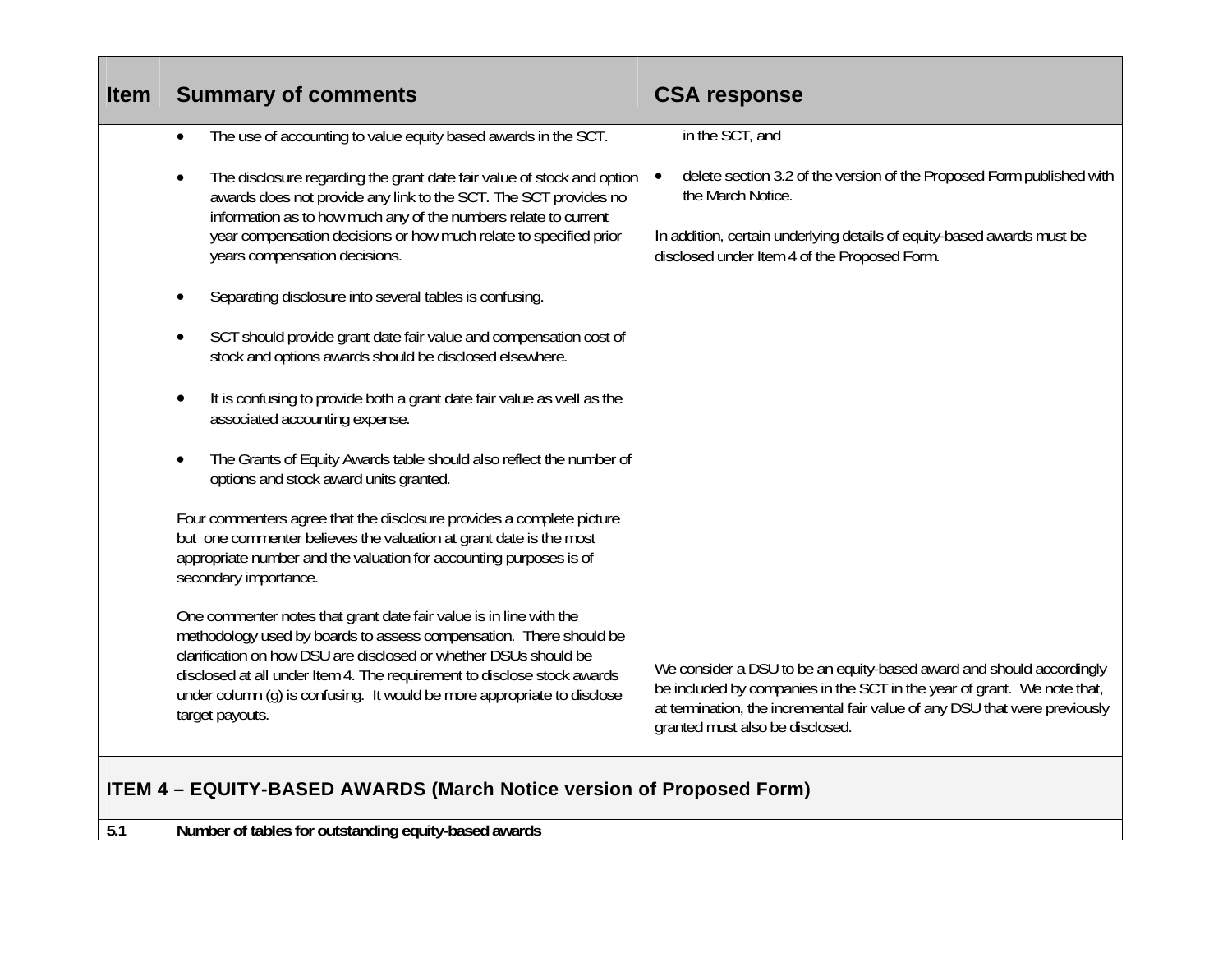| Item | Summary of comments | CSA response |
|---|---|---|
| | • The use of accounting to value equity based awards in the SCT.<br><br>• The disclosure regarding the grant date fair value of stock and option awards does not provide any link to the SCT. The SCT provides no information as to how much any of the numbers relate to current year compensation decisions or how much relate to specified prior years compensation decisions.<br><br>• Separating disclosure into several tables is confusing.<br><br>• SCT should provide grant date fair value and compensation cost of stock and options awards should be disclosed elsewhere.<br><br>• It is confusing to provide both a grant date fair value as well as the associated accounting expense.<br><br>• The Grants of Equity Awards table should also reflect the number of options and stock award units granted.<br><br>Four commenters agree that the disclosure provides a complete picture but one commenter believes the valuation at grant date is the most appropriate number and the valuation for accounting purposes is of secondary importance.<br><br>One commenter notes that grant date fair value is in line with the methodology used by boards to assess compensation. There should be clarification on how DSU are disclosed or whether DSUs should be disclosed at all under Item 4. The requirement to disclose stock awards under column (g) is confusing. It would be more appropriate to disclose target payouts. | in the SCT, and<br><br>• delete section 3.2 of the version of the Proposed Form published with the March Notice.<br><br>In addition, certain underlying details of equity-based awards must be disclosed under Item 4 of the Proposed Form.<br><br>We consider a DSU to be an equity-based award and should accordingly be included by companies in the SCT in the year of grant. We note that, at termination, the incremental fair value of any DSU that were previously granted must also be disclosed. |
| **ITEM 4 – EQUITY-BASED AWARDS (March Notice version of Proposed Form)** | | |
| **5.1** | **Number of tables for outstanding equity-based awards** | |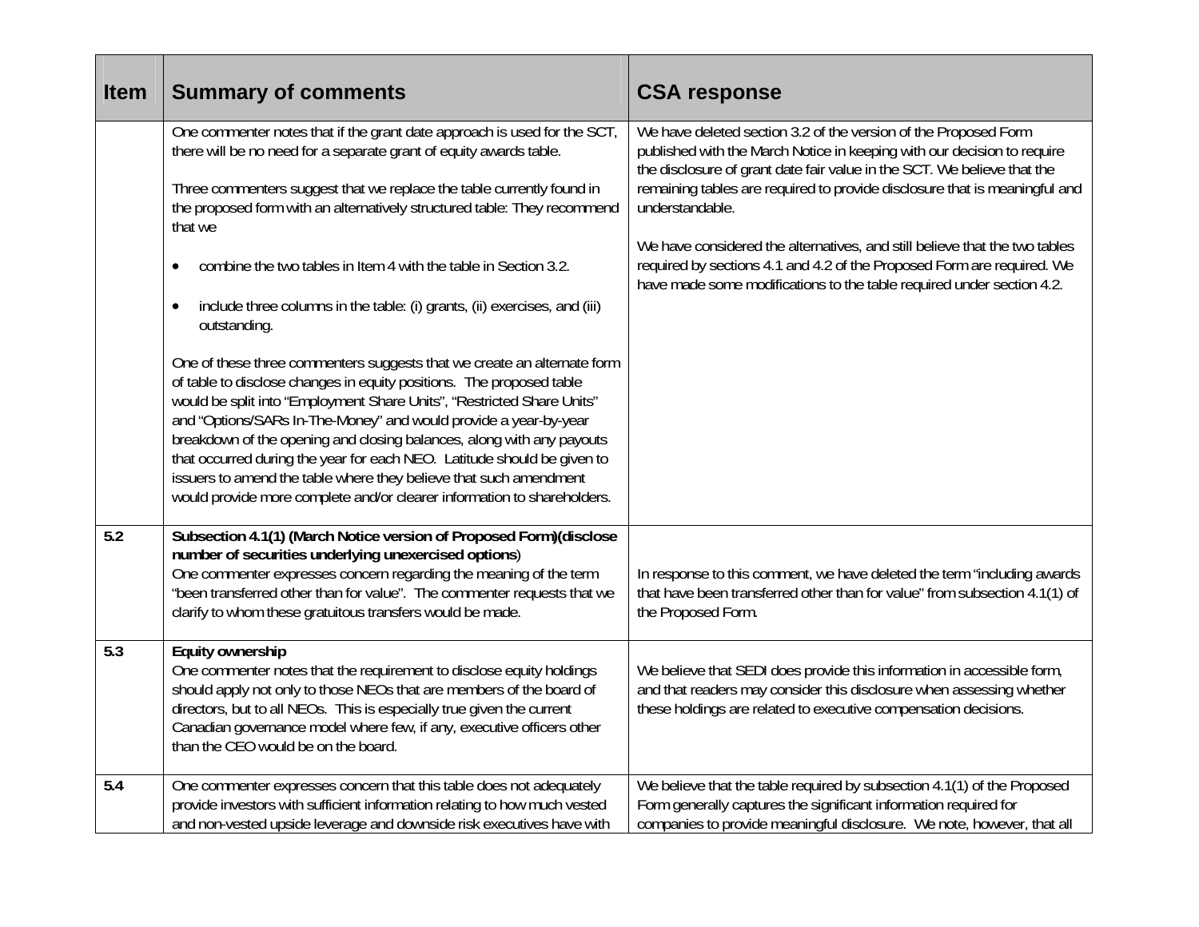| Item | Summary of comments | CSA response |
| --- | --- | --- |
| | One commenter notes that if the grant date approach is used for the SCT, there will be no need for a separate grant of equity awards table.<br><br>Three commenters suggest that we replace the table currently found in the proposed form with an alternatively structured table: They recommend that we<br><br>• combine the two tables in Item 4 with the table in Section 3.2.<br><br>• include three columns in the table: (i) grants, (ii) exercises, and (iii) outstanding.<br><br>One of these three commenters suggests that we create an alternate form of table to disclose changes in equity positions. The proposed table would be split into "Employment Share Units", "Restricted Share Units" and "Options/SARs In-The-Money" and would provide a year-by-year breakdown of the opening and closing balances, along with any payouts that occurred during the year for each NEO. Latitude should be given to issuers to amend the table where they believe that such amendment would provide more complete and/or clearer information to shareholders. | We have deleted section 3.2 of the version of the Proposed Form published with the March Notice in keeping with our decision to require the disclosure of grant date fair value in the SCT. We believe that the remaining tables are required to provide disclosure that is meaningful and understandable.<br><br>We have considered the alternatives, and still believe that the two tables required by sections 4.1 and 4.2 of the Proposed Form are required. We have made some modifications to the table required under section 4.2. |
| 5.2 | **Subsection 4.1(1) (March Notice version of Proposed Form)(disclose number of securities underlying unexercised options**)<br>One commenter expresses concern regarding the meaning of the term "been transferred other than for value". The commenter requests that we clarify to whom these gratuitous transfers would be made. | In response to this comment, we have deleted the term "including awards that have been transferred other than for value" from subsection 4.1(1) of the Proposed Form. |
| 5.3 | **Equity ownership**<br>One commenter notes that the requirement to disclose equity holdings should apply not only to those NEOs that are members of the board of directors, but to all NEOs. This is especially true given the current Canadian governance model where few, if any, executive officers other than the CEO would be on the board. | We believe that SEDI does provide this information in accessible form, and that readers may consider this disclosure when assessing whether these holdings are related to executive compensation decisions. |
| 5.4 | One commenter expresses concern that this table does not adequately provide investors with sufficient information relating to how much vested and non-vested upside leverage and downside risk executives have with | We believe that the table required by subsection 4.1(1) of the Proposed Form generally captures the significant information required for companies to provide meaningful disclosure. We note, however, that all |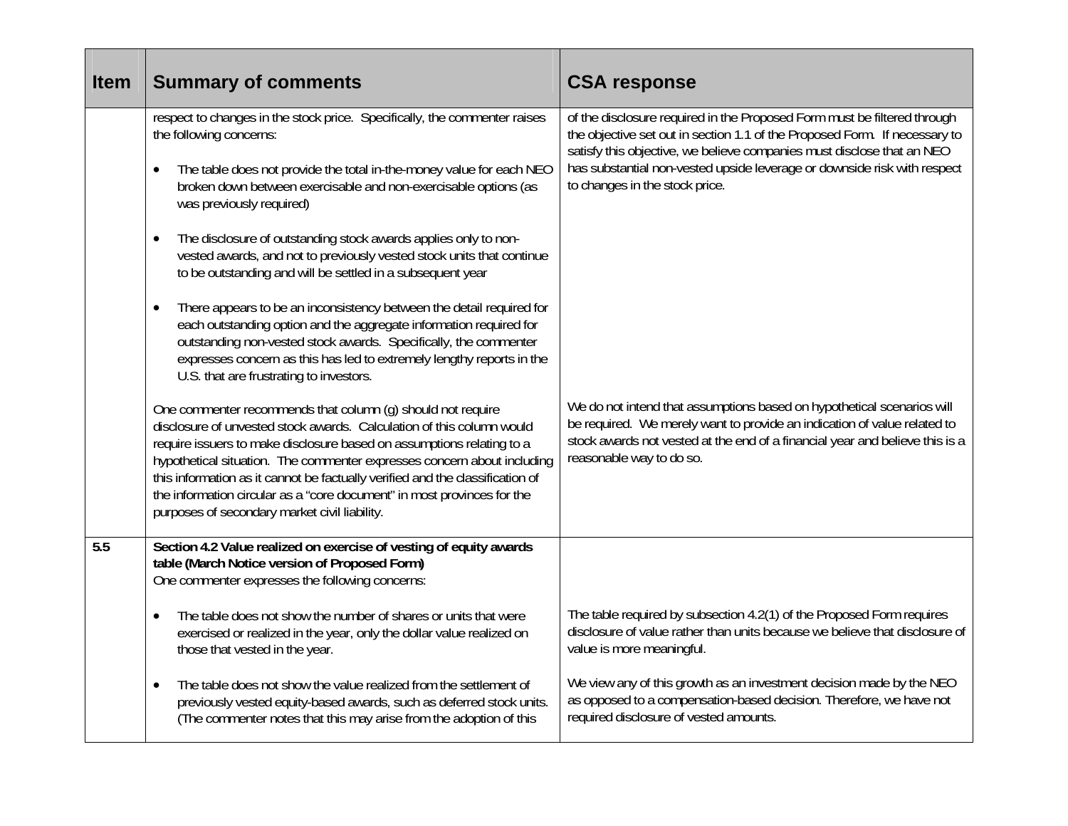| Item | Summary of comments | CSA response |
|---|---|---|
| | respect to changes in the stock price. Specifically, the commenter raises the following concerns:<br><br>• The table does not provide the total in-the-money value for each NEO broken down between exercisable and non-exercisable options (as was previously required)<br><br>• The disclosure of outstanding stock awards applies only to non-vested awards, and not to previously vested stock units that continue to be outstanding and will be settled in a subsequent year<br><br>• There appears to be an inconsistency between the detail required for each outstanding option and the aggregate information required for outstanding non-vested stock awards. Specifically, the commenter expresses concern as this has led to extremely lengthy reports in the U.S. that are frustrating to investors. | of the disclosure required in the Proposed Form must be filtered through the objective set out in section 1.1 of the Proposed Form. If necessary to satisfy this objective, we believe companies must disclose that an NEO has substantial non-vested upside leverage or downside risk with respect to changes in the stock price. |
| | One commenter recommends that column (g) should not require disclosure of unvested stock awards. Calculation of this column would require issuers to make disclosure based on assumptions relating to a hypothetical situation. The commenter expresses concern about including this information as it cannot be factually verified and the classification of the information circular as a "core document" in most provinces for the purposes of secondary market civil liability. | We do not intend that assumptions based on hypothetical scenarios will be required. We merely want to provide an indication of value related to stock awards not vested at the end of a financial year and believe this is a reasonable way to do so. |
| 5.5 | **Section 4.2 Value realized on exercise of vesting of equity awards table (March Notice version of Proposed Form)**<br>One commenter expresses the following concerns: | |
| | • The table does not show the number of shares or units that were exercised or realized in the year, only the dollar value realized on those that vested in the year. | The table required by subsection 4.2(1) of the Proposed Form requires disclosure of value rather than units because we believe that disclosure of value is more meaningful. |
| | • The table does not show the value realized from the settlement of previously vested equity-based awards, such as deferred stock units. (The commenter notes that this may arise from the adoption of this | We view any of this growth as an investment decision made by the NEO as opposed to a compensation-based decision. Therefore, we have not required disclosure of vested amounts. |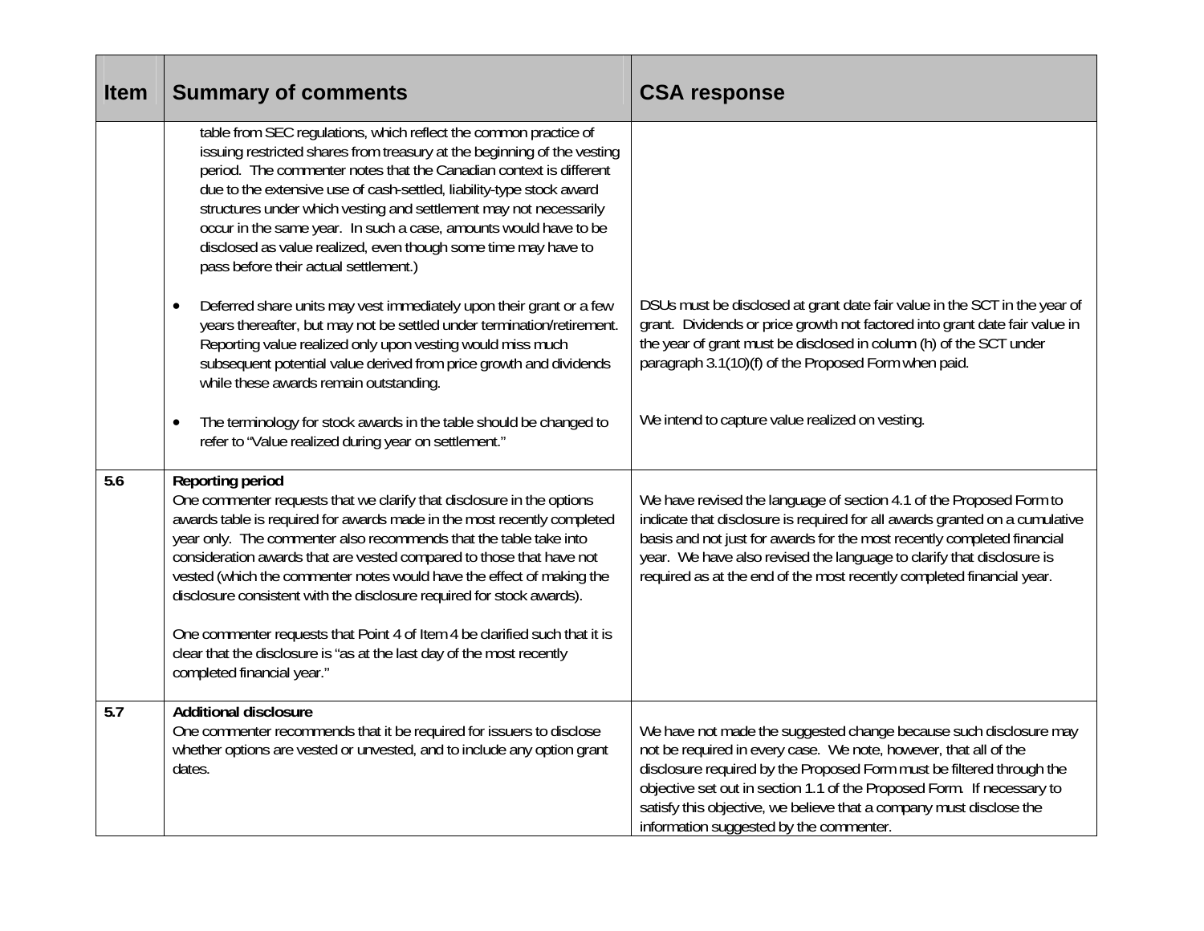| Item | Summary of comments | CSA response |
| --- | --- | --- |
| | table from SEC regulations, which reflect the common practice of issuing restricted shares from treasury at the beginning of the vesting period. The commenter notes that the Canadian context is different due to the extensive use of cash-settled, liability-type stock award structures under which vesting and settlement may not necessarily occur in the same year. In such a case, amounts would have to be disclosed as value realized, even though some time may have to pass before their actual settlement.) | |
| | • Deferred share units may vest immediately upon their grant or a few years thereafter, but may not be settled under termination/retirement. Reporting value realized only upon vesting would miss much subsequent potential value derived from price growth and dividends while these awards remain outstanding. | DSUs must be disclosed at grant date fair value in the SCT in the year of grant. Dividends or price growth not factored into grant date fair value in the year of grant must be disclosed in column (h) of the SCT under paragraph 3.1(10)(f) of the Proposed Form when paid. |
| | • The terminology for stock awards in the table should be changed to refer to "Value realized during year on settlement." | We intend to capture value realized on vesting. |
| 5.6 | **Reporting period**<br>One commenter requests that we clarify that disclosure in the options awards table is required for awards made in the most recently completed year only. The commenter also recommends that the table take into consideration awards that are vested compared to those that have not vested (which the commenter notes would have the effect of making the disclosure consistent with the disclosure required for stock awards).<br><br>One commenter requests that Point 4 of Item 4 be clarified such that it is clear that the disclosure is "as at the last day of the most recently completed financial year." | We have revised the language of section 4.1 of the Proposed Form to indicate that disclosure is required for all awards granted on a cumulative basis and not just for awards for the most recently completed financial year. We have also revised the language to clarify that disclosure is required as at the end of the most recently completed financial year. |
| 5.7 | **Additional disclosure**<br>One commenter recommends that it be required for issuers to disclose whether options are vested or unvested, and to include any option grant dates. | We have not made the suggested change because such disclosure may not be required in every case. We note, however, that all of the disclosure required by the Proposed Form must be filtered through the objective set out in section 1.1 of the Proposed Form. If necessary to satisfy this objective, we believe that a company must disclose the information suggested by the commenter. |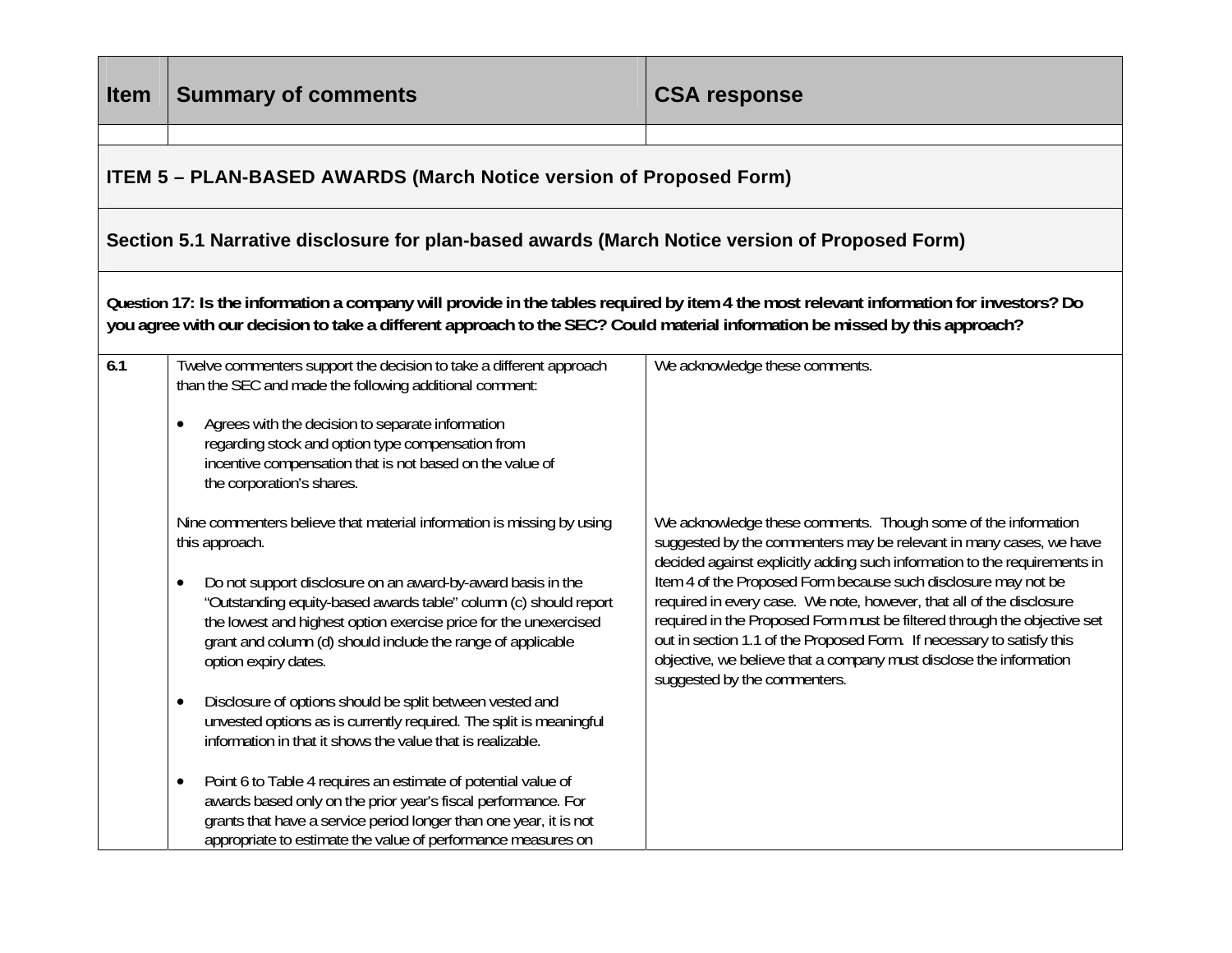| Item | Summary of comments | CSA response |
|---|---|---|
| | | |
| **ITEM 5 – PLAN-BASED AWARDS (March Notice version of Proposed Form)** | | |
| **Section 5.1 Narrative disclosure for plan-based awards (March Notice version of Proposed Form)** | | |
| **Question 17: Is the information a company will provide in the tables required by item 4 the most relevant information for investors? Do you agree with our decision to take a different approach to the SEC? Could material information be missed by this approach?** | | |
| **6.1** | Twelve commenters support the decision to take a different approach than the SEC and made the following additional comment:<br><br>• Agrees with the decision to separate information regarding stock and option type compensation from incentive compensation that is not based on the value of the corporation's shares.<br><br>Nine commenters believe that material information is missing by using this approach.<br><br>• Do not support disclosure on an award-by-award basis in the "Outstanding equity-based awards table" column (c) should report the lowest and highest option exercise price for the unexercised grant and column (d) should include the range of applicable option expiry dates.<br><br>• Disclosure of options should be split between vested and unvested options as is currently required. The split is meaningful information in that it shows the value that is realizable.<br><br>• Point 6 to Table 4 requires an estimate of potential value of awards based only on the prior year's fiscal performance. For grants that have a service period longer than one year, it is not appropriate to estimate the value of performance measures on | We acknowledge these comments.<br><br>We acknowledge these comments. Though some of the information suggested by the commenters may be relevant in many cases, we have decided against explicitly adding such information to the requirements in Item 4 of the Proposed Form because such disclosure may not be required in every case. We note, however, that all of the disclosure required in the Proposed Form must be filtered through the objective set out in section 1.1 of the Proposed Form. If necessary to satisfy this objective, we believe that a company must disclose the information suggested by the commenters. |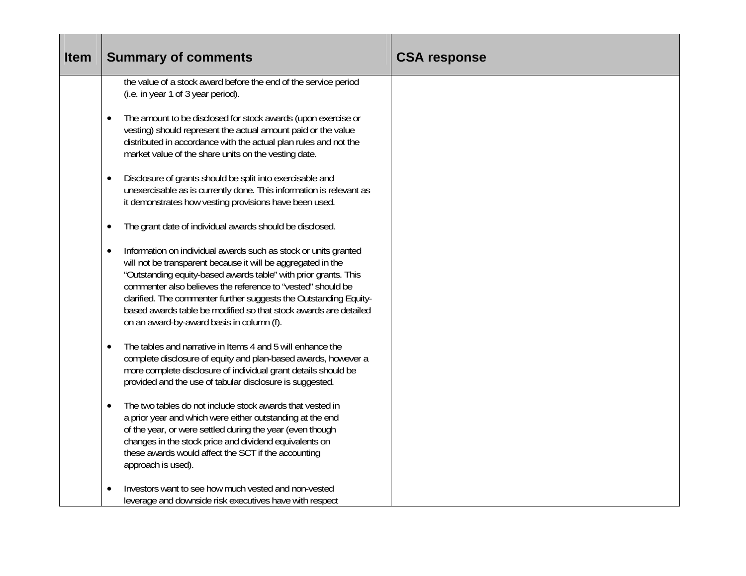| Item | Summary of comments | CSA response |
|---|---|---|
| | the value of a stock award before the end of the service period (i.e. in year 1 of 3 year period).<br><br>• The amount to be disclosed for stock awards (upon exercise or vesting) should represent the actual amount paid or the value distributed in accordance with the actual plan rules and not the market value of the share units on the vesting date.<br><br>• Disclosure of grants should be split into exercisable and unexercisable as is currently done. This information is relevant as it demonstrates how vesting provisions have been used.<br><br>• The grant date of individual awards should be disclosed.<br><br>• Information on individual awards such as stock or units granted will not be transparent because it will be aggregated in the "Outstanding equity-based awards table" with prior grants. This commenter also believes the reference to "vested" should be clarified. The commenter further suggests the Outstanding Equity-based awards table be modified so that stock awards are detailed on an award-by-award basis in column (f).<br><br>• The tables and narrative in Items 4 and 5 will enhance the complete disclosure of equity and plan-based awards, however a more complete disclosure of individual grant details should be provided and the use of tabular disclosure is suggested.<br><br>• The two tables do not include stock awards that vested in a prior year and which were either outstanding at the end of the year, or were settled during the year (even though changes in the stock price and dividend equivalents on these awards would affect the SCT if the accounting approach is used).<br><br>• Investors want to see how much vested and non-vested leverage and downside risk executives have with respect | |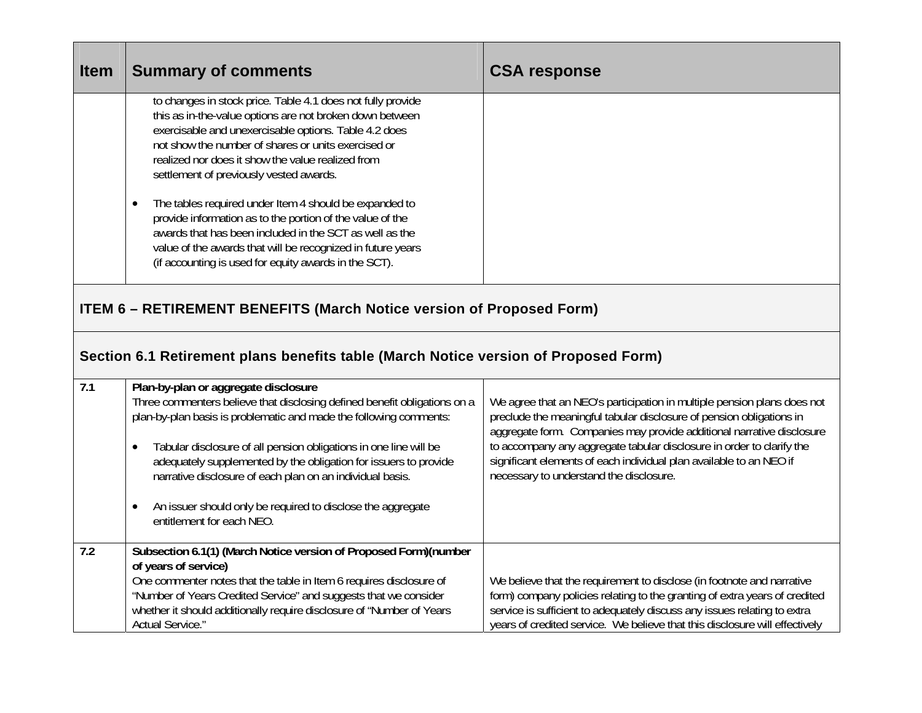| Item | Summary of comments | CSA response |
|---|---|---|
| | to changes in stock price. Table 4.1 does not fully provide this as in-the-value options are not broken down between exercisable and unexercisable options. Table 4.2 does not show the number of shares or units exercised or realized nor does it show the value realized from settlement of previously vested awards.<br><br>• The tables required under Item 4 should be expanded to provide information as to the portion of the value of the awards that has been included in the SCT as well as the value of the awards that will be recognized in future years (if accounting is used for equity awards in the SCT). | |
| **ITEM 6 – RETIREMENT BENEFITS (March Notice version of Proposed Form)** | | |
| **Section 6.1 Retirement plans benefits table (March Notice version of Proposed Form)** | | |
| 7.1 | **Plan-by-plan or aggregate disclosure**<br>Three commenters believe that disclosing defined benefit obligations on a plan-by-plan basis is problematic and made the following comments:<br><br>• Tabular disclosure of all pension obligations in one line will be adequately supplemented by the obligation for issuers to provide narrative disclosure of each plan on an individual basis.<br><br>• An issuer should only be required to disclose the aggregate entitlement for each NEO. | We agree that an NEO's participation in multiple pension plans does not preclude the meaningful tabular disclosure of pension obligations in aggregate form. Companies may provide additional narrative disclosure to accompany any aggregate tabular disclosure in order to clarify the significant elements of each individual plan available to an NEO if necessary to understand the disclosure. |
| 7.2 | **Subsection 6.1(1) (March Notice version of Proposed Form)(number of years of service)**<br>One commenter notes that the table in Item 6 requires disclosure of "Number of Years Credited Service" and suggests that we consider whether it should additionally require disclosure of "Number of Years Actual Service." | We believe that the requirement to disclose (in footnote and narrative form) company policies relating to the granting of extra years of credited service is sufficient to adequately discuss any issues relating to extra years of credited service. We believe that this disclosure will effectively |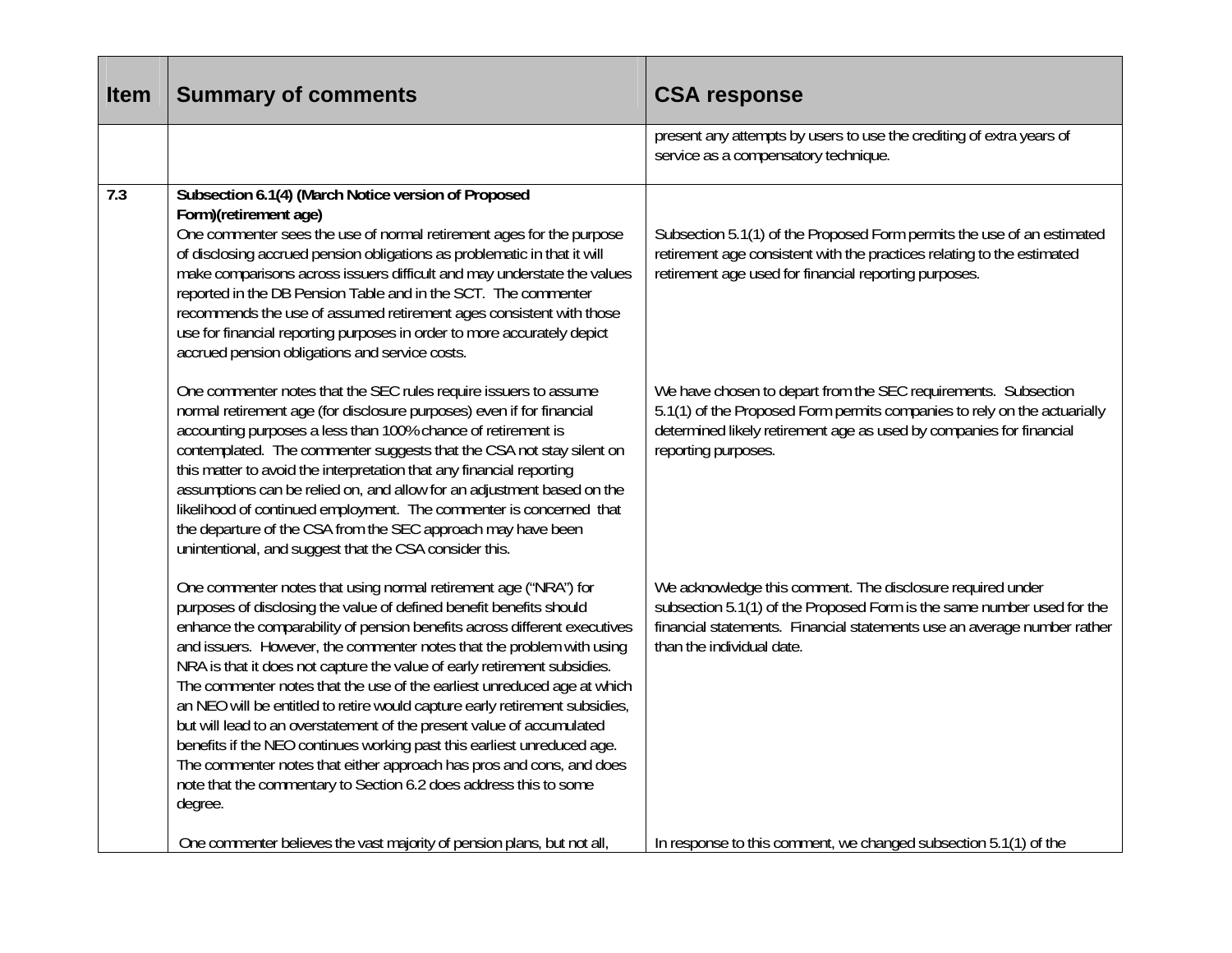| Item | Summary of comments | CSA response |
| --- | --- | --- |
| | | present any attempts by users to use the crediting of extra years of service as a compensatory technique. |
| 7.3 | **Subsection 6.1(4) (March Notice version of Proposed Form)(retirement age)**<br>One commenter sees the use of normal retirement ages for the purpose of disclosing accrued pension obligations as problematic in that it will make comparisons across issuers difficult and may understate the values reported in the DB Pension Table and in the SCT. The commenter recommends the use of assumed retirement ages consistent with those use for financial reporting purposes in order to more accurately depict accrued pension obligations and service costs. | Subsection 5.1(1) of the Proposed Form permits the use of an estimated retirement age consistent with the practices relating to the estimated retirement age used for financial reporting purposes. |
| | One commenter notes that the SEC rules require issuers to assume normal retirement age (for disclosure purposes) even if for financial accounting purposes a less than 100% chance of retirement is contemplated. The commenter suggests that the CSA not stay silent on this matter to avoid the interpretation that any financial reporting assumptions can be relied on, and allow for an adjustment based on the likelihood of continued employment. The commenter is concerned that the departure of the CSA from the SEC approach may have been unintentional, and suggest that the CSA consider this. | We have chosen to depart from the SEC requirements. Subsection 5.1(1) of the Proposed Form permits companies to rely on the actuarially determined likely retirement age as used by companies for financial reporting purposes. |
| | One commenter notes that using normal retirement age ("NRA") for purposes of disclosing the value of defined benefit benefits should enhance the comparability of pension benefits across different executives and issuers. However, the commenter notes that the problem with using NRA is that it does not capture the value of early retirement subsidies. The commenter notes that the use of the earliest unreduced age at which an NEO will be entitled to retire would capture early retirement subsidies, but will lead to an overstatement of the present value of accumulated benefits if the NEO continues working past this earliest unreduced age. The commenter notes that either approach has pros and cons, and does note that the commentary to Section 6.2 does address this to some degree. | We acknowledge this comment. The disclosure required under subsection 5.1(1) of the Proposed Form is the same number used for the financial statements. Financial statements use an average number rather than the individual date. |
| | One commenter believes the vast majority of pension plans, but not all, | In response to this comment, we changed subsection 5.1(1) of the |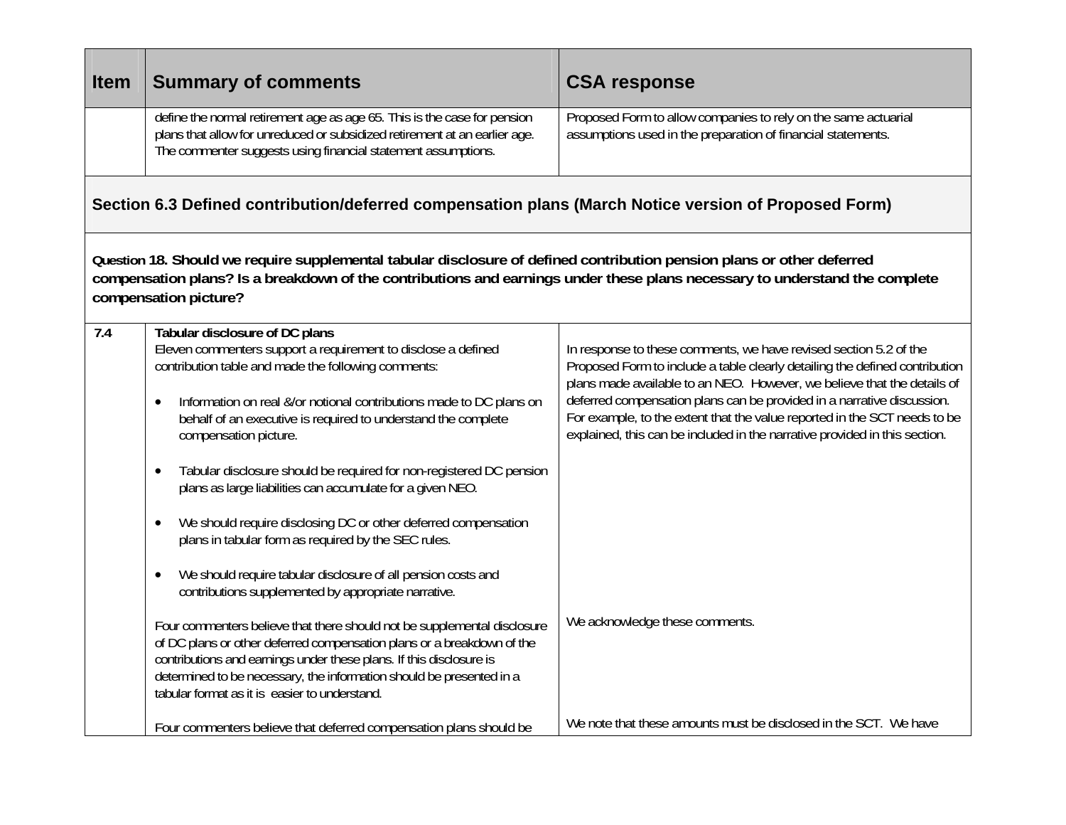| Item | Summary of comments | CSA response |
|---|---|---|
| | define the normal retirement age as age 65. This is the case for pension plans that allow for unreduced or subsidized retirement at an earlier age. The commenter suggests using financial statement assumptions. | Proposed Form to allow companies to rely on the same actuarial assumptions used in the preparation of financial statements. |
| **Section 6.3 Defined contribution/deferred compensation plans (March Notice version of Proposed Form)** | | |
| **Question 18. Should we require supplemental tabular disclosure of defined contribution pension plans or other deferred compensation plans? Is a breakdown of the contributions and earnings under these plans necessary to understand the complete compensation picture?** | | |
| **7.4** | **Tabular disclosure of DC plans**<br>Eleven commenters support a requirement to disclose a defined contribution table and made the following comments:<br><br>• Information on real &/or notional contributions made to DC plans on behalf of an executive is required to understand the complete compensation picture.<br><br>• Tabular disclosure should be required for non-registered DC pension plans as large liabilities can accumulate for a given NEO.<br><br>• We should require disclosing DC or other deferred compensation plans in tabular form as required by the SEC rules.<br><br>• We should require tabular disclosure of all pension costs and contributions supplemented by appropriate narrative. | In response to these comments, we have revised section 5.2 of the Proposed Form to include a table clearly detailing the defined contribution plans made available to an NEO. However, we believe that the details of deferred compensation plans can be provided in a narrative discussion. For example, to the extent that the value reported in the SCT needs to be explained, this can be included in the narrative provided in this section. |
| | Four commenters believe that there should not be supplemental disclosure of DC plans or other deferred compensation plans or a breakdown of the contributions and earnings under these plans. If this disclosure is determined to be necessary, the information should be presented in a tabular format as it is easier to understand. | We acknowledge these comments. |
| | Four commenters believe that deferred compensation plans should be | We note that these amounts must be disclosed in the SCT. We have |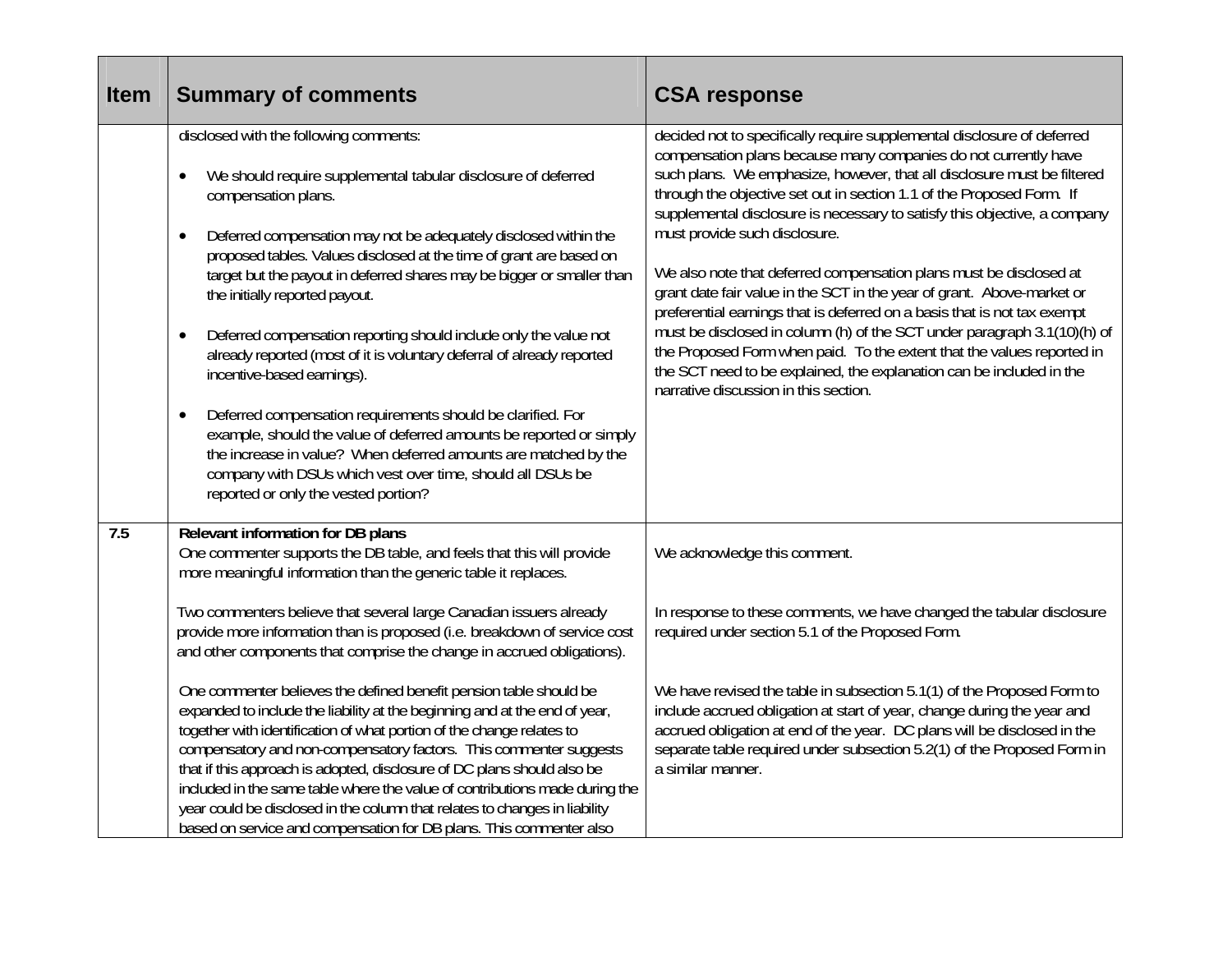| Item | Summary of comments | CSA response |
|---|---|---|
| | disclosed with the following comments:<br><br>• We should require supplemental tabular disclosure of deferred compensation plans.<br><br>• Deferred compensation may not be adequately disclosed within the proposed tables. Values disclosed at the time of grant are based on target but the payout in deferred shares may be bigger or smaller than the initially reported payout.<br><br>• Deferred compensation reporting should include only the value not already reported (most of it is voluntary deferral of already reported incentive-based earnings).<br><br>• Deferred compensation requirements should be clarified. For example, should the value of deferred amounts be reported or simply the increase in value? When deferred amounts are matched by the company with DSUs which vest over time, should all DSUs be reported or only the vested portion? | decided not to specifically require supplemental disclosure of deferred compensation plans because many companies do not currently have such plans. We emphasize, however, that all disclosure must be filtered through the objective set out in section 1.1 of the Proposed Form. If supplemental disclosure is necessary to satisfy this objective, a company must provide such disclosure.<br><br>We also note that deferred compensation plans must be disclosed at grant date fair value in the SCT in the year of grant. Above-market or preferential earnings that is deferred on a basis that is not tax exempt must be disclosed in column (h) of the SCT under paragraph 3.1(10)(h) of the Proposed Form when paid. To the extent that the values reported in the SCT need to be explained, the explanation can be included in the narrative discussion in this section. |
| **7.5** | **Relevant information for DB plans**<br>One commenter supports the DB table, and feels that this will provide more meaningful information than the generic table it replaces.<br><br>Two commenters believe that several large Canadian issuers already provide more information than is proposed (i.e. breakdown of service cost and other components that comprise the change in accrued obligations).<br><br>One commenter believes the defined benefit pension table should be expanded to include the liability at the beginning and at the end of year, together with identification of what portion of the change relates to compensatory and non-compensatory factors. This commenter suggests that if this approach is adopted, disclosure of DC plans should also be included in the same table where the value of contributions made during the year could be disclosed in the column that relates to changes in liability based on service and compensation for DB plans. This commenter also | We acknowledge this comment.<br><br>In response to these comments, we have changed the tabular disclosure required under section 5.1 of the Proposed Form.<br><br>We have revised the table in subsection 5.1(1) of the Proposed Form to include accrued obligation at start of year, change during the year and accrued obligation at end of the year. DC plans will be disclosed in the separate table required under subsection 5.2(1) of the Proposed Form in a similar manner. |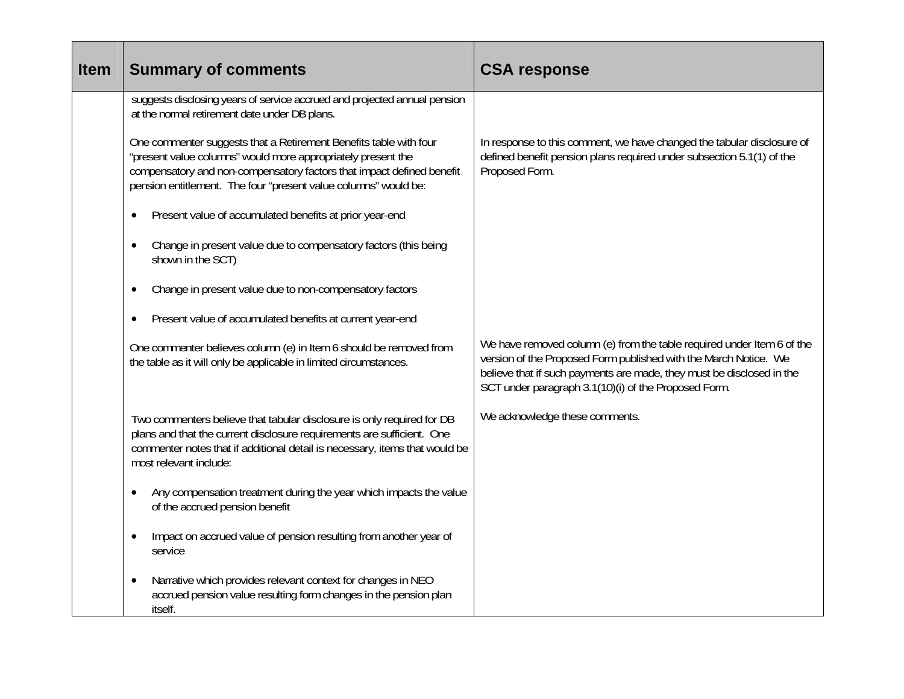| Item | Summary of comments | CSA response |
|---|---|---|
| | suggests disclosing years of service accrued and projected annual pension at the normal retirement date under DB plans. | |
| | One commenter suggests that a Retirement Benefits table with four “present value columns” would more appropriately present the compensatory and non-compensatory factors that impact defined benefit pension entitlement. The four “present value columns” would be:<br><br>• Present value of accumulated benefits at prior year-end<br><br>• Change in present value due to compensatory factors (this being shown in the SCT)<br><br>• Change in present value due to non-compensatory factors<br><br>• Present value of accumulated benefits at current year-end | In response to this comment, we have changed the tabular disclosure of defined benefit pension plans required under subsection 5.1(1) of the Proposed Form. |
| | One commenter believes column (e) in Item 6 should be removed from the table as it will only be applicable in limited circumstances. | We have removed column (e) from the table required under Item 6 of the version of the Proposed Form published with the March Notice. We believe that if such payments are made, they must be disclosed in the SCT under paragraph 3.1(10)(i) of the Proposed Form. |
| | Two commenters believe that tabular disclosure is only required for DB plans and that the current disclosure requirements are sufficient. One commenter notes that if additional detail is necessary, items that would be most relevant include:<br><br>• Any compensation treatment during the year which impacts the value of the accrued pension benefit<br><br>• Impact on accrued value of pension resulting from another year of service<br><br>• Narrative which provides relevant context for changes in NEO accrued pension value resulting form changes in the pension plan itself. | We acknowledge these comments. |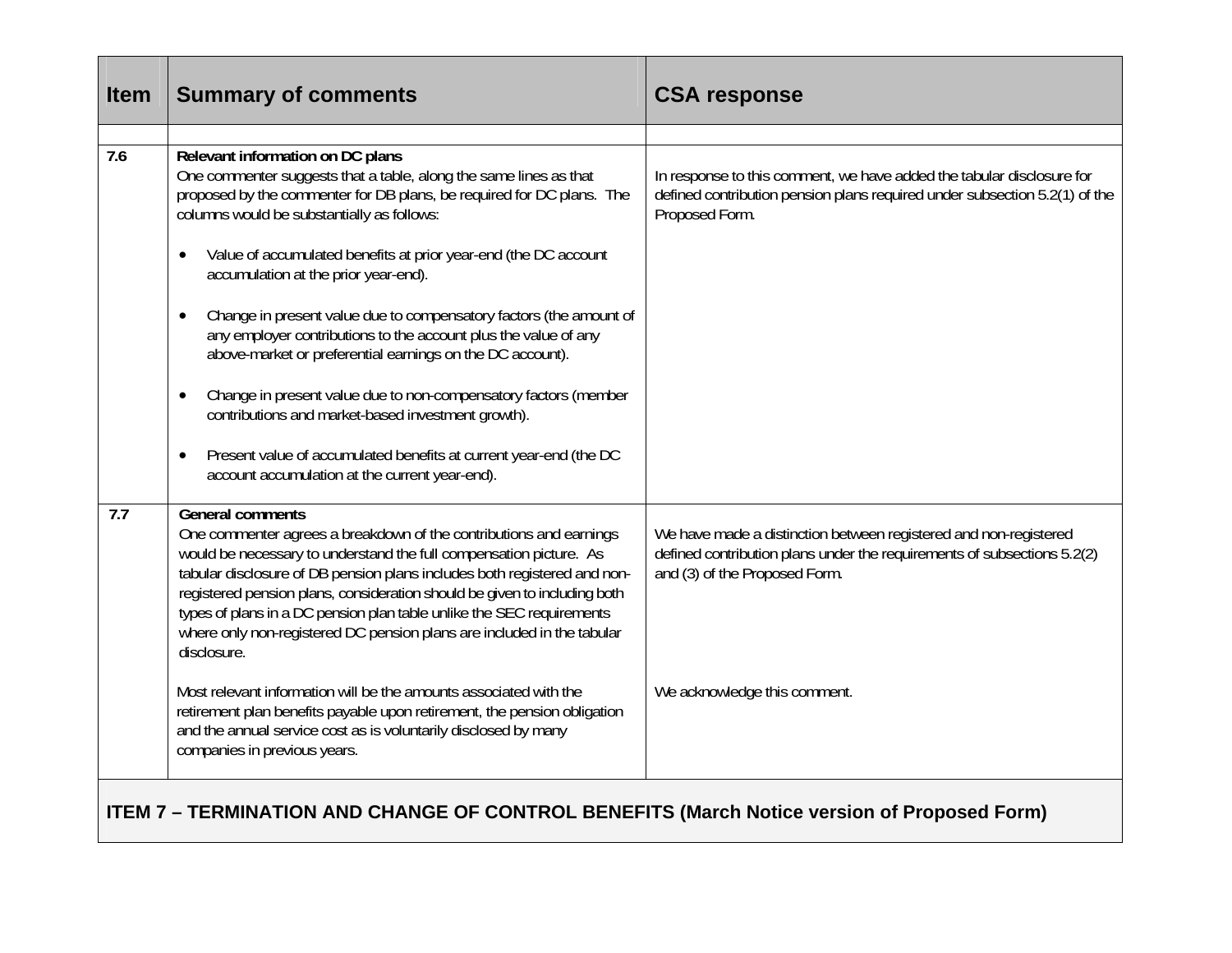| Item | Summary of comments | CSA response |
|---|---|---|
| | | |
| 7.6 | **Relevant information on DC plans**<br>One commenter suggests that a table, along the same lines as that proposed by the commenter for DB plans, be required for DC plans. The columns would be substantially as follows:<br><br>• Value of accumulated benefits at prior year-end (the DC account accumulation at the prior year-end).<br><br>• Change in present value due to compensatory factors (the amount of any employer contributions to the account plus the value of any above-market or preferential earnings on the DC account).<br><br>• Change in present value due to non-compensatory factors (member contributions and market-based investment growth).<br><br>• Present value of accumulated benefits at current year-end (the DC account accumulation at the current year-end). | In response to this comment, we have added the tabular disclosure for defined contribution pension plans required under subsection 5.2(1) of the Proposed Form. |
| 7.7 | **General comments**<br>One commenter agrees a breakdown of the contributions and earnings would be necessary to understand the full compensation picture. As tabular disclosure of DB pension plans includes both registered and non-registered pension plans, consideration should be given to including both types of plans in a DC pension plan table unlike the SEC requirements where only non-registered DC pension plans are included in the tabular disclosure.<br><br>Most relevant information will be the amounts associated with the retirement plan benefits payable upon retirement, the pension obligation and the annual service cost as is voluntarily disclosed by many companies in previous years. | We have made a distinction between registered and non-registered defined contribution plans under the requirements of subsections 5.2(2) and (3) of the Proposed Form.<br><br>We acknowledge this comment. |
| **ITEM 7 – TERMINATION AND CHANGE OF CONTROL BENEFITS (March Notice version of Proposed Form)** | | |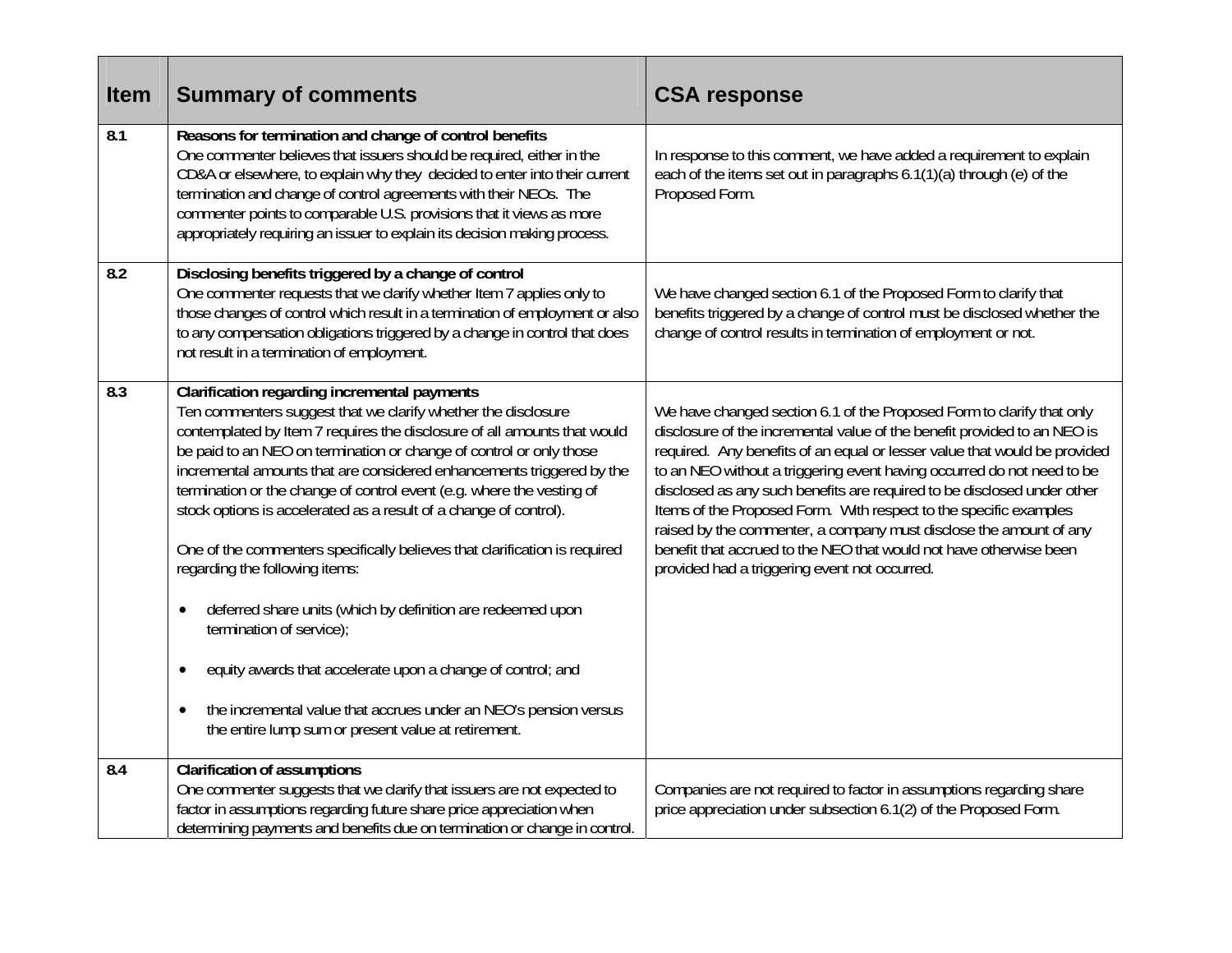| Item | Summary of comments | CSA response |
|---|---|---|
| **8.1** | **Reasons for termination and change of control benefits**<br>One commenter believes that issuers should be required, either in the CD&A or elsewhere, to explain why they decided to enter into their current termination and change of control agreements with their NEOs. The commenter points to comparable U.S. provisions that it views as more appropriately requiring an issuer to explain its decision making process. | In response to this comment, we have added a requirement to explain each of the items set out in paragraphs 6.1(1)(a) through (e) of the Proposed Form. |
| **8.2** | **Disclosing benefits triggered by a change of control**<br>One commenter requests that we clarify whether Item 7 applies only to those changes of control which result in a termination of employment or also to any compensation obligations triggered by a change in control that does not result in a termination of employment. | We have changed section 6.1 of the Proposed Form to clarify that benefits triggered by a change of control must be disclosed whether the change of control results in termination of employment or not. |
| **8.3** | **Clarification regarding incremental payments**<br>Ten commenters suggest that we clarify whether the disclosure contemplated by Item 7 requires the disclosure of all amounts that would be paid to an NEO on termination or change of control or only those incremental amounts that are considered enhancements triggered by the termination or the change of control event (e.g. where the vesting of stock options is accelerated as a result of a change of control).<br><br>One of the commenters specifically believes that clarification is required regarding the following items:<br><br>• deferred share units (which by definition are redeemed upon termination of service);<br><br>• equity awards that accelerate upon a change of control; and<br><br>• the incremental value that accrues under an NEO's pension versus the entire lump sum or present value at retirement. | We have changed section 6.1 of the Proposed Form to clarify that only disclosure of the incremental value of the benefit provided to an NEO is required. Any benefits of an equal or lesser value that would be provided to an NEO without a triggering event having occurred do not need to be disclosed as any such benefits are required to be disclosed under other Items of the Proposed Form. With respect to the specific examples raised by the commenter, a company must disclose the amount of any benefit that accrued to the NEO that would not have otherwise been provided had a triggering event not occurred. |
| **8.4** | **Clarification of assumptions**<br>One commenter suggests that we clarify that issuers are not expected to factor in assumptions regarding future share price appreciation when determining payments and benefits due on termination or change in control. | Companies are not required to factor in assumptions regarding share price appreciation under subsection 6.1(2) of the Proposed Form. |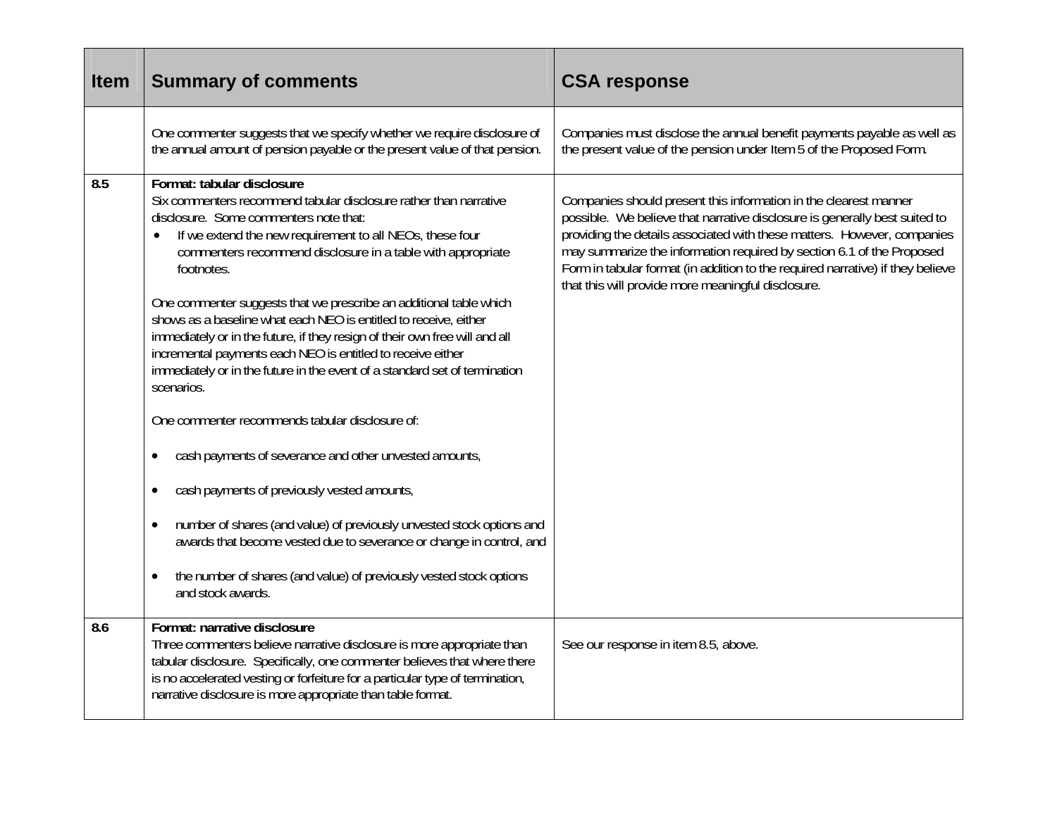| Item | Summary of comments | CSA response |
|---|---|---|
| | One commenter suggests that we specify whether we require disclosure of the annual amount of pension payable or the present value of that pension. | Companies must disclose the annual benefit payments payable as well as the present value of the pension under Item 5 of the Proposed Form. |
| 8.5 | **Format: tabular disclosure**<br>Six commenters recommend tabular disclosure rather than narrative disclosure. Some commenters note that:<br>• If we extend the new requirement to all NEOs, these four commenters recommend disclosure in a table with appropriate footnotes.<br><br>One commenter suggests that we prescribe an additional table which shows as a baseline what each NEO is entitled to receive, either immediately or in the future, if they resign of their own free will and all incremental payments each NEO is entitled to receive either immediately or in the future in the event of a standard set of termination scenarios.<br><br>One commenter recommends tabular disclosure of:<br><br>• cash payments of severance and other unvested amounts,<br><br>• cash payments of previously vested amounts,<br><br>• number of shares (and value) of previously unvested stock options and awards that become vested due to severance or change in control, and<br><br>• the number of shares (and value) of previously vested stock options and stock awards. | Companies should present this information in the clearest manner possible. We believe that narrative disclosure is generally best suited to providing the details associated with these matters. However, companies may summarize the information required by section 6.1 of the Proposed Form in tabular format (in addition to the required narrative) if they believe that this will provide more meaningful disclosure. |
| 8.6 | **Format: narrative disclosure**<br>Three commenters believe narrative disclosure is more appropriate than tabular disclosure. Specifically, one commenter believes that where there is no accelerated vesting or forfeiture for a particular type of termination, narrative disclosure is more appropriate than table format. | See our response in item 8.5, above. |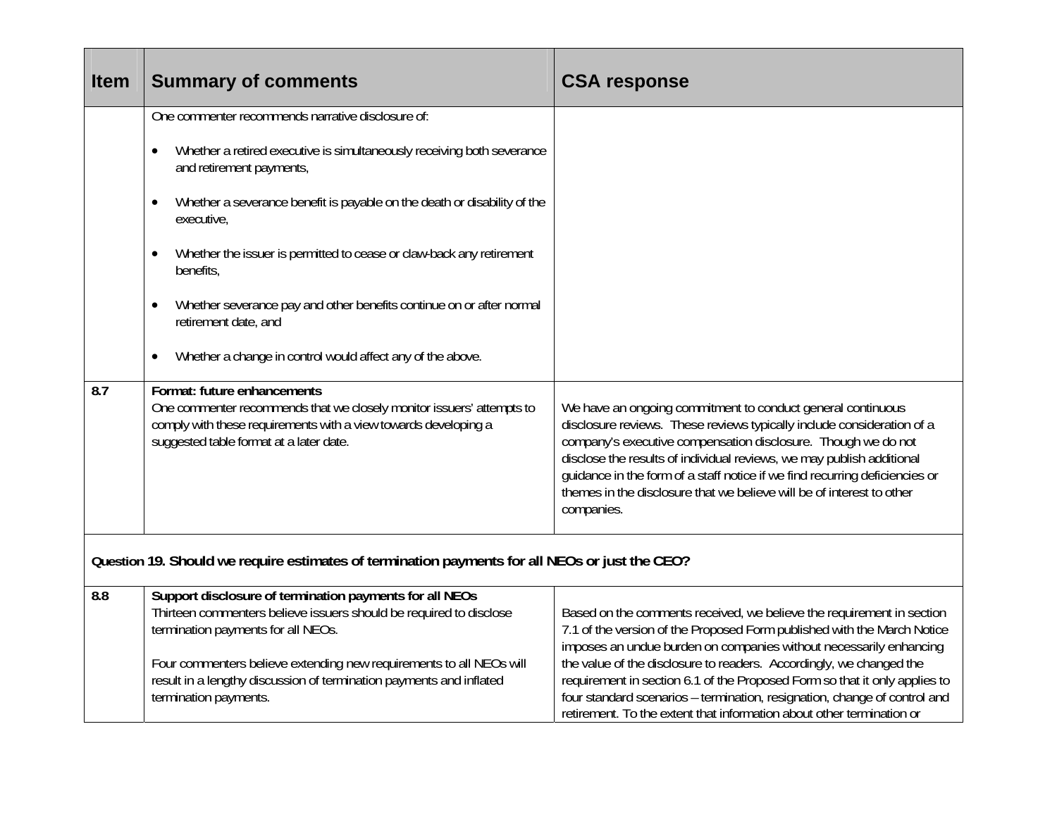| Item | Summary of comments | CSA response |
|---|---|---|
| | One commenter recommends narrative disclosure of:<br><br>• Whether a retired executive is simultaneously receiving both severance and retirement payments,<br><br>• Whether a severance benefit is payable on the death or disability of the executive,<br><br>• Whether the issuer is permitted to cease or claw-back any retirement benefits,<br><br>• Whether severance pay and other benefits continue on or after normal retirement date, and<br><br>• Whether a change in control would affect any of the above. | |
| 8.7 | **Format: future enhancements**<br>One commenter recommends that we closely monitor issuers' attempts to comply with these requirements with a view towards developing a suggested table format at a later date. | We have an ongoing commitment to conduct general continuous disclosure reviews. These reviews typically include consideration of a company's executive compensation disclosure. Though we do not disclose the results of individual reviews, we may publish additional guidance in the form of a staff notice if we find recurring deficiencies or themes in the disclosure that we believe will be of interest to other companies. |
| **Question 19. Should we require estimates of termination payments for all NEOs or just the CEO?** | | |
| 8.8 | **Support disclosure of termination payments for all NEOs**<br>Thirteen commenters believe issuers should be required to disclose termination payments for all NEOs.<br><br>Four commenters believe extending new requirements to all NEOs will result in a lengthy discussion of termination payments and inflated termination payments. | Based on the comments received, we believe the requirement in section 7.1 of the version of the Proposed Form published with the March Notice imposes an undue burden on companies without necessarily enhancing the value of the disclosure to readers. Accordingly, we changed the requirement in section 6.1 of the Proposed Form so that it only applies to four standard scenarios – termination, resignation, change of control and retirement. To the extent that information about other termination or |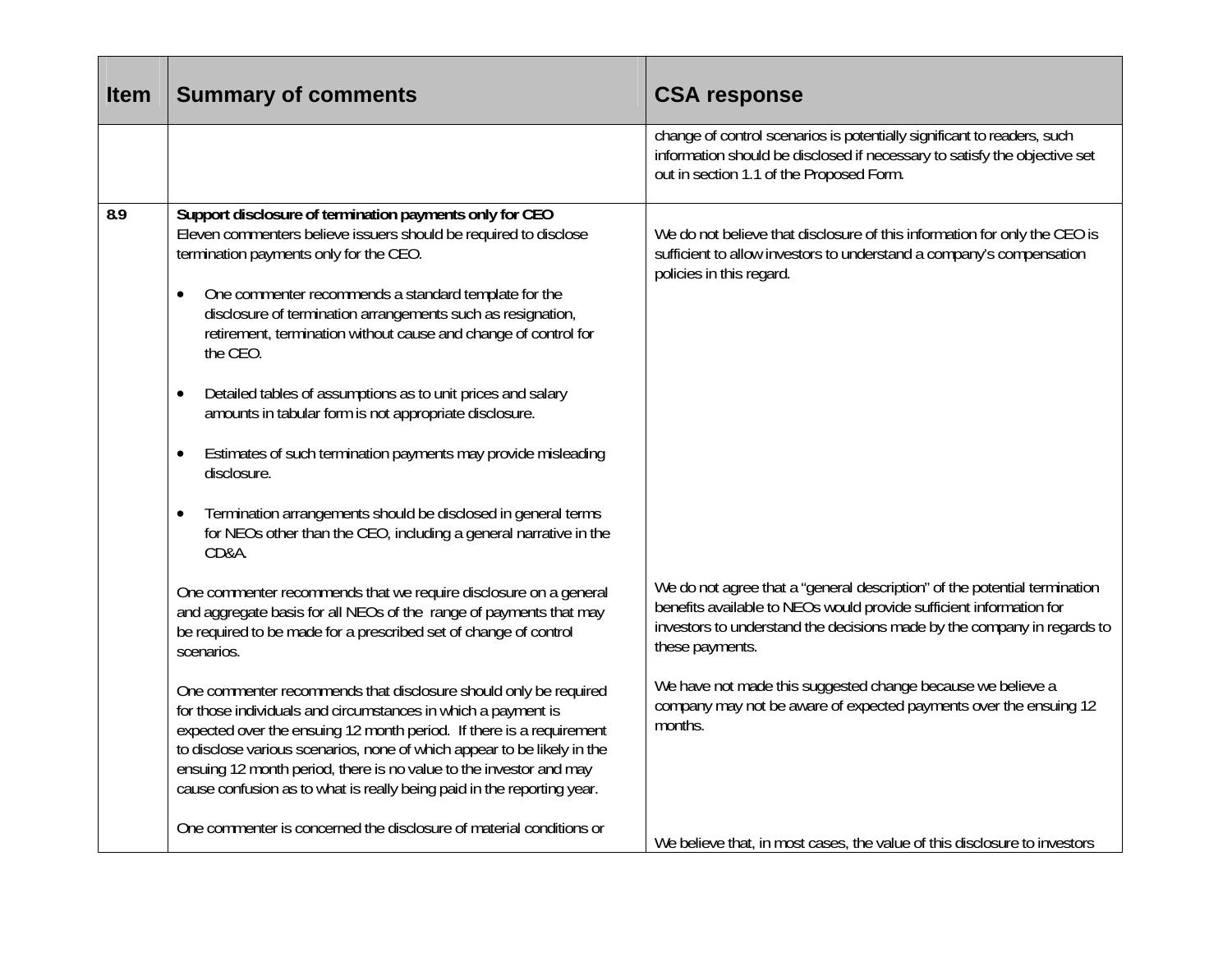| Item | Summary of comments | CSA response |
| --- | --- | --- |
| | | change of control scenarios is potentially significant to readers, such information should be disclosed if necessary to satisfy the objective set out in section 1.1 of the Proposed Form. |
| 8.9 | **Support disclosure of termination payments only for CEO**<br>Eleven commenters believe issuers should be required to disclose termination payments only for the CEO.<br><br>• One commenter recommends a standard template for the disclosure of termination arrangements such as resignation, retirement, termination without cause and change of control for the CEO.<br><br>• Detailed tables of assumptions as to unit prices and salary amounts in tabular form is not appropriate disclosure.<br><br>• Estimates of such termination payments may provide misleading disclosure.<br><br>• Termination arrangements should be disclosed in general terms for NEOs other than the CEO, including a general narrative in the CD&A. | We do not believe that disclosure of this information for only the CEO is sufficient to allow investors to understand a company's compensation policies in this regard. |
| | One commenter recommends that we require disclosure on a general and aggregate basis for all NEOs of the range of payments that may be required to be made for a prescribed set of change of control scenarios. | We do not agree that a "general description" of the potential termination benefits available to NEOs would provide sufficient information for investors to understand the decisions made by the company in regards to these payments. |
| | One commenter recommends that disclosure should only be required for those individuals and circumstances in which a payment is expected over the ensuing 12 month period. If there is a requirement to disclose various scenarios, none of which appear to be likely in the ensuing 12 month period, there is no value to the investor and may cause confusion as to what is really being paid in the reporting year. | We have not made this suggested change because we believe a company may not be aware of expected payments over the ensuing 12 months. |
| | One commenter is concerned the disclosure of material conditions or | We believe that, in most cases, the value of this disclosure to investors |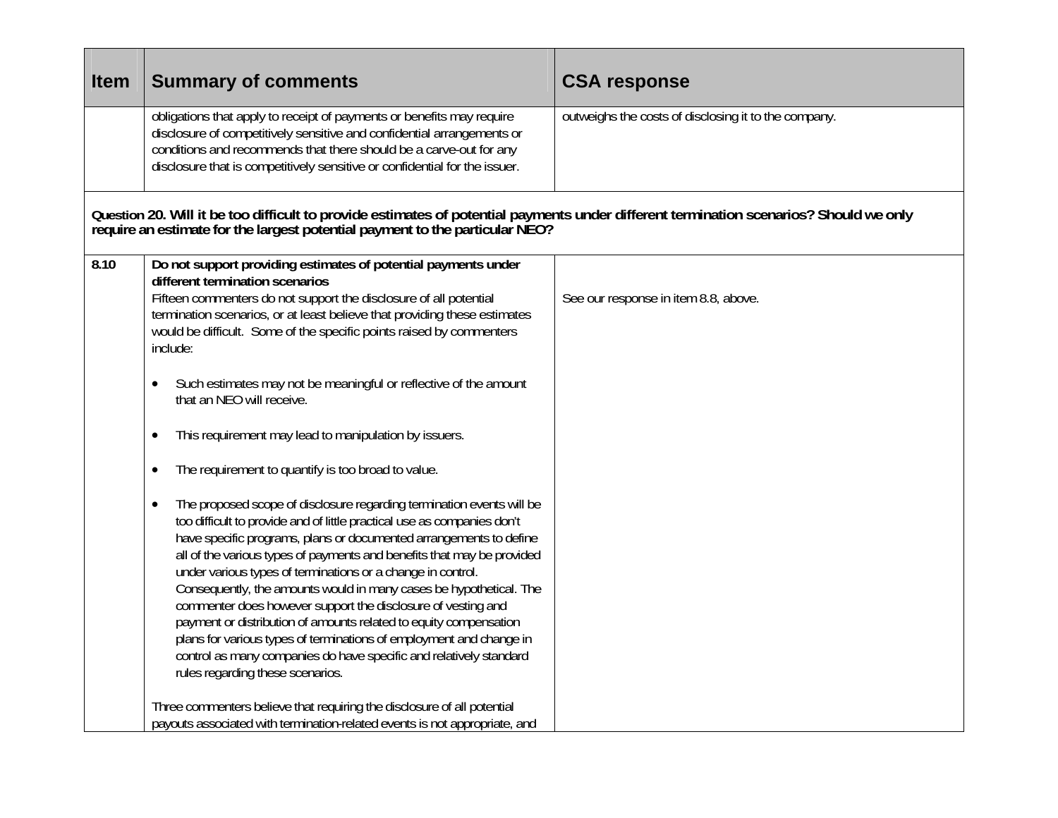| Item | Summary of comments | CSA response |
|---|---|---|
| | obligations that apply to receipt of payments or benefits may require disclosure of competitively sensitive and confidential arrangements or conditions and recommends that there should be a carve-out for any disclosure that is competitively sensitive or confidential for the issuer. | outweighs the costs of disclosing it to the company. |
| **Question 20. Will it be too difficult to provide estimates of potential payments under different termination scenarios? Should we only require an estimate for the largest potential payment to the particular NEO?** | | |
| **8.10** | **Do not support providing estimates of potential payments under different termination scenarios**<br>Fifteen commenters do not support the disclosure of all potential termination scenarios, or at least believe that providing these estimates would be difficult. Some of the specific points raised by commenters include:<br><br>• Such estimates may not be meaningful or reflective of the amount that an NEO will receive.<br><br>• This requirement may lead to manipulation by issuers.<br><br>• The requirement to quantify is too broad to value.<br><br>• The proposed scope of disclosure regarding termination events will be too difficult to provide and of little practical use as companies don't have specific programs, plans or documented arrangements to define all of the various types of payments and benefits that may be provided under various types of terminations or a change in control. Consequently, the amounts would in many cases be hypothetical. The commenter does however support the disclosure of vesting and payment or distribution of amounts related to equity compensation plans for various types of terminations of employment and change in control as many companies do have specific and relatively standard rules regarding these scenarios.<br><br>Three commenters believe that requiring the disclosure of all potential payouts associated with termination-related events is not appropriate, and | See our response in item 8.8, above. |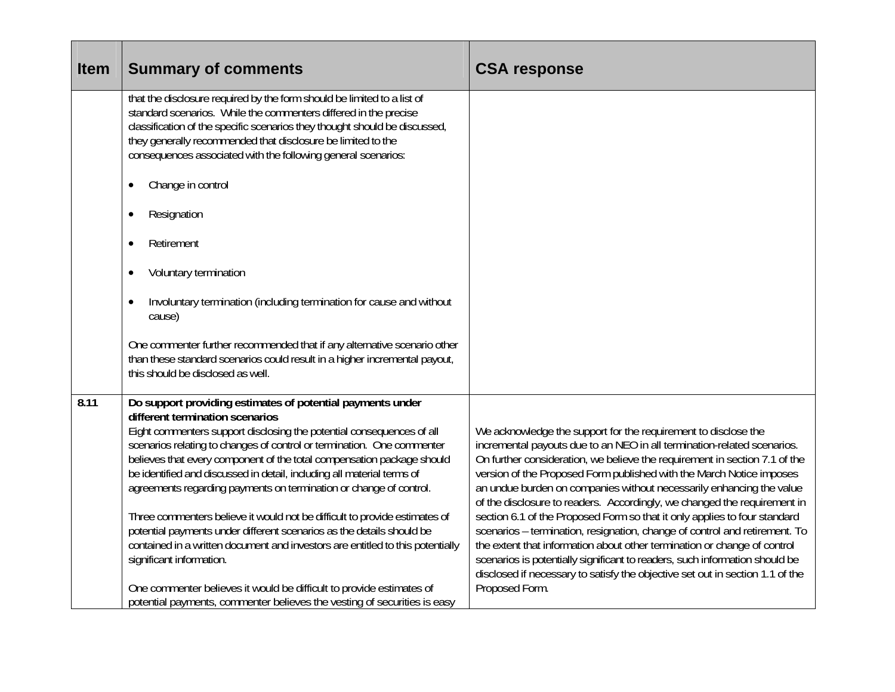| Item | Summary of comments | CSA response |
|---|---|---|
| | that the disclosure required by the form should be limited to a list of standard scenarios. While the commenters differed in the precise classification of the specific scenarios they thought should be discussed, they generally recommended that disclosure be limited to the consequences associated with the following general scenarios:<br><br>• Change in control<br><br>• Resignation<br><br>• Retirement<br><br>• Voluntary termination<br><br>• Involuntary termination (including termination for cause and without cause)<br><br>One commenter further recommended that if any alternative scenario other than these standard scenarios could result in a higher incremental payout, this should be disclosed as well. | |
| **8.11** | **Do support providing estimates of potential payments under different termination scenarios**<br>Eight commenters support disclosing the potential consequences of all scenarios relating to changes of control or termination. One commenter believes that every component of the total compensation package should be identified and discussed in detail, including all material terms of agreements regarding payments on termination or change of control.<br><br>Three commenters believe it would not be difficult to provide estimates of potential payments under different scenarios as the details should be contained in a written document and investors are entitled to this potentially significant information.<br><br>One commenter believes it would be difficult to provide estimates of potential payments, commenter believes the vesting of securities is easy | We acknowledge the support for the requirement to disclose the incremental payouts due to an NEO in all termination-related scenarios. On further consideration, we believe the requirement in section 7.1 of the version of the Proposed Form published with the March Notice imposes an undue burden on companies without necessarily enhancing the value of the disclosure to readers. Accordingly, we changed the requirement in section 6.1 of the Proposed Form so that it only applies to four standard scenarios – termination, resignation, change of control and retirement. To the extent that information about other termination or change of control scenarios is potentially significant to readers, such information should be disclosed if necessary to satisfy the objective set out in section 1.1 of the Proposed Form. |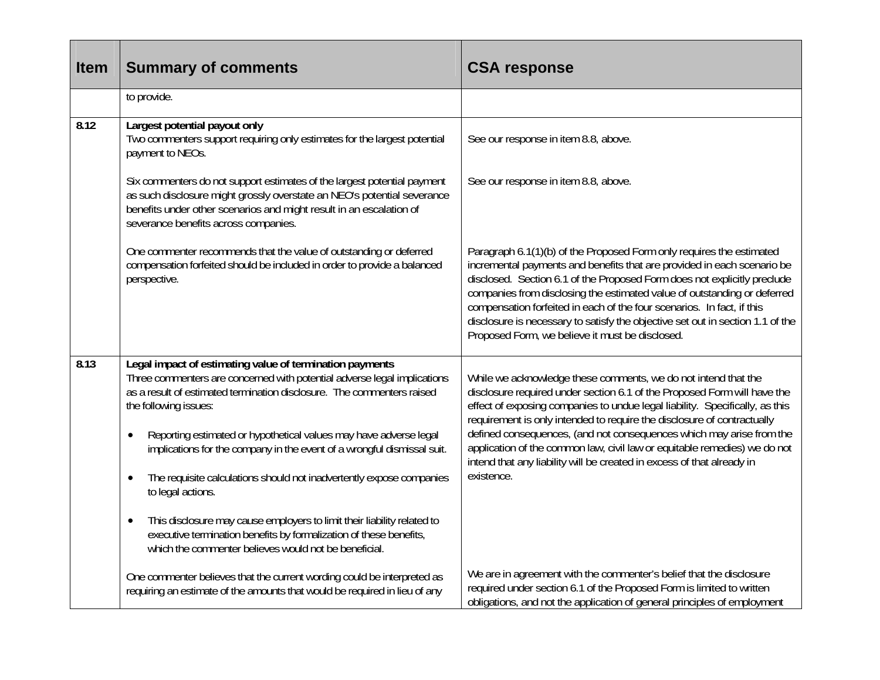| Item | Summary of comments | CSA response |
| --- | --- | --- |
| | to provide. | |
| 8.12 | **Largest potential payout only**<br>Two commenters support requiring only estimates for the largest potential payment to NEOs.<br><br>Six commenters do not support estimates of the largest potential payment as such disclosure might grossly overstate an NEO's potential severance benefits under other scenarios and might result in an escalation of severance benefits across companies.<br><br>One commenter recommends that the value of outstanding or deferred compensation forfeited should be included in order to provide a balanced perspective. | See our response in item 8.8, above.<br><br>See our response in item 8.8, above.<br><br>Paragraph 6.1(1)(b) of the Proposed Form only requires the estimated incremental payments and benefits that are provided in each scenario be disclosed. Section 6.1 of the Proposed Form does not explicitly preclude companies from disclosing the estimated value of outstanding or deferred compensation forfeited in each of the four scenarios. In fact, if this disclosure is necessary to satisfy the objective set out in section 1.1 of the Proposed Form, we believe it must be disclosed. |
| 8.13 | **Legal impact of estimating value of termination payments**<br>Three commenters are concerned with potential adverse legal implications as a result of estimated termination disclosure. The commenters raised the following issues:<br><br>• Reporting estimated or hypothetical values may have adverse legal implications for the company in the event of a wrongful dismissal suit.<br><br>• The requisite calculations should not inadvertently expose companies to legal actions.<br><br>• This disclosure may cause employers to limit their liability related to executive termination benefits by formalization of these benefits, which the commenter believes would not be beneficial.<br><br>One commenter believes that the current wording could be interpreted as requiring an estimate of the amounts that would be required in lieu of any | While we acknowledge these comments, we do not intend that the disclosure required under section 6.1 of the Proposed Form will have the effect of exposing companies to undue legal liability. Specifically, as this requirement is only intended to require the disclosure of contractually defined consequences, (and not consequences which may arise from the application of the common law, civil law or equitable remedies) we do not intend that any liability will be created in excess of that already in existence.<br><br>We are in agreement with the commenter's belief that the disclosure required under section 6.1 of the Proposed Form is limited to written obligations, and not the application of general principles of employment |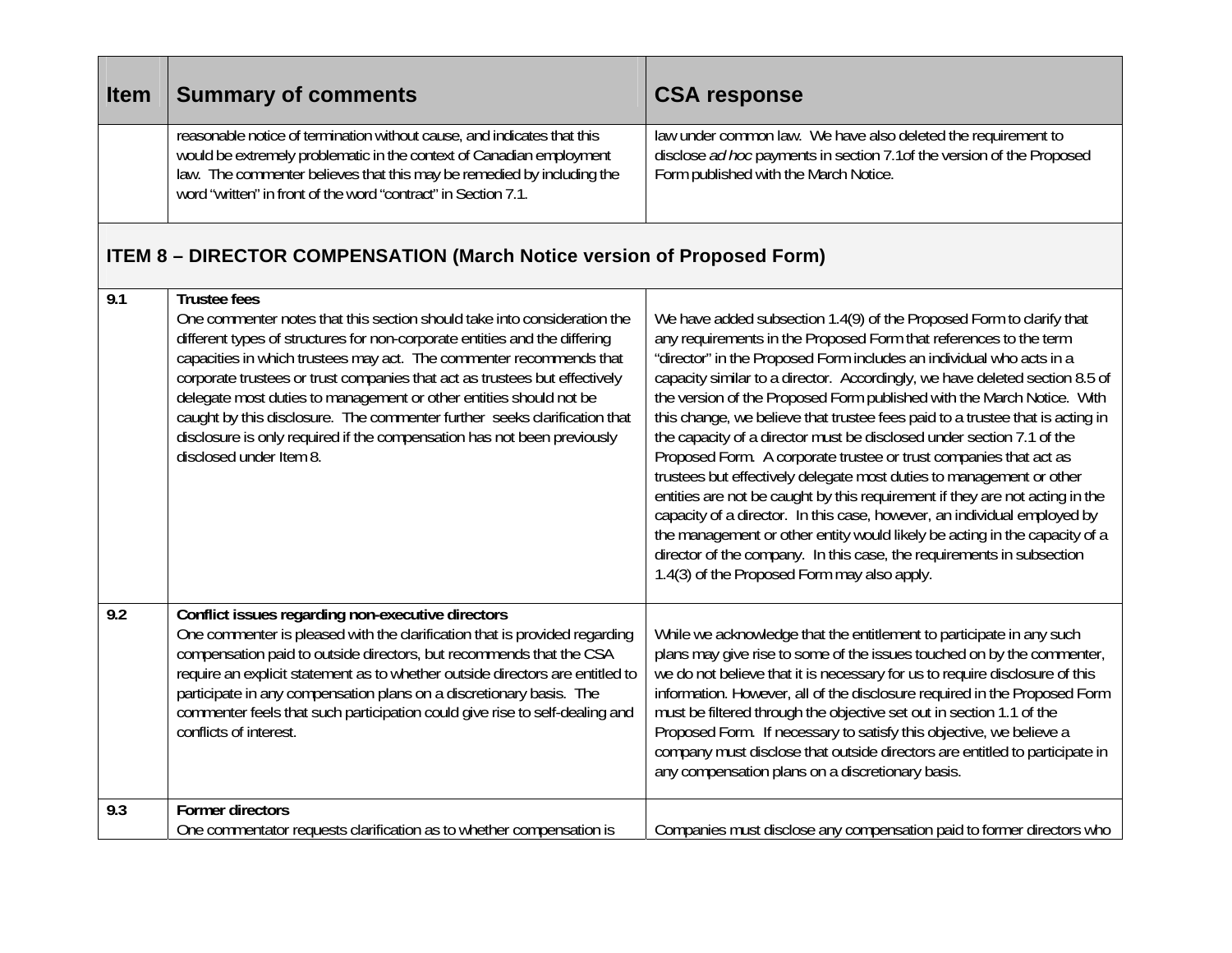| Item | Summary of comments | CSA response |
|---|---|---|
| | reasonable notice of termination without cause, and indicates that this would be extremely problematic in the context of Canadian employment law. The commenter believes that this may be remedied by including the word "written" in front of the word "contract" in Section 7.1. | law under common law. We have also deleted the requirement to disclose *ad hoc* payments in section 7.1of the version of the Proposed Form published with the March Notice. |
| **ITEM 8 – DIRECTOR COMPENSATION (March Notice version of Proposed Form)** | | |
| 9.1 | **Trustee fees**<br>One commenter notes that this section should take into consideration the different types of structures for non-corporate entities and the differing capacities in which trustees may act. The commenter recommends that corporate trustees or trust companies that act as trustees but effectively delegate most duties to management or other entities should not be caught by this disclosure. The commenter further seeks clarification that disclosure is only required if the compensation has not been previously disclosed under Item 8. | We have added subsection 1.4(9) of the Proposed Form to clarify that any requirements in the Proposed Form that references to the term "director" in the Proposed Form includes an individual who acts in a capacity similar to a director. Accordingly, we have deleted section 8.5 of the version of the Proposed Form published with the March Notice. With this change, we believe that trustee fees paid to a trustee that is acting in the capacity of a director must be disclosed under section 7.1 of the Proposed Form. A corporate trustee or trust companies that act as trustees but effectively delegate most duties to management or other entities are not be caught by this requirement if they are not acting in the capacity of a director. In this case, however, an individual employed by the management or other entity would likely be acting in the capacity of a director of the company. In this case, the requirements in subsection 1.4(3) of the Proposed Form may also apply. |
| 9.2 | **Conflict issues regarding non-executive directors**<br>One commenter is pleased with the clarification that is provided regarding compensation paid to outside directors, but recommends that the CSA require an explicit statement as to whether outside directors are entitled to participate in any compensation plans on a discretionary basis. The commenter feels that such participation could give rise to self-dealing and conflicts of interest. | While we acknowledge that the entitlement to participate in any such plans may give rise to some of the issues touched on by the commenter, we do not believe that it is necessary for us to require disclosure of this information. However, all of the disclosure required in the Proposed Form must be filtered through the objective set out in section 1.1 of the Proposed Form. If necessary to satisfy this objective, we believe a company must disclose that outside directors are entitled to participate in any compensation plans on a discretionary basis. |
| 9.3 | **Former directors**<br>One commentator requests clarification as to whether compensation is | Companies must disclose any compensation paid to former directors who |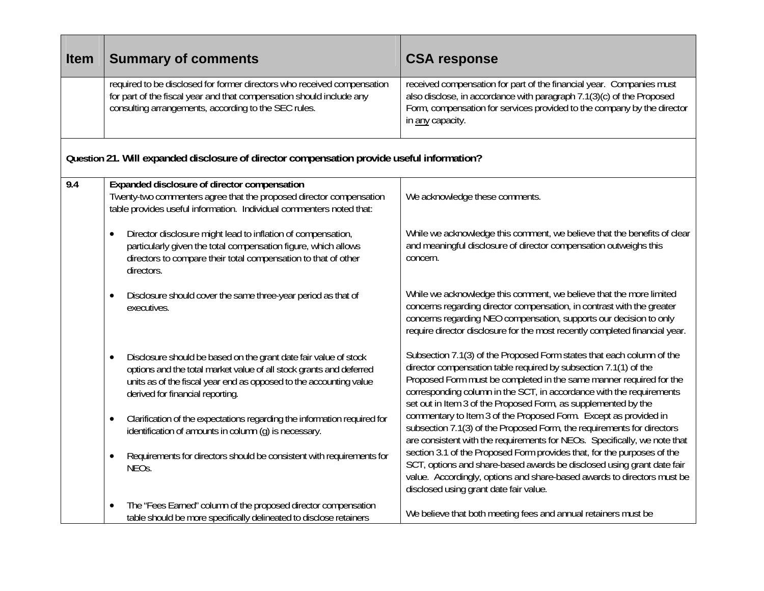| Item | Summary of comments | CSA response |
|---|---|---|
| | required to be disclosed for former directors who received compensation for part of the fiscal year and that compensation should include any consulting arrangements, according to the SEC rules. | received compensation for part of the financial year. Companies must also disclose, in accordance with paragraph 7.1(3)(c) of the Proposed Form, compensation for services provided to the company by the director in any capacity. |
| **Question 21. Will expanded disclosure of director compensation provide useful information?** | | |
| **9.4** | **Expanded disclosure of director compensation**<br>Twenty-two commenters agree that the proposed director compensation table provides useful information. Individual commenters noted that: | We acknowledge these comments. |
| | • Director disclosure might lead to inflation of compensation, particularly given the total compensation figure, which allows directors to compare their total compensation to that of other directors. | While we acknowledge this comment, we believe that the benefits of clear and meaningful disclosure of director compensation outweighs this concern. |
| | • Disclosure should cover the same three-year period as that of executives. | While we acknowledge this comment, we believe that the more limited concerns regarding director compensation, in contrast with the greater concerns regarding NEO compensation, supports our decision to only require director disclosure for the most recently completed financial year. |
| | • Disclosure should be based on the grant date fair value of stock options and the total market value of all stock grants and deferred units as of the fiscal year end as opposed to the accounting value derived for financial reporting.<br><br>• Clarification of the expectations regarding the information required for identification of amounts in column (g) is necessary.<br><br>• Requirements for directors should be consistent with requirements for NEOs. | Subsection 7.1(3) of the Proposed Form states that each column of the director compensation table required by subsection 7.1(1) of the Proposed Form must be completed in the same manner required for the corresponding column in the SCT, in accordance with the requirements set out in Item 3 of the Proposed Form, as supplemented by the commentary to Item 3 of the Proposed Form. Except as provided in subsection 7.1(3) of the Proposed Form, the requirements for directors are consistent with the requirements for NEOs. Specifically, we note that section 3.1 of the Proposed Form provides that, for the purposes of the SCT, options and share-based awards be disclosed using grant date fair value. Accordingly, options and share-based awards to directors must be disclosed using grant date fair value. |
| | • The "Fees Earned" column of the proposed director compensation table should be more specifically delineated to disclose retainers | We believe that both meeting fees and annual retainers must be |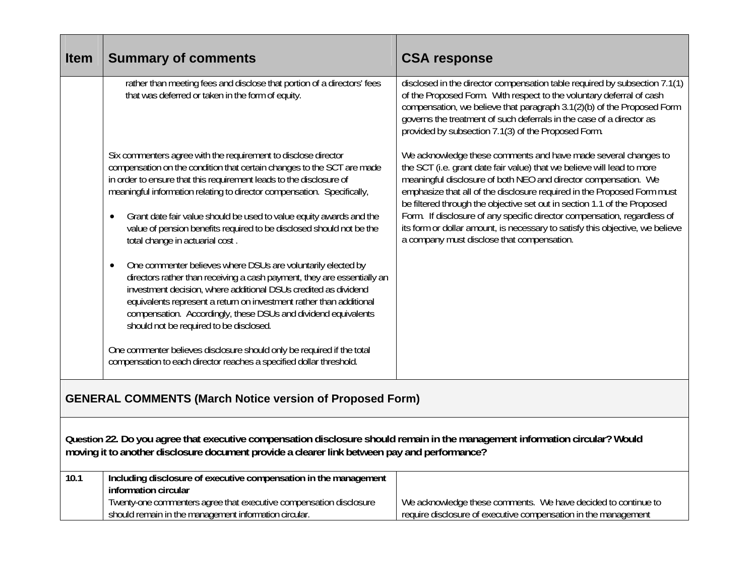| Item | Summary of comments | CSA response |
|---|---|---|
| | rather than meeting fees and disclose that portion of a directors' fees that was deferred or taken in the form of equity. | disclosed in the director compensation table required by subsection 7.1(1) of the Proposed Form. With respect to the voluntary deferral of cash compensation, we believe that paragraph 3.1(2)(b) of the Proposed Form governs the treatment of such deferrals in the case of a director as provided by subsection 7.1(3) of the Proposed Form. |
| | Six commenters agree with the requirement to disclose director compensation on the condition that certain changes to the SCT are made in order to ensure that this requirement leads to the disclosure of meaningful information relating to director compensation. Specifically,<br><br>• Grant date fair value should be used to value equity awards and the value of pension benefits required to be disclosed should not be the total change in actuarial cost .<br><br>• One commenter believes where DSUs are voluntarily elected by directors rather than receiving a cash payment, they are essentially an investment decision, where additional DSUs credited as dividend equivalents represent a return on investment rather than additional compensation. Accordingly, these DSUs and dividend equivalents should not be required to be disclosed.<br><br>One commenter believes disclosure should only be required if the total compensation to each director reaches a specified dollar threshold. | We acknowledge these comments and have made several changes to the SCT (i.e. grant date fair value) that we believe will lead to more meaningful disclosure of both NEO and director compensation. We emphasize that all of the disclosure required in the Proposed Form must be filtered through the objective set out in section 1.1 of the Proposed Form. If disclosure of any specific director compensation, regardless of its form or dollar amount, is necessary to satisfy this objective, we believe a company must disclose that compensation. |
| **GENERAL COMMENTS (March Notice version of Proposed Form)** | | |
| **Question 22. Do you agree that executive compensation disclosure should remain in the management information circular? Would moving it to another disclosure document provide a clearer link between pay and performance?** | | |
| **10.1** | **Including disclosure of executive compensation in the management information circular**<br>Twenty-one commenters agree that executive compensation disclosure should remain in the management information circular. | We acknowledge these comments. We have decided to continue to require disclosure of executive compensation in the management |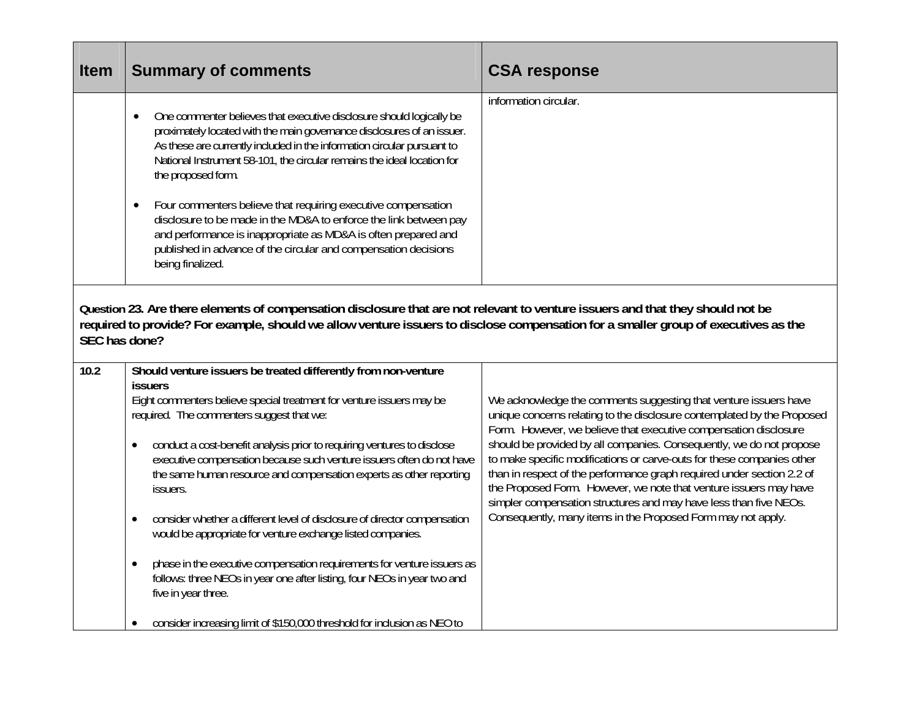| Item | Summary of comments | CSA response |
|---|---|---|
| | • One commenter believes that executive disclosure should logically be proximately located with the main governance disclosures of an issuer. As these are currently included in the information circular pursuant to National Instrument 58-101, the circular remains the ideal location for the proposed form.<br><br>• Four commenters believe that requiring executive compensation disclosure to be made in the MD&A to enforce the link between pay and performance is inappropriate as MD&A is often prepared and published in advance of the circular and compensation decisions being finalized. | information circular. |
| **Question 23. Are there elements of compensation disclosure that are not relevant to venture issuers and that they should not be required to provide? For example, should we allow venture issuers to disclose compensation for a smaller group of executives as the SEC has done?** | | |
| **10.2** | **Should venture issuers be treated differently from non-venture issuers**<br>Eight commenters believe special treatment for venture issuers may be required. The commenters suggest that we:<br><br>• conduct a cost-benefit analysis prior to requiring ventures to disclose executive compensation because such venture issuers often do not have the same human resource and compensation experts as other reporting issuers.<br><br>• consider whether a different level of disclosure of director compensation would be appropriate for venture exchange listed companies.<br><br>• phase in the executive compensation requirements for venture issuers as follows: three NEOs in year one after listing, four NEOs in year two and five in year three.<br><br>• consider increasing limit of $150,000 threshold for inclusion as NEO to | We acknowledge the comments suggesting that venture issuers have unique concerns relating to the disclosure contemplated by the Proposed Form. However, we believe that executive compensation disclosure should be provided by all companies. Consequently, we do not propose to make specific modifications or carve-outs for these companies other than in respect of the performance graph required under section 2.2 of the Proposed Form. However, we note that venture issuers may have simpler compensation structures and may have less than five NEOs. Consequently, many items in the Proposed Form may not apply. |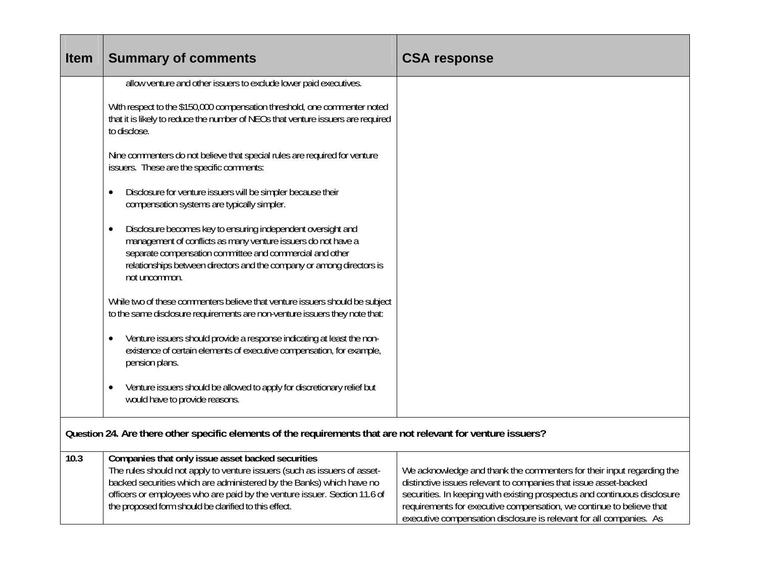| Item | Summary of comments | CSA response |
|---|---|---|
| | allow venture and other issuers to exclude lower paid executives.<br><br>With respect to the $150,000 compensation threshold, one commenter noted that it is likely to reduce the number of NEOs that venture issuers are required to disclose.<br><br>Nine commenters do not believe that special rules are required for venture issuers. These are the specific comments:<br><br>• Disclosure for venture issuers will be simpler because their compensation systems are typically simpler.<br><br>• Disclosure becomes key to ensuring independent oversight and management of conflicts as many venture issuers do not have a separate compensation committee and commercial and other relationships between directors and the company or among directors is not uncommon.<br><br>While two of these commenters believe that venture issuers should be subject to the same disclosure requirements are non-venture issuers they note that:<br><br>• Venture issuers should provide a response indicating at least the non-existence of certain elements of executive compensation, for example, pension plans.<br><br>• Venture issuers should be allowed to apply for discretionary relief but would have to provide reasons. | |
| **Question 24. Are there other specific elements of the requirements that are not relevant for venture issuers?** | | |
| **10.3** | **Companies that only issue asset backed securities**<br>The rules should not apply to venture issuers (such as issuers of asset-backed securities which are administered by the Banks) which have no officers or employees who are paid by the venture issuer. Section 11.6 of the proposed form should be clarified to this effect. | We acknowledge and thank the commenters for their input regarding the distinctive issues relevant to companies that issue asset-backed securities. In keeping with existing prospectus and continuous disclosure requirements for executive compensation, we continue to believe that executive compensation disclosure is relevant for all companies. As |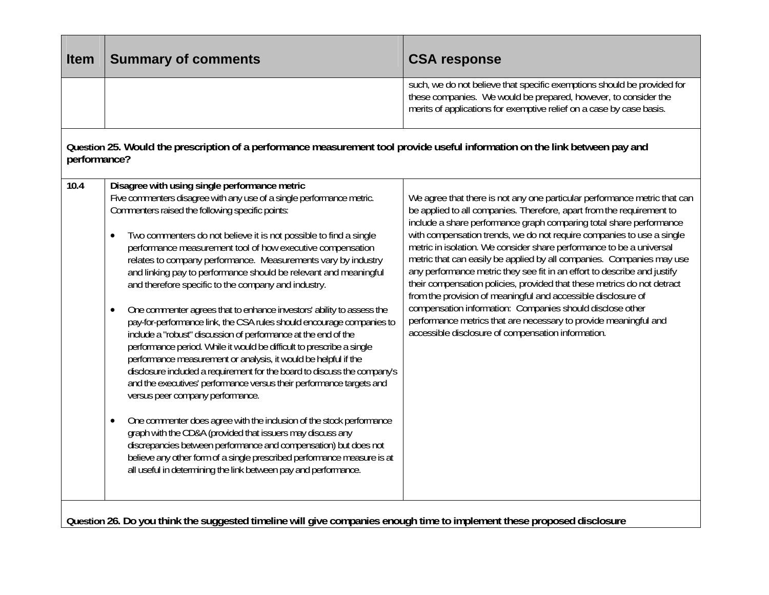| Item | Summary of comments | CSA response |
|---|---|---|
| | | such, we do not believe that specific exemptions should be provided for these companies. We would be prepared, however, to consider the merits of applications for exemptive relief on a case by case basis. |
| **Question 25. Would the prescription of a performance measurement tool provide useful information on the link between pay and performance?** | | |
| **10.4** | **Disagree with using single performance metric**<br>Five commenters disagree with any use of a single performance metric. Commenters raised the following specific points:<br><br>• Two commenters do not believe it is not possible to find a single performance measurement tool of how executive compensation relates to company performance. Measurements vary by industry and linking pay to performance should be relevant and meaningful and therefore specific to the company and industry.<br><br>• One commenter agrees that to enhance investors' ability to assess the pay-for-performance link, the CSA rules should encourage companies to include a "robust" discussion of performance at the end of the performance period. While it would be difficult to prescribe a single performance measurement or analysis, it would be helpful if the disclosure included a requirement for the board to discuss the company's and the executives' performance versus their performance targets and versus peer company performance.<br><br>• One commenter does agree with the inclusion of the stock performance graph with the CD&A (provided that issuers may discuss any discrepancies between performance and compensation) but does not believe any other form of a single prescribed performance measure is at all useful in determining the link between pay and performance. | We agree that there is not any one particular performance metric that can be applied to all companies. Therefore, apart from the requirement to include a share performance graph comparing total share performance with compensation trends, we do not require companies to use a single metric in isolation. We consider share performance to be a universal metric that can easily be applied by all companies. Companies may use any performance metric they see fit in an effort to describe and justify their compensation policies, provided that these metrics do not detract from the provision of meaningful and accessible disclosure of compensation information: Companies should disclose other performance metrics that are necessary to provide meaningful and accessible disclosure of compensation information. |
| **Question 26. Do you think the suggested timeline will give companies enough time to implement these proposed disclosure** | | |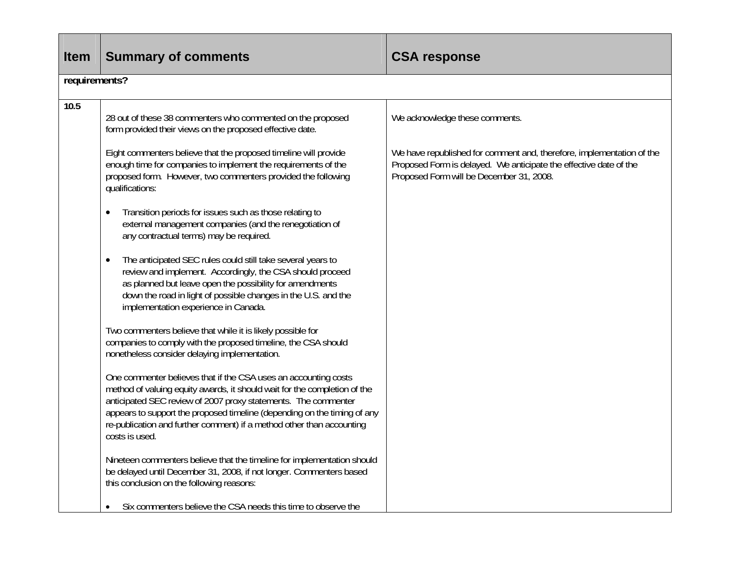| Item | Summary of comments | CSA response |
|---|---|---|
| requirements? | | |
| 10.5 | 28 out of these 38 commenters who commented on the proposed form provided their views on the proposed effective date.<br><br>Eight commenters believe that the proposed timeline will provide enough time for companies to implement the requirements of the proposed form. However, two commenters provided the following qualifications:<br><br>• Transition periods for issues such as those relating to external management companies (and the renegotiation of any contractual terms) may be required.<br><br>• The anticipated SEC rules could still take several years to review and implement. Accordingly, the CSA should proceed as planned but leave open the possibility for amendments down the road in light of possible changes in the U.S. and the implementation experience in Canada.<br><br>Two commenters believe that while it is likely possible for companies to comply with the proposed timeline, the CSA should nonetheless consider delaying implementation.<br><br>One commenter believes that if the CSA uses an accounting costs method of valuing equity awards, it should wait for the completion of the anticipated SEC review of 2007 proxy statements. The commenter appears to support the proposed timeline (depending on the timing of any re-publication and further comment) if a method other than accounting costs is used.<br><br>Nineteen commenters believe that the timeline for implementation should be delayed until December 31, 2008, if not longer. Commenters based this conclusion on the following reasons:<br><br>• Six commenters believe the CSA needs this time to observe the | We acknowledge these comments.<br><br>We have republished for comment and, therefore, implementation of the Proposed Form is delayed. We anticipate the effective date of the Proposed Form will be December 31, 2008. |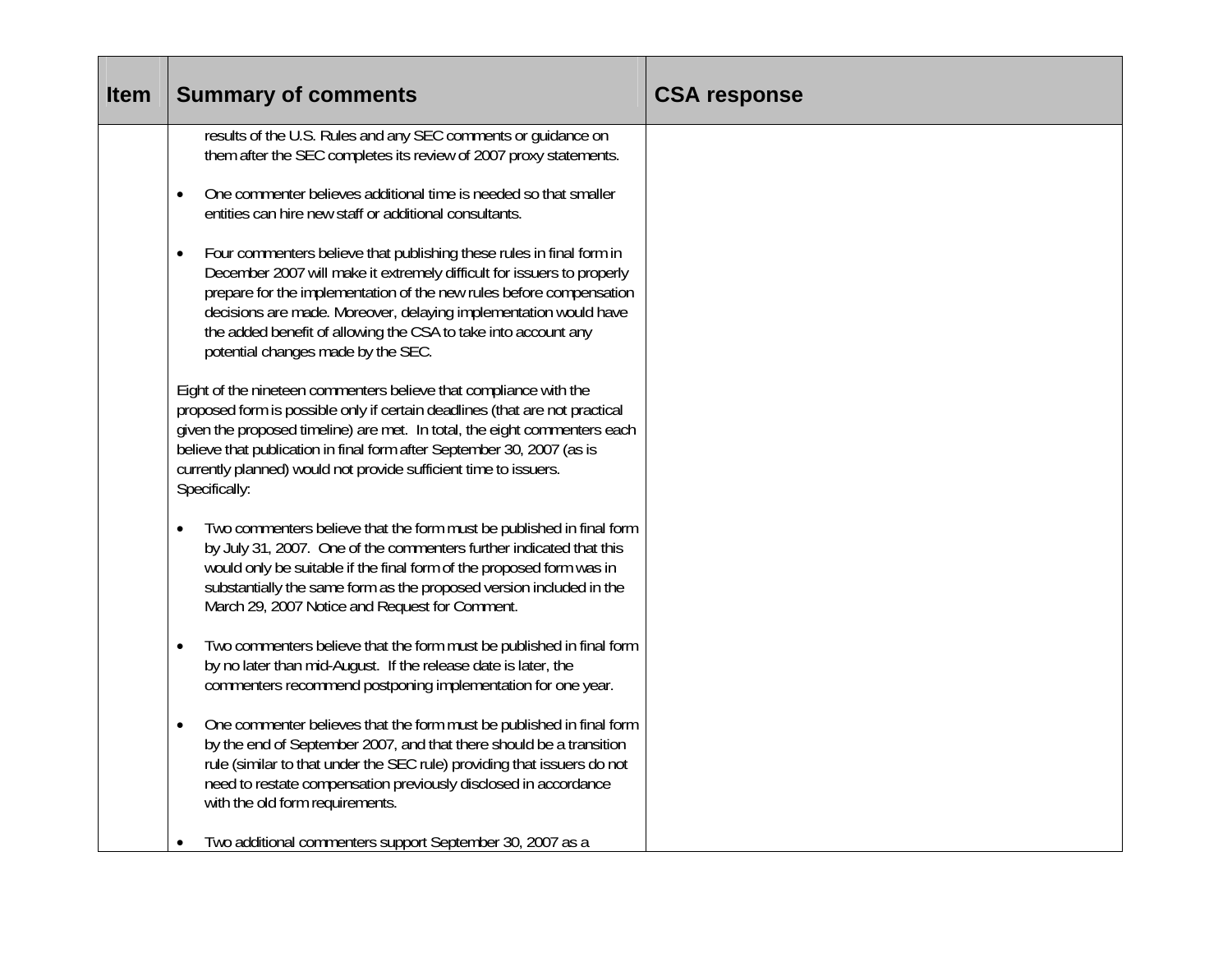| Item | Summary of comments | CSA response |
|---|---|---|
| | results of the U.S. Rules and any SEC comments or guidance on them after the SEC completes its review of 2007 proxy statements.<br><br>• One commenter believes additional time is needed so that smaller entities can hire new staff or additional consultants.<br><br>• Four commenters believe that publishing these rules in final form in December 2007 will make it extremely difficult for issuers to properly prepare for the implementation of the new rules before compensation decisions are made. Moreover, delaying implementation would have the added benefit of allowing the CSA to take into account any potential changes made by the SEC.<br><br>Eight of the nineteen commenters believe that compliance with the proposed form is possible only if certain deadlines (that are not practical given the proposed timeline) are met. In total, the eight commenters each believe that publication in final form after September 30, 2007 (as is currently planned) would not provide sufficient time to issuers. Specifically:<br><br>• Two commenters believe that the form must be published in final form by July 31, 2007. One of the commenters further indicated that this would only be suitable if the final form of the proposed form was in substantially the same form as the proposed version included in the March 29, 2007 Notice and Request for Comment.<br><br>• Two commenters believe that the form must be published in final form by no later than mid-August. If the release date is later, the commenters recommend postponing implementation for one year.<br><br>• One commenter believes that the form must be published in final form by the end of September 2007, and that there should be a transition rule (similar to that under the SEC rule) providing that issuers do not need to restate compensation previously disclosed in accordance with the old form requirements.<br><br>• Two additional commenters support September 30, 2007 as a | |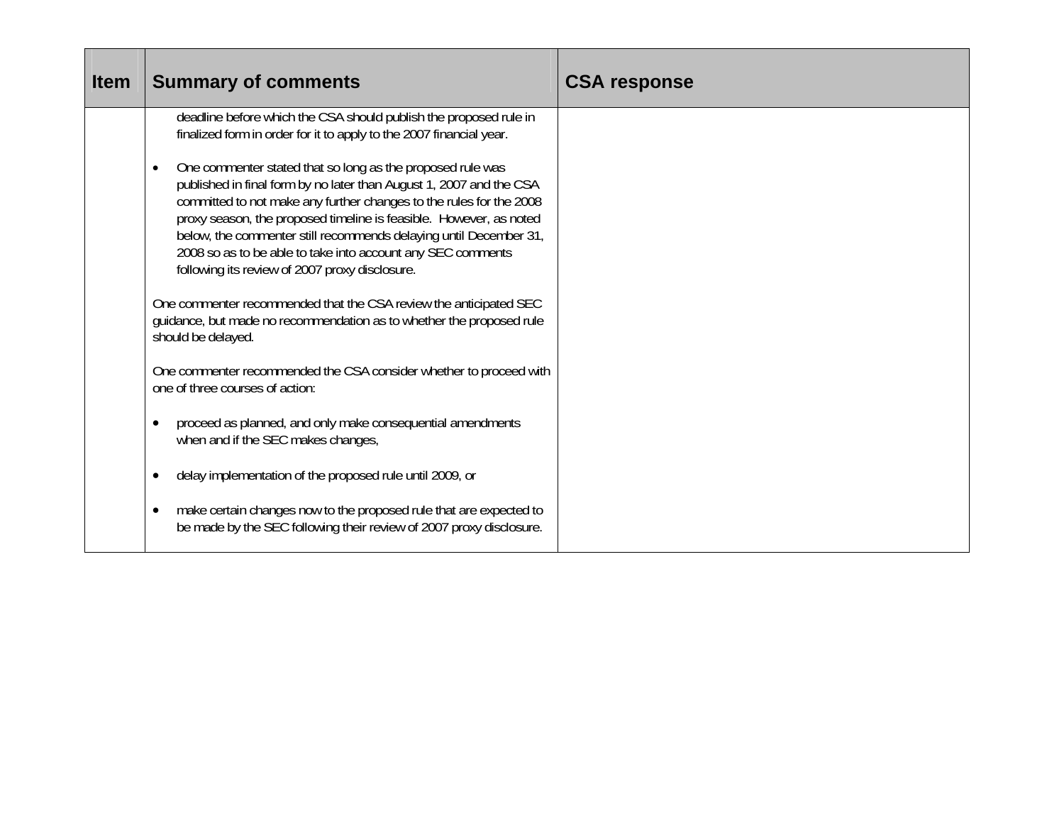| Item | Summary of comments | CSA response |
|---|---|---|
| | deadline before which the CSA should publish the proposed rule in finalized form in order for it to apply to the 2007 financial year.<br><br>• One commenter stated that so long as the proposed rule was published in final form by no later than August 1, 2007 and the CSA committed to not make any further changes to the rules for the 2008 proxy season, the proposed timeline is feasible. However, as noted below, the commenter still recommends delaying until December 31, 2008 so as to be able to take into account any SEC comments following its review of 2007 proxy disclosure.<br><br>One commenter recommended that the CSA review the anticipated SEC guidance, but made no recommendation as to whether the proposed rule should be delayed.<br><br>One commenter recommended the CSA consider whether to proceed with one of three courses of action:<br><br>• proceed as planned, and only make consequential amendments when and if the SEC makes changes,<br><br>• delay implementation of the proposed rule until 2009, or<br><br>• make certain changes now to the proposed rule that are expected to be made by the SEC following their review of 2007 proxy disclosure. | |